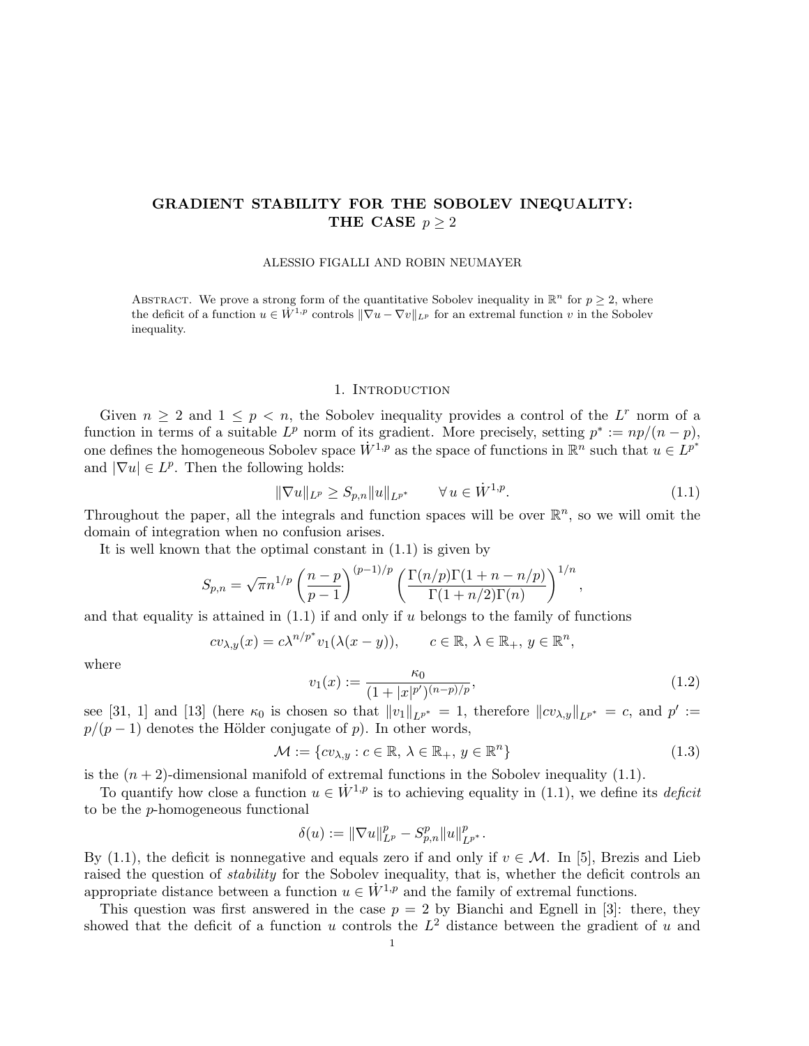# GRADIENT STABILITY FOR THE SOBOLEV INEQUALITY: THE CASE $p \geq 2$

ALESSIO FIGALLI AND ROBIN NEUMAYER

Abstract. We prove a strong form of the quantitative Sobolev inequality in $\mathbb{R}^n$ for $p \geq 2$, where the deficit of a function $u \in \dot{W}^{1,p}$ controls $\|\nabla u - \nabla v\|_{L^p}$ for an extremal function $v$ in the Sobolev inequality.

## 1. Introduction

Given $n \geq 2$ and $1 \leq p < n$, the Sobolev inequality provides a control of the $L^r$ norm of a function in terms of a suitable $L^p$ norm of its gradient. More precisely, setting $p^* := np/(n-p)$, one defines the homogeneous Sobolev space $\dot{W}^{1,p}$ as the space of functions in $\mathbb{R}^n$ such that $u \in L^{p^*}$ and $|\nabla u| \in L^p$. Then the following holds:

$$\|\nabla u\|_{L^p} \geq S_{p,n} \|u\|_{L^{p^*}} \qquad \forall\, u \in \dot{W}^{1,p}. \tag{1.1}$$

Throughout the paper, all the integrals and function spaces will be over $\mathbb{R}^n$, so we will omit the domain of integration when no confusion arises.

It is well known that the optimal constant in (1.1) is given by

$$S_{p,n} = \sqrt{\pi} n^{1/p} \left(\frac{n-p}{p-1}\right)^{(p-1)/p} \left(\frac{\Gamma(n/p)\Gamma(1+n-n/p)}{\Gamma(1+n/2)\Gamma(n)}\right)^{1/n},$$

and that equality is attained in (1.1) if and only if $u$ belongs to the family of functions

$$cv_{\lambda,y}(x) = c\lambda^{n/p^*} v_1(\lambda(x-y)), \qquad c \in \mathbb{R},\, \lambda \in \mathbb{R}_+,\, y \in \mathbb{R}^n,$$

where

$$v_1(x) := \frac{\kappa_0}{(1+|x|^{p'})^{(n-p)/p}}, \tag{1.2}$$

see [31, 1] and [13] (here $\kappa_0$ is chosen so that $\|v_1\|_{L^{p^*}} = 1$, therefore $\|cv_{\lambda,y}\|_{L^{p^*}} = c$, and $p' := p/(p-1)$ denotes the Hölder conjugate of $p$). In other words,

$$\mathcal{M} := \{cv_{\lambda,y} : c \in \mathbb{R},\, \lambda \in \mathbb{R}_+,\, y \in \mathbb{R}^n\} \tag{1.3}$$

is the $(n+2)$-dimensional manifold of extremal functions in the Sobolev inequality (1.1).

To quantify how close a function $u \in \dot{W}^{1,p}$ is to achieving equality in (1.1), we define its *deficit* to be the $p$-homogeneous functional

$$\delta(u) := \|\nabla u\|_{L^p}^p - S_{p,n}^p \|u\|_{L^{p^*}}^p.$$

By (1.1), the deficit is nonnegative and equals zero if and only if $v \in \mathcal{M}$. In [5], Brezis and Lieb raised the question of *stability* for the Sobolev inequality, that is, whether the deficit controls an appropriate distance between a function $u \in \dot{W}^{1,p}$ and the family of extremal functions.

This question was first answered in the case $p = 2$ by Bianchi and Egnell in [3]: there, they showed that the deficit of a function $u$ controls the $L^2$ distance between the gradient of $u$ and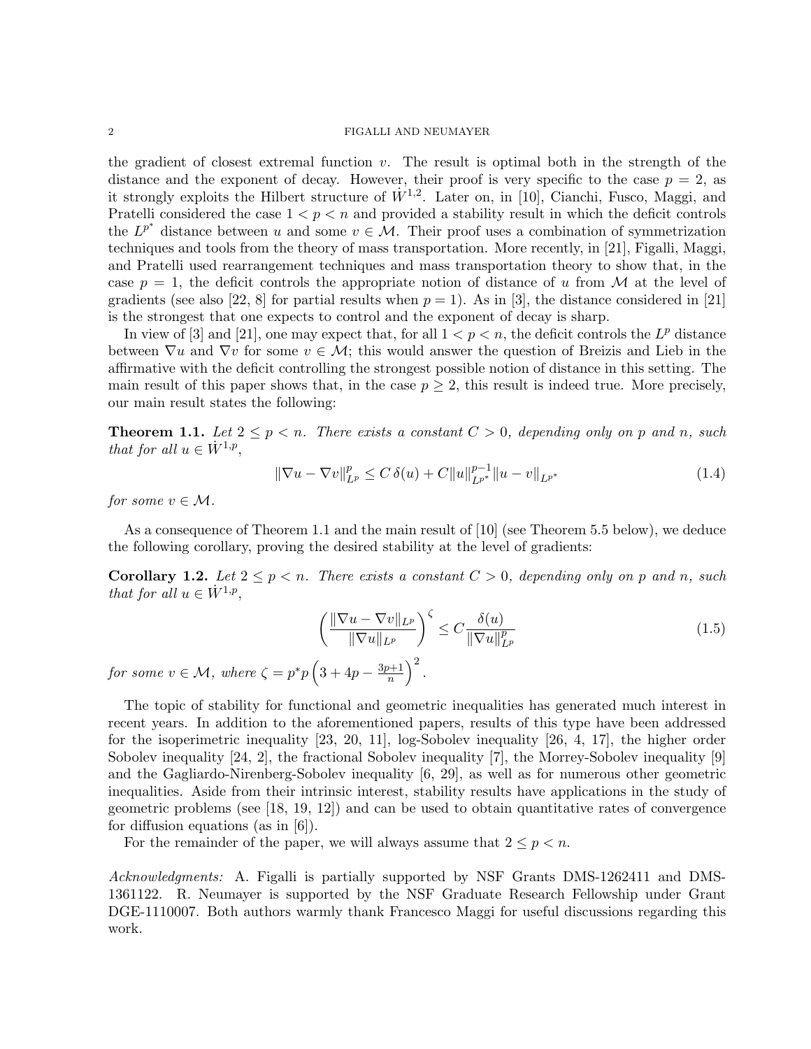the gradient of closest extremal function $v$. The result is optimal both in the strength of the distance and the exponent of decay. However, their proof is very specific to the case $p = 2$, as it strongly exploits the Hilbert structure of $\dot{W}^{1,2}$. Later on, in [10], Cianchi, Fusco, Maggi, and Pratelli considered the case $1 < p < n$ and provided a stability result in which the deficit controls the $L^{p^*}$ distance between $u$ and some $v \in \mathcal{M}$. Their proof uses a combination of symmetrization techniques and tools from the theory of mass transportation. More recently, in [21], Figalli, Maggi, and Pratelli used rearrangement techniques and mass transportation theory to show that, in the case $p = 1$, the deficit controls the appropriate notion of distance of $u$ from $\mathcal{M}$ at the level of gradients (see also [22, 8] for partial results when $p = 1$). As in [3], the distance considered in [21] is the strongest that one expects to control and the exponent of decay is sharp.

In view of [3] and [21], one may expect that, for all $1 < p < n$, the deficit controls the $L^p$ distance between $\nabla u$ and $\nabla v$ for some $v \in \mathcal{M}$; this would answer the question of Breizis and Lieb in the affirmative with the deficit controlling the strongest possible notion of distance in this setting. The main result of this paper shows that, in the case $p \geq 2$, this result is indeed true. More precisely, our main result states the following:

**Theorem 1.1.** *Let $2 \leq p < n$. There exists a constant $C > 0$, depending only on $p$ and $n$, such that for all $u \in \dot{W}^{1,p}$,*

$$\|\nabla u - \nabla v\|_{L^p}^p \leq C\,\delta(u) + C\|u\|_{L^{p^*}}^{p-1}\|u - v\|_{L^{p^*}} \tag{1.4}$$

*for some $v \in \mathcal{M}$.*

As a consequence of Theorem 1.1 and the main result of [10] (see Theorem 5.5 below), we deduce the following corollary, proving the desired stability at the level of gradients:

**Corollary 1.2.** *Let $2 \leq p < n$. There exists a constant $C > 0$, depending only on $p$ and $n$, such that for all $u \in \dot{W}^{1,p}$,*

$$\left(\frac{\|\nabla u - \nabla v\|_{L^p}}{\|\nabla u\|_{L^p}}\right)^{\zeta} \leq C\frac{\delta(u)}{\|\nabla u\|_{L^p}^p} \tag{1.5}$$

*for some $v \in \mathcal{M}$, where $\zeta = p^* p\left(3 + 4p - \frac{3p+1}{n}\right)^2$.*

The topic of stability for functional and geometric inequalities has generated much interest in recent years. In addition to the aforementioned papers, results of this type have been addressed for the isoperimetric inequality [23, 20, 11], log-Sobolev inequality [26, 4, 17], the higher order Sobolev inequality [24, 2], the fractional Sobolev inequality [7], the Morrey-Sobolev inequality [9] and the Gagliardo-Nirenberg-Sobolev inequality [6, 29], as well as for numerous other geometric inequalities. Aside from their intrinsic interest, stability results have applications in the study of geometric problems (see [18, 19, 12]) and can be used to obtain quantitative rates of convergence for diffusion equations (as in [6]).

For the remainder of the paper, we will always assume that $2 \leq p < n$.

*Acknowledgments:* A. Figalli is partially supported by NSF Grants DMS-1262411 and DMS-1361122. R. Neumayer is supported by the NSF Graduate Research Fellowship under Grant DGE-1110007. Both authors warmly thank Francesco Maggi for useful discussions regarding this work.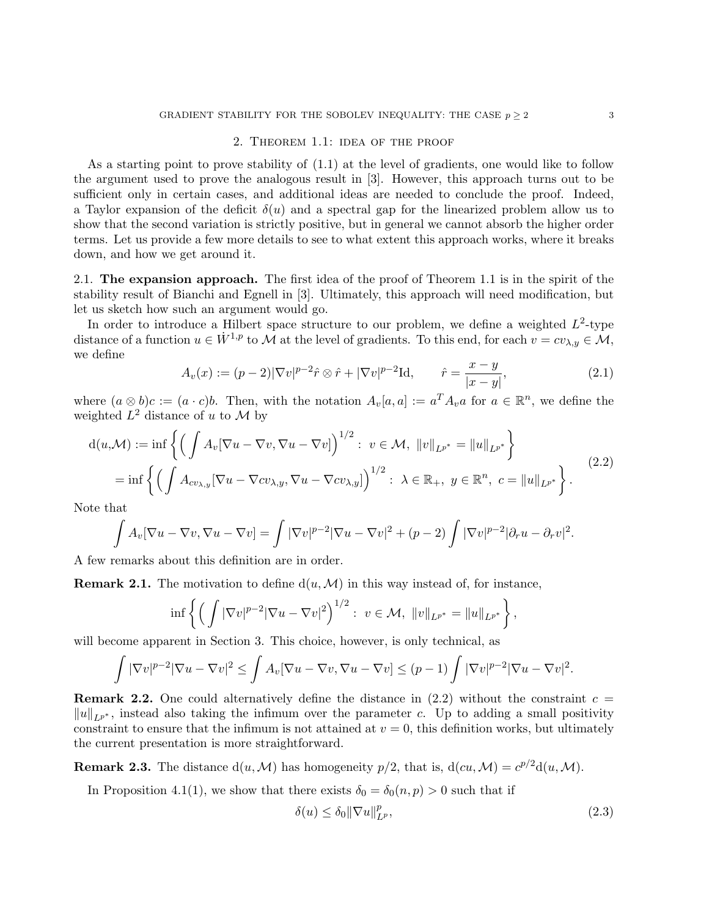## 2. Theorem 1.1: idea of the proof

As a starting point to prove stability of (1.1) at the level of gradients, one would like to follow the argument used to prove the analogous result in [3]. However, this approach turns out to be sufficient only in certain cases, and additional ideas are needed to conclude the proof. Indeed, a Taylor expansion of the deficit $\delta(u)$ and a spectral gap for the linearized problem allow us to show that the second variation is strictly positive, but in general we cannot absorb the higher order terms. Let us provide a few more details to see to what extent this approach works, where it breaks down, and how we get around it.

### 2.1. **The expansion approach.**

The first idea of the proof of Theorem 1.1 is in the spirit of the stability result of Bianchi and Egnell in [3]. Ultimately, this approach will need modification, but let us sketch how such an argument would go.

In order to introduce a Hilbert space structure to our problem, we define a weighted $L^2$-type distance of a function $u \in \dot{W}^{1,p}$ to $\mathcal{M}$ at the level of gradients. To this end, for each $v = cv_{\lambda,y} \in \mathcal{M}$, we define

$$A_v(x) := (p-2)|\nabla v|^{p-2}\hat{r}\otimes\hat{r} + |\nabla v|^{p-2}\mathrm{Id}, \qquad \hat{r} = \frac{x-y}{|x-y|}, \tag{2.1}$$

where $(a\otimes b)c := (a\cdot c)b$. Then, with the notation $A_v[a,a] := a^T A_v a$ for $a \in \mathbb{R}^n$, we define the weighted $L^2$ distance of $u$ to $\mathcal{M}$ by

$$\begin{aligned}
\mathrm{d}(u,\mathcal{M}) &:= \inf\left\{ \Big(\int A_v[\nabla u - \nabla v, \nabla u - \nabla v]\Big)^{1/2} : \ v \in \mathcal{M},\ \|v\|_{L^{p^*}} = \|u\|_{L^{p^*}} \right\} \\
&= \inf\left\{ \Big(\int A_{cv_{\lambda,y}}[\nabla u - \nabla cv_{\lambda,y}, \nabla u - \nabla cv_{\lambda,y}]\Big)^{1/2} : \ \lambda \in \mathbb{R}_+,\ y\in\mathbb{R}^n,\ c = \|u\|_{L^{p^*}} \right\}.
\end{aligned} \tag{2.2}$$

Note that

$$\int A_v[\nabla u - \nabla v, \nabla u - \nabla v] = \int |\nabla v|^{p-2}|\nabla u - \nabla v|^2 + (p-2)\int |\nabla v|^{p-2}|\partial_r u - \partial_r v|^2.$$

A few remarks about this definition are in order.

**Remark 2.1.** The motivation to define $\mathrm{d}(u,\mathcal{M})$ in this way instead of, for instance,

$$\inf\left\{ \Big(\int |\nabla v|^{p-2}|\nabla u - \nabla v|^2\Big)^{1/2} : \ v\in\mathcal{M},\ \|v\|_{L^{p^*}} = \|u\|_{L^{p^*}} \right\},$$

will become apparent in Section 3. This choice, however, is only technical, as

$$\int |\nabla v|^{p-2}|\nabla u - \nabla v|^2 \le \int A_v[\nabla u - \nabla v, \nabla u - \nabla v] \le (p-1)\int |\nabla v|^{p-2}|\nabla u - \nabla v|^2.$$

**Remark 2.2.** One could alternatively define the distance in (2.2) without the constraint $c = \|u\|_{L^{p^*}}$, instead also taking the infimum over the parameter $c$. Up to adding a small positivity constraint to ensure that the infimum is not attained at $v = 0$, this definition works, but ultimately the current presentation is more straightforward.

**Remark 2.3.** The distance $\mathrm{d}(u,\mathcal{M})$ has homogeneity $p/2$, that is, $\mathrm{d}(cu,\mathcal{M}) = c^{p/2}\mathrm{d}(u,\mathcal{M})$.

In Proposition 4.1(1), we show that there exists $\delta_0 = \delta_0(n,p) > 0$ such that if

$$\delta(u) \le \delta_0 \|\nabla u\|^p_{L^p}, \tag{2.3}$$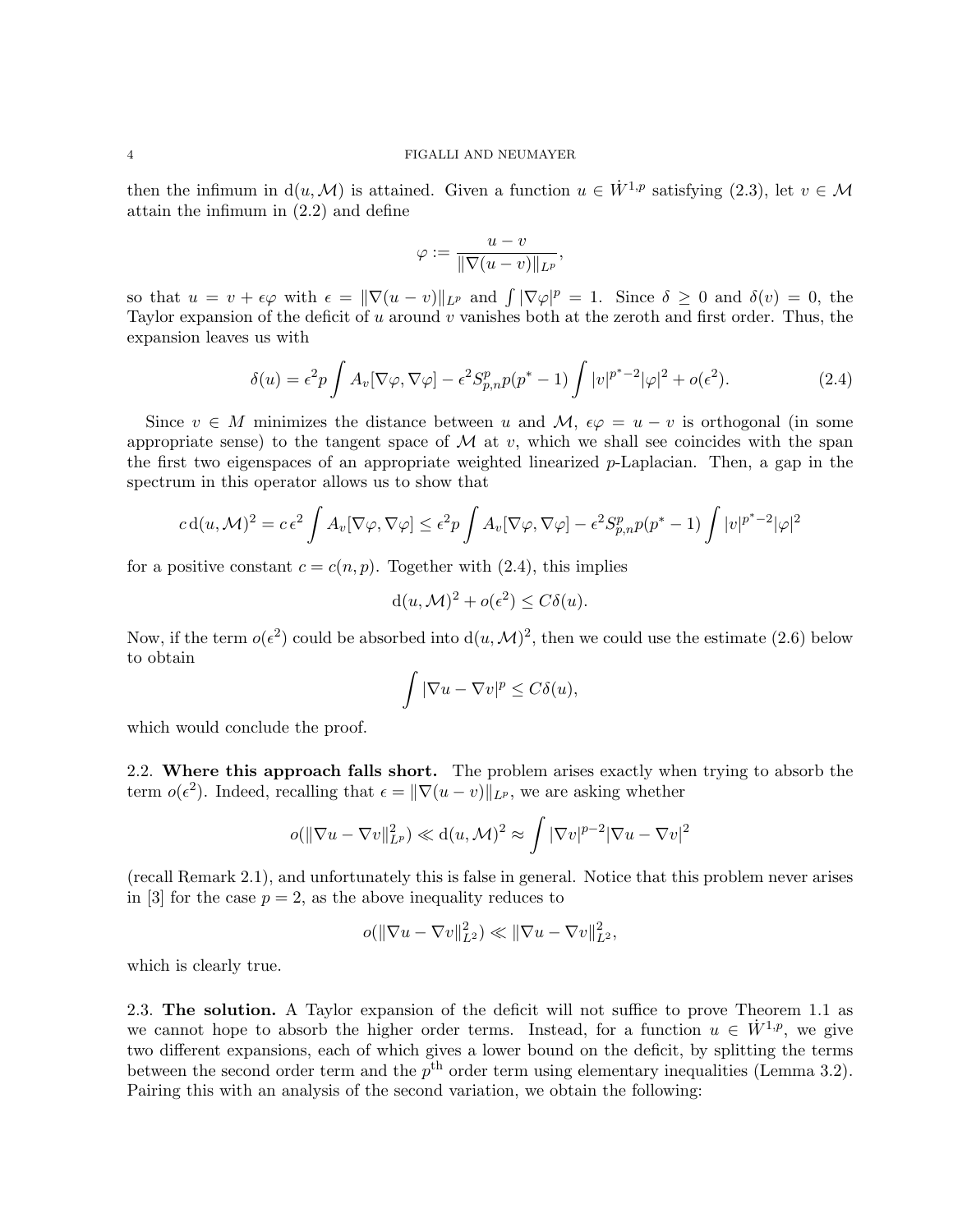then the infimum in $\mathrm{d}(u, \mathcal{M})$ is attained. Given a function $u \in \dot{W}^{1,p}$ satisfying (2.3), let $v \in \mathcal{M}$ attain the infimum in (2.2) and define

$$\varphi := \frac{u - v}{\|\nabla(u - v)\|_{L^p}},$$

so that $u = v + \epsilon\varphi$ with $\epsilon = \|\nabla(u - v)\|_{L^p}$ and $\int |\nabla\varphi|^p = 1$. Since $\delta \geq 0$ and $\delta(v) = 0$, the Taylor expansion of the deficit of $u$ around $v$ vanishes both at the zeroth and first order. Thus, the expansion leaves us with

$$\delta(u) = \epsilon^2 p \int A_v[\nabla\varphi, \nabla\varphi] - \epsilon^2 S_{p,n}^p p(p^* - 1) \int |v|^{p^*-2}|\varphi|^2 + o(\epsilon^2). \tag{2.4}$$

Since $v \in M$ minimizes the distance between $u$ and $\mathcal{M}$, $\epsilon\varphi = u - v$ is orthogonal (in some appropriate sense) to the tangent space of $\mathcal{M}$ at $v$, which we shall see coincides with the span the first two eigenspaces of an appropriate weighted linearized $p$-Laplacian. Then, a gap in the spectrum in this operator allows us to show that

$$c\,\mathrm{d}(u, \mathcal{M})^2 = c\,\epsilon^2 \int A_v[\nabla\varphi, \nabla\varphi] \leq \epsilon^2 p \int A_v[\nabla\varphi, \nabla\varphi] - \epsilon^2 S_{p,n}^p p(p^* - 1) \int |v|^{p^*-2}|\varphi|^2$$

for a positive constant $c = c(n, p)$. Together with (2.4), this implies

$$\mathrm{d}(u, \mathcal{M})^2 + o(\epsilon^2) \leq C\delta(u).$$

Now, if the term $o(\epsilon^2)$ could be absorbed into $\mathrm{d}(u, \mathcal{M})^2$, then we could use the estimate (2.6) below to obtain

$$\int |\nabla u - \nabla v|^p \leq C\delta(u),$$

which would conclude the proof.

### 2.2. Where this approach falls short.

The problem arises exactly when trying to absorb the term $o(\epsilon^2)$. Indeed, recalling that $\epsilon = \|\nabla(u - v)\|_{L^p}$, we are asking whether

$$o(\|\nabla u - \nabla v\|_{L^p}^2) \ll \mathrm{d}(u, \mathcal{M})^2 \approx \int |\nabla v|^{p-2}|\nabla u - \nabla v|^2$$

(recall Remark 2.1), and unfortunately this is false in general. Notice that this problem never arises in [3] for the case $p = 2$, as the above inequality reduces to

$$o(\|\nabla u - \nabla v\|_{L^2}^2) \ll \|\nabla u - \nabla v\|_{L^2}^2,$$

which is clearly true.

### 2.3. The solution.

A Taylor expansion of the deficit will not suffice to prove Theorem 1.1 as we cannot hope to absorb the higher order terms. Instead, for a function $u \in \dot{W}^{1,p}$, we give two different expansions, each of which gives a lower bound on the deficit, by splitting the terms between the second order term and the $p^{\text{th}}$ order term using elementary inequalities (Lemma 3.2). Pairing this with an analysis of the second variation, we obtain the following: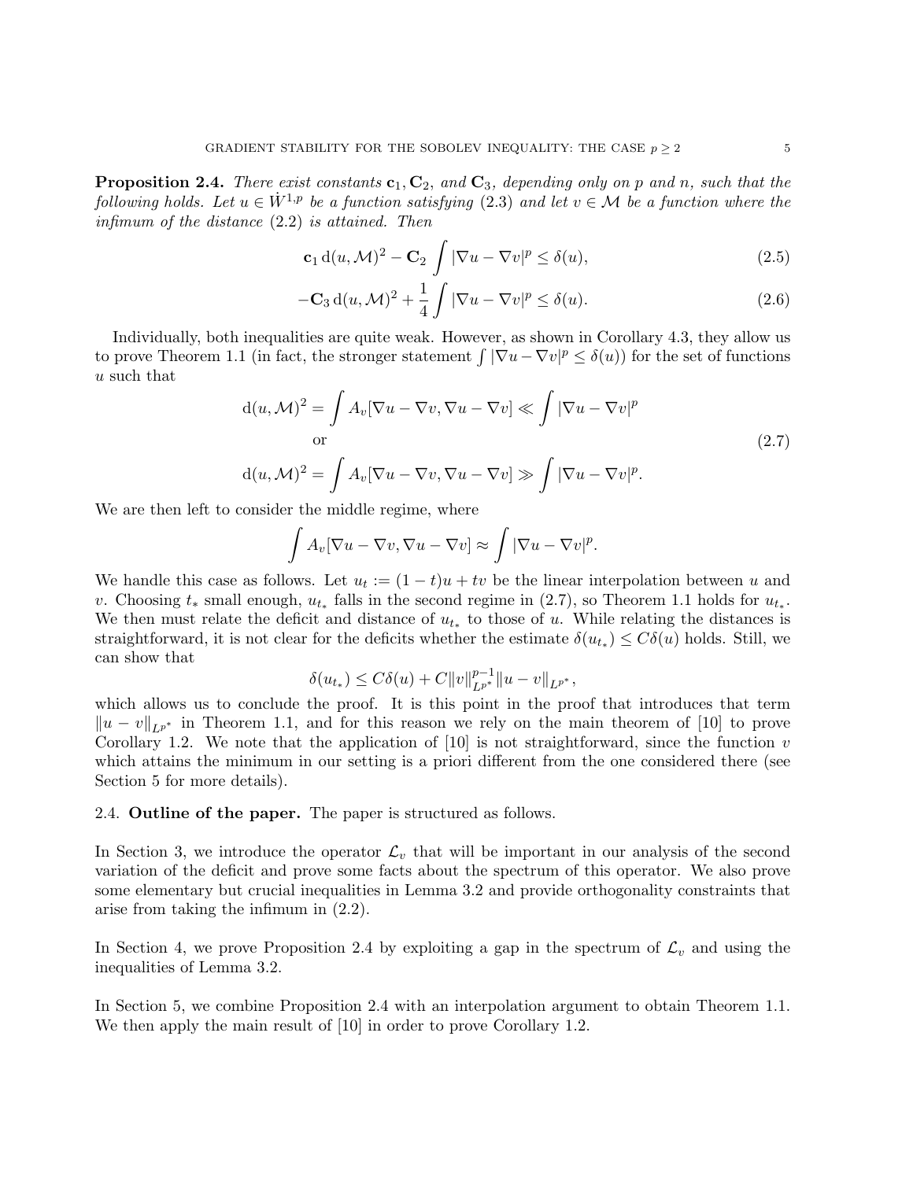**Proposition 2.4.** *There exist constants $\mathbf{c}_1, \mathbf{C}_2$, and $\mathbf{C}_3$, depending only on $p$ and $n$, such that the following holds. Let $u \in \dot{W}^{1,p}$ be a function satisfying (2.3) and let $v \in \mathcal{M}$ be a function where the infimum of the distance (2.2) is attained. Then*

$$\mathbf{c}_1 \, \mathrm{d}(u, \mathcal{M})^2 - \mathbf{C}_2 \int |\nabla u - \nabla v|^p \leq \delta(u), \tag{2.5}$$

$$-\mathbf{C}_3 \, \mathrm{d}(u, \mathcal{M})^2 + \frac{1}{4} \int |\nabla u - \nabla v|^p \leq \delta(u). \tag{2.6}$$

Individually, both inequalities are quite weak. However, as shown in Corollary 4.3, they allow us to prove Theorem 1.1 (in fact, the stronger statement $\int |\nabla u - \nabla v|^p \leq \delta(u)$) for the set of functions $u$ such that

$$\begin{gathered}
\mathrm{d}(u, \mathcal{M})^2 = \int A_v[\nabla u - \nabla v, \nabla u - \nabla v] \ll \int |\nabla u - \nabla v|^p \\
\text{or} \\
\mathrm{d}(u, \mathcal{M})^2 = \int A_v[\nabla u - \nabla v, \nabla u - \nabla v] \gg \int |\nabla u - \nabla v|^p.
\end{gathered} \tag{2.7}$$

We are then left to consider the middle regime, where

$$\int A_v[\nabla u - \nabla v, \nabla u - \nabla v] \approx \int |\nabla u - \nabla v|^p.$$

We handle this case as follows. Let $u_t := (1-t)u + tv$ be the linear interpolation between $u$ and $v$. Choosing $t_*$ small enough, $u_{t_*}$ falls in the second regime in (2.7), so Theorem 1.1 holds for $u_{t_*}$. We then must relate the deficit and distance of $u_{t_*}$ to those of $u$. While relating the distances is straightforward, it is not clear for the deficits whether the estimate $\delta(u_{t_*}) \leq C\delta(u)$ holds. Still, we can show that

$$\delta(u_{t_*}) \leq C\delta(u) + C\|v\|_{L^{p^*}}^{p-1} \|u - v\|_{L^{p^*}},$$

which allows us to conclude the proof. It is this point in the proof that introduces that term $\|u - v\|_{L^{p^*}}$ in Theorem 1.1, and for this reason we rely on the main theorem of [10] to prove Corollary 1.2. We note that the application of [10] is not straightforward, since the function $v$ which attains the minimum in our setting is a priori different from the one considered there (see Section 5 for more details).

2.4. **Outline of the paper.** The paper is structured as follows.

In Section 3, we introduce the operator $\mathcal{L}_v$ that will be important in our analysis of the second variation of the deficit and prove some facts about the spectrum of this operator. We also prove some elementary but crucial inequalities in Lemma 3.2 and provide orthogonality constraints that arise from taking the infimum in (2.2).

In Section 4, we prove Proposition 2.4 by exploiting a gap in the spectrum of $\mathcal{L}_v$ and using the inequalities of Lemma 3.2.

In Section 5, we combine Proposition 2.4 with an interpolation argument to obtain Theorem 1.1. We then apply the main result of [10] in order to prove Corollary 1.2.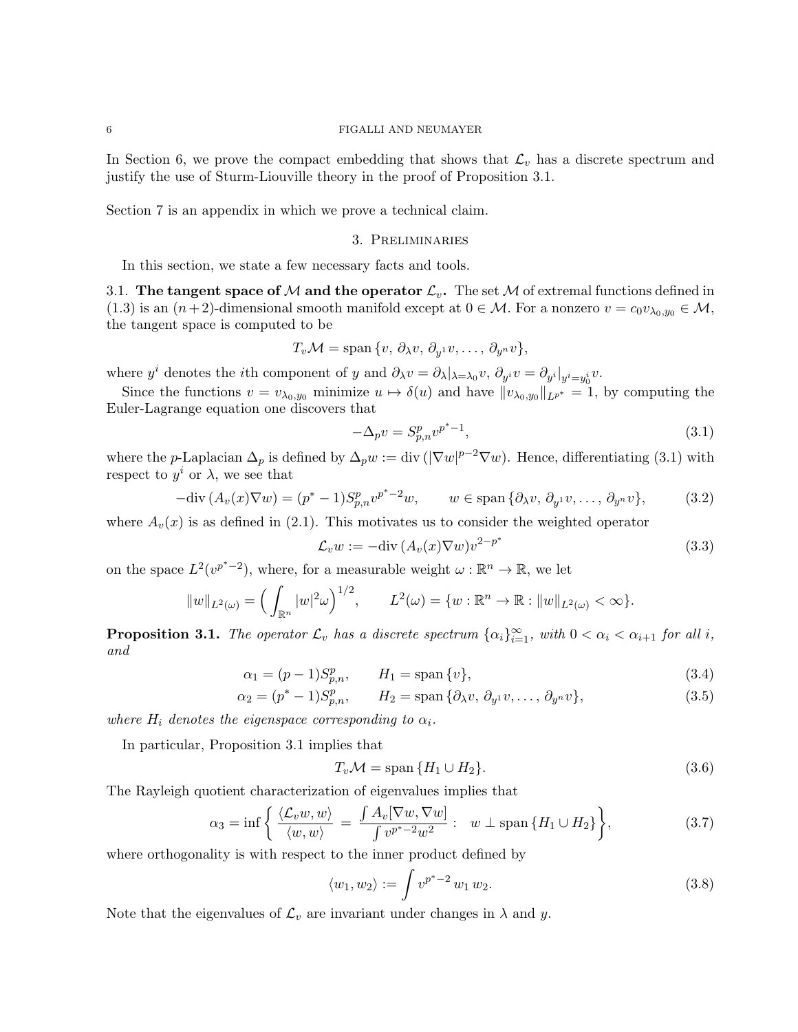In Section 6, we prove the compact embedding that shows that $\mathcal{L}_v$ has a discrete spectrum and justify the use of Sturm-Liouville theory in the proof of Proposition 3.1.

Section 7 is an appendix in which we prove a technical claim.

## 3. Preliminaries

In this section, we state a few necessary facts and tools.

**3.1. The tangent space of $\mathcal{M}$ and the operator $\mathcal{L}_v$.** The set $\mathcal{M}$ of extremal functions defined in (1.3) is an $(n+2)$-dimensional smooth manifold except at $0 \in \mathcal{M}$. For a nonzero $v = c_0 v_{\lambda_0, y_0} \in \mathcal{M}$, the tangent space is computed to be

$$T_v\mathcal{M} = \operatorname{span}\{v,\, \partial_\lambda v,\, \partial_{y^1} v, \dots,\, \partial_{y^n} v\},$$

where $y^i$ denotes the $i$th component of $y$ and $\partial_\lambda v = \partial_\lambda|_{\lambda=\lambda_0} v$, $\partial_{y^i} v = \partial_{y^i}|_{y^i = y_0^i} v$.

Since the functions $v = v_{\lambda_0,y_0}$ minimize $u \mapsto \delta(u)$ and have $\|v_{\lambda_0,y_0}\|_{L^{p^*}} = 1$, by computing the Euler-Lagrange equation one discovers that

$$-\Delta_p v = S_{p,n}^p v^{p^*-1}, \tag{3.1}$$

where the $p$-Laplacian $\Delta_p$ is defined by $\Delta_p w := \operatorname{div}(|\nabla w|^{p-2}\nabla w)$. Hence, differentiating (3.1) with respect to $y^i$ or $\lambda$, we see that

$$-\operatorname{div}(A_v(x)\nabla w) = (p^*-1)S_{p,n}^p v^{p^*-2} w, \qquad w \in \operatorname{span}\{\partial_\lambda v,\, \partial_{y^1} v, \dots,\, \partial_{y^n} v\}, \tag{3.2}$$

where $A_v(x)$ is as defined in (2.1). This motivates us to consider the weighted operator

$$\mathcal{L}_v w := -\operatorname{div}(A_v(x)\nabla w) v^{2-p^*} \tag{3.3}$$

on the space $L^2(v^{p^*-2})$, where, for a measurable weight $\omega : \mathbb{R}^n \to \mathbb{R}$, we let

$$\|w\|_{L^2(\omega)} = \Big( \int_{\mathbb{R}^n} |w|^2 \omega \Big)^{1/2}, \qquad L^2(\omega) = \{w : \mathbb{R}^n \to \mathbb{R} : \|w\|_{L^2(\omega)} < \infty\}.$$

**Proposition 3.1.** *The operator $\mathcal{L}_v$ has a discrete spectrum $\{\alpha_i\}_{i=1}^\infty$, with $0 < \alpha_i < \alpha_{i+1}$ for all $i$, and*

$$\alpha_1 = (p-1)S_{p,n}^p, \qquad H_1 = \operatorname{span}\{v\}, \tag{3.4}$$

$$\alpha_2 = (p^*-1)S_{p,n}^p, \qquad H_2 = \operatorname{span}\{\partial_\lambda v,\, \partial_{y^1} v, \dots,\, \partial_{y^n} v\}, \tag{3.5}$$

*where $H_i$ denotes the eigenspace corresponding to $\alpha_i$.*

In particular, Proposition 3.1 implies that

$$T_v\mathcal{M} = \operatorname{span}\{H_1 \cup H_2\}. \tag{3.6}$$

The Rayleigh quotient characterization of eigenvalues implies that

$$\alpha_3 = \inf\left\{ \frac{\langle \mathcal{L}_v w, w\rangle}{\langle w, w\rangle} = \frac{\int A_v[\nabla w, \nabla w]}{\int v^{p^*-2} w^2} : \ w \perp \operatorname{span}\{H_1 \cup H_2\} \right\}, \tag{3.7}$$

where orthogonality is with respect to the inner product defined by

$$\langle w_1, w_2 \rangle := \int v^{p^*-2}\, w_1\, w_2. \tag{3.8}$$

Note that the eigenvalues of $\mathcal{L}_v$ are invariant under changes in $\lambda$ and $y$.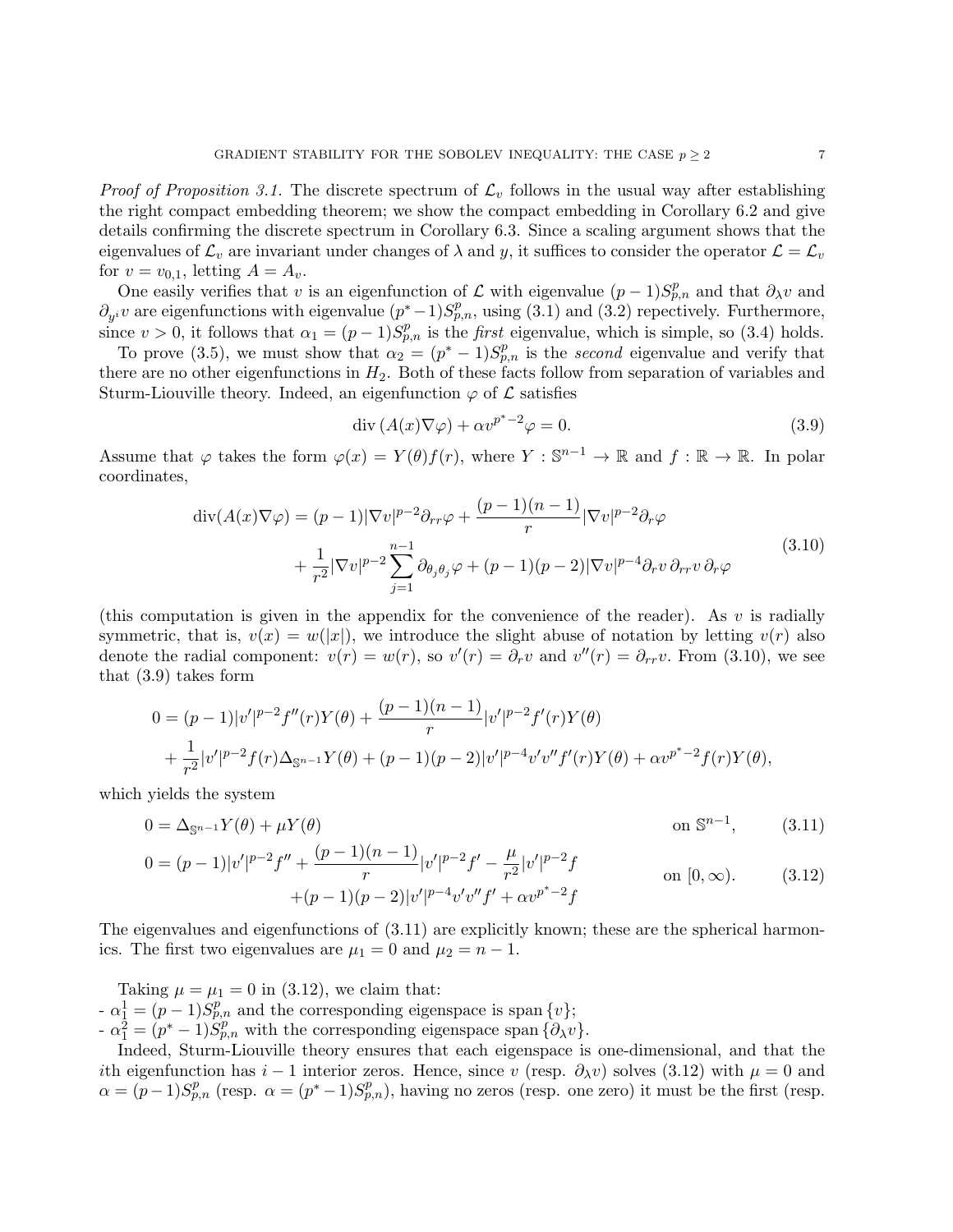*Proof of Proposition 3.1.* The discrete spectrum of $\mathcal{L}_v$ follows in the usual way after establishing the right compact embedding theorem; we show the compact embedding in Corollary 6.2 and give details confirming the discrete spectrum in Corollary 6.3. Since a scaling argument shows that the eigenvalues of $\mathcal{L}_v$ are invariant under changes of $\lambda$ and $y$, it suffices to consider the operator $\mathcal{L} = \mathcal{L}_v$ for $v = v_{0,1}$, letting $A = A_v$.

One easily verifies that $v$ is an eigenfunction of $\mathcal{L}$ with eigenvalue $(p-1)S_{p,n}^p$ and that $\partial_\lambda v$ and $\partial_{y^i} v$ are eigenfunctions with eigenvalue $(p^*-1)S_{p,n}^p$, using (3.1) and (3.2) repectively. Furthermore, since $v > 0$, it follows that $\alpha_1 = (p-1)S_{p,n}^p$ is the *first* eigenvalue, which is simple, so (3.4) holds.

To prove (3.5), we must show that $\alpha_2 = (p^*-1)S_{p,n}^p$ is the *second* eigenvalue and verify that there are no other eigenfunctions in $H_2$. Both of these facts follow from separation of variables and Sturm-Liouville theory. Indeed, an eigenfunction $\varphi$ of $\mathcal{L}$ satisfies

$$\operatorname{div}\left(A(x)\nabla\varphi\right) + \alpha v^{p^*-2}\varphi = 0. \tag{3.9}$$

Assume that $\varphi$ takes the form $\varphi(x) = Y(\theta)f(r)$, where $Y : \mathbb{S}^{n-1} \to \mathbb{R}$ and $f : \mathbb{R} \to \mathbb{R}$. In polar coordinates,

$$\begin{aligned}\operatorname{div}(A(x)\nabla\varphi) &= (p-1)|\nabla v|^{p-2}\partial_{rr}\varphi + \frac{(p-1)(n-1)}{r}|\nabla v|^{p-2}\partial_r\varphi \\ &\quad + \frac{1}{r^2}|\nabla v|^{p-2}\sum_{j=1}^{n-1}\partial_{\theta_j\theta_j}\varphi + (p-1)(p-2)|\nabla v|^{p-4}\partial_r v\,\partial_{rr}v\,\partial_r\varphi\end{aligned} \tag{3.10}$$

(this computation is given in the appendix for the convenience of the reader). As $v$ is radially symmetric, that is, $v(x) = w(|x|)$, we introduce the slight abuse of notation by letting $v(r)$ also denote the radial component: $v(r) = w(r)$, so $v'(r) = \partial_r v$ and $v''(r) = \partial_{rr}v$. From (3.10), we see that (3.9) takes form

$$\begin{aligned}0 &= (p-1)|v'|^{p-2}f''(r)Y(\theta) + \frac{(p-1)(n-1)}{r}|v'|^{p-2}f'(r)Y(\theta) \\ &\quad + \frac{1}{r^2}|v'|^{p-2}f(r)\Delta_{\mathbb{S}^{n-1}}Y(\theta) + (p-1)(p-2)|v'|^{p-4}v'v''f'(r)Y(\theta) + \alpha v^{p^*-2}f(r)Y(\theta),\end{aligned}$$

which yields the system

$$0 = \Delta_{\mathbb{S}^{n-1}}Y(\theta) + \mu Y(\theta) \qquad \text{on } \mathbb{S}^{n-1}, \tag{3.11}$$

$$\begin{aligned}0 &= (p-1)|v'|^{p-2}f'' + \frac{(p-1)(n-1)}{r}|v'|^{p-2}f' - \frac{\mu}{r^2}|v'|^{p-2}f \\ &\quad + (p-1)(p-2)|v'|^{p-4}v'v''f' + \alpha v^{p^*-2}f\end{aligned} \qquad \text{on } [0,\infty). \tag{3.12}$$

The eigenvalues and eigenfunctions of (3.11) are explicitly known; these are the spherical harmonics. The first two eigenvalues are $\mu_1 = 0$ and $\mu_2 = n-1$.

Taking $\mu = \mu_1 = 0$ in (3.12), we claim that:
- $\alpha_1^1 = (p-1)S_{p,n}^p$ and the corresponding eigenspace is span $\{v\}$;
- $\alpha_1^2 = (p^*-1)S_{p,n}^p$ with the corresponding eigenspace span $\{\partial_\lambda v\}$.

Indeed, Sturm-Liouville theory ensures that each eigenspace is one-dimensional, and that the $i$th eigenfunction has $i-1$ interior zeros. Hence, since $v$ (resp. $\partial_\lambda v$) solves (3.12) with $\mu = 0$ and $\alpha = (p-1)S_{p,n}^p$ (resp. $\alpha = (p^*-1)S_{p,n}^p$), having no zeros (resp. one zero) it must be the first (resp.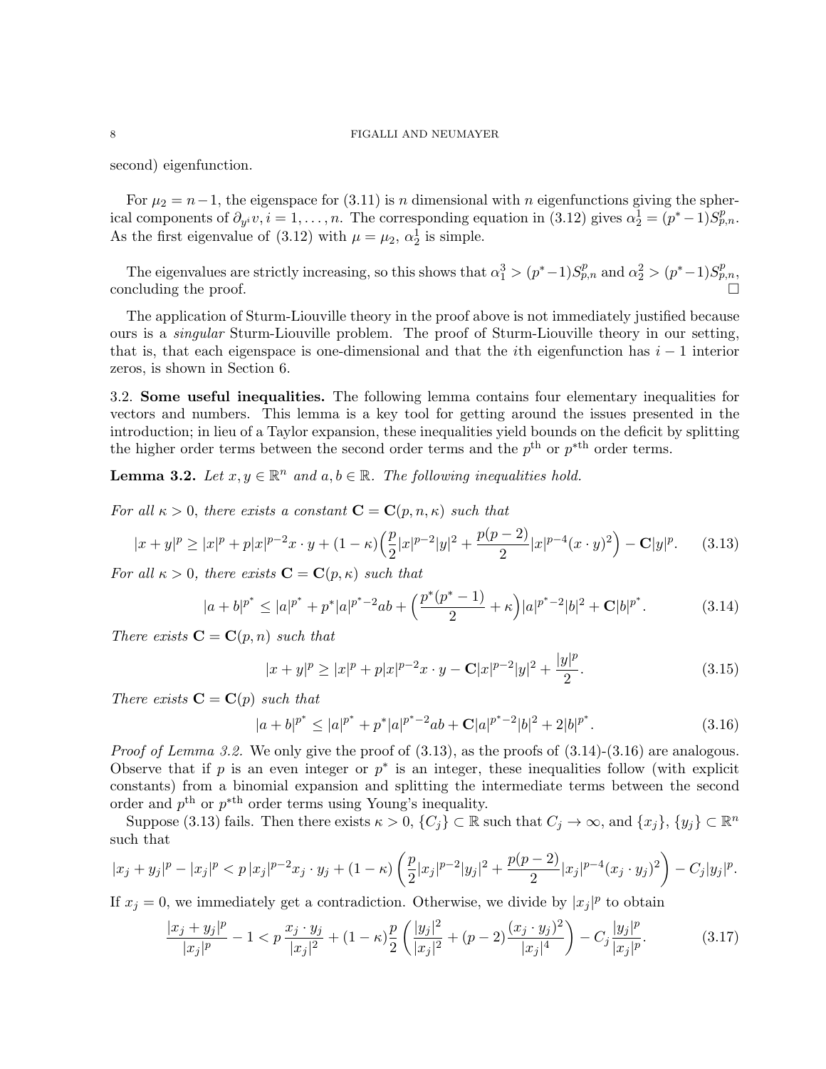second) eigenfunction.

For $\mu_2 = n-1$, the eigenspace for (3.11) is $n$ dimensional with $n$ eigenfunctions giving the spherical components of $\partial_{y^i} v, i = 1, \ldots, n$. The corresponding equation in (3.12) gives $\alpha_2^1 = (p^*-1)S_{p,n}^p$. As the first eigenvalue of (3.12) with $\mu = \mu_2$, $\alpha_2^1$ is simple.

The eigenvalues are strictly increasing, so this shows that $\alpha_1^3 > (p^*-1)S_{p,n}^p$ and $\alpha_2^2 > (p^*-1)S_{p,n}^p$, concluding the proof. □

The application of Sturm-Liouville theory in the proof above is not immediately justified because ours is a *singular* Sturm-Liouville problem. The proof of Sturm-Liouville theory in our setting, that is, that each eigenspace is one-dimensional and that the $i$th eigenfunction has $i-1$ interior zeros, is shown in Section 6.

## 3.2. Some useful inequalities.

The following lemma contains four elementary inequalities for vectors and numbers. This lemma is a key tool for getting around the issues presented in the introduction; in lieu of a Taylor expansion, these inequalities yield bounds on the deficit by splitting the higher order terms between the second order terms and the $p^{\text{th}}$ or $p^{*\text{th}}$ order terms.

**Lemma 3.2.** *Let $x, y \in \mathbb{R}^n$ and $a, b \in \mathbb{R}$. The following inequalities hold.*

*For all $\kappa > 0$, there exists a constant $\mathbf{C} = \mathbf{C}(p, n, \kappa)$ such that*

$$|x+y|^p \geq |x|^p + p|x|^{p-2}x\cdot y + (1-\kappa)\Big(\frac{p}{2}|x|^{p-2}|y|^2 + \frac{p(p-2)}{2}|x|^{p-4}(x\cdot y)^2\Big) - \mathbf{C}|y|^p. \tag{3.13}$$

*For all $\kappa > 0$, there exists $\mathbf{C} = \mathbf{C}(p, \kappa)$ such that*

$$|a+b|^{p^*} \leq |a|^{p^*} + p^*|a|^{p^*-2}ab + \Big(\frac{p^*(p^*-1)}{2} + \kappa\Big)|a|^{p^*-2}|b|^2 + \mathbf{C}|b|^{p^*}. \tag{3.14}$$

*There exists $\mathbf{C} = \mathbf{C}(p, n)$ such that*

$$|x+y|^p \geq |x|^p + p|x|^{p-2}x\cdot y - \mathbf{C}|x|^{p-2}|y|^2 + \frac{|y|^p}{2}. \tag{3.15}$$

*There exists $\mathbf{C} = \mathbf{C}(p)$ such that*

$$|a+b|^{p^*} \leq |a|^{p^*} + p^*|a|^{p^*-2}ab + \mathbf{C}|a|^{p^*-2}|b|^2 + 2|b|^{p^*}. \tag{3.16}$$

*Proof of Lemma 3.2.* We only give the proof of (3.13), as the proofs of (3.14)-(3.16) are analogous. Observe that if $p$ is an even integer or $p^*$ is an integer, these inequalities follow (with explicit constants) from a binomial expansion and splitting the intermediate terms between the second order and $p^{\text{th}}$ or $p^{*\text{th}}$ order terms using Young's inequality.

Suppose (3.13) fails. Then there exists $\kappa > 0$, $\{C_j\} \subset \mathbb{R}$ such that $C_j \to \infty$, and $\{x_j\}, \{y_j\} \subset \mathbb{R}^n$ such that

$$|x_j+y_j|^p - |x_j|^p < p\,|x_j|^{p-2}x_j\cdot y_j + (1-\kappa)\left(\frac{p}{2}|x_j|^{p-2}|y_j|^2 + \frac{p(p-2)}{2}|x_j|^{p-4}(x_j\cdot y_j)^2\right) - C_j|y_j|^p.$$

If $x_j = 0$, we immediately get a contradiction. Otherwise, we divide by $|x_j|^p$ to obtain

$$\frac{|x_j+y_j|^p}{|x_j|^p} - 1 < p\,\frac{x_j\cdot y_j}{|x_j|^2} + (1-\kappa)\frac{p}{2}\left(\frac{|y_j|^2}{|x_j|^2} + (p-2)\frac{(x_j\cdot y_j)^2}{|x_j|^4}\right) - C_j\frac{|y_j|^p}{|x_j|^p}. \tag{3.17}$$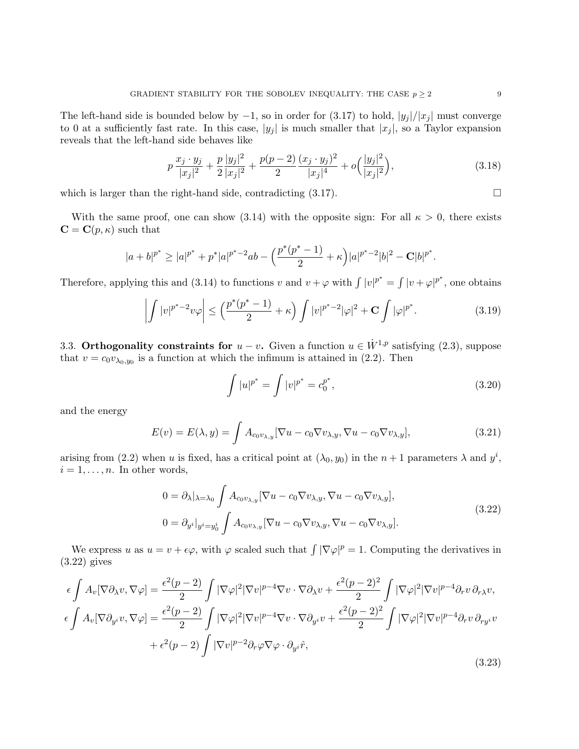The left-hand side is bounded below by $-1$, so in order for (3.17) to hold, $|y_j|/|x_j|$ must converge to 0 at a sufficiently fast rate. In this case, $|y_j|$ is much smaller that $|x_j|$, so a Taylor expansion reveals that the left-hand side behaves like

$$
p\,\frac{x_j\cdot y_j}{|x_j|^2}+\frac{p}{2}\frac{|y_j|^2}{|x_j|^2}+\frac{p(p-2)}{2}\frac{(x_j\cdot y_j)^2}{|x_j|^4}+o\Big(\frac{|y_j|^2}{|x_j|^2}\Big), \tag{3.18}
$$

which is larger than the right-hand side, contradicting (3.17). $\square$

With the same proof, one can show (3.14) with the opposite sign: For all $\kappa>0$, there exists $\mathbf{C}=\mathbf{C}(p,\kappa)$ such that

$$
|a+b|^{p^*}\geq |a|^{p^*}+p^*|a|^{p^*-2}ab-\Big(\frac{p^*(p^*-1)}{2}+\kappa\Big)|a|^{p^*-2}|b|^2-\mathbf{C}|b|^{p^*}.
$$

Therefore, applying this and (3.14) to functions $v$ and $v+\varphi$ with $\int|v|^{p^*}=\int|v+\varphi|^{p^*}$, one obtains

$$
\left|\int |v|^{p^*-2}v\varphi\right|\leq\Big(\frac{p^*(p^*-1)}{2}+\kappa\Big)\int|v|^{p^*-2}|\varphi|^2+\mathbf{C}\int|\varphi|^{p^*}. \tag{3.19}
$$

3.3. **Orthogonality constraints for $u-v$.** Given a function $u\in\dot W^{1,p}$ satisfying (2.3), suppose that $v=c_0v_{\lambda_0,y_0}$ is a function at which the infimum is attained in (2.2). Then

$$
\int|u|^{p^*}=\int|v|^{p^*}=c_0^{p^*}, \tag{3.20}
$$

and the energy

$$
E(v)=E(\lambda,y)=\int A_{c_0v_{\lambda,y}}[\nabla u-c_0\nabla v_{\lambda,y},\nabla u-c_0\nabla v_{\lambda,y}], \tag{3.21}
$$

arising from (2.2) when $u$ is fixed, has a critical point at $(\lambda_0,y_0)$ in the $n+1$ parameters $\lambda$ and $y^i$, $i=1,\dots,n$. In other words,

$$
\begin{aligned}
0&=\partial_\lambda|_{\lambda=\lambda_0}\int A_{c_0v_{\lambda,y}}[\nabla u-c_0\nabla v_{\lambda,y},\nabla u-c_0\nabla v_{\lambda,y}],\\
0&=\partial_{y^i}|_{y^i=y^i_0}\int A_{c_0v_{\lambda,y}}[\nabla u-c_0\nabla v_{\lambda,y},\nabla u-c_0\nabla v_{\lambda,y}].
\end{aligned} \tag{3.22}
$$

We express $u$ as $u=v+\epsilon\varphi$, with $\varphi$ scaled such that $\int|\nabla\varphi|^p=1$. Computing the derivatives in (3.22) gives

$$
\begin{aligned}
\epsilon\int A_v[\nabla\partial_\lambda v,\nabla\varphi]&=\frac{\epsilon^2(p-2)}{2}\int|\nabla\varphi|^2|\nabla v|^{p-4}\nabla v\cdot\nabla\partial_\lambda v+\frac{\epsilon^2(p-2)^2}{2}\int|\nabla\varphi|^2|\nabla v|^{p-4}\partial_r v\,\partial_{r\lambda}v,\\
\epsilon\int A_v[\nabla\partial_{y^i}v,\nabla\varphi]&=\frac{\epsilon^2(p-2)}{2}\int|\nabla\varphi|^2|\nabla v|^{p-4}\nabla v\cdot\nabla\partial_{y^i}v+\frac{\epsilon^2(p-2)^2}{2}\int|\nabla\varphi|^2|\nabla v|^{p-4}\partial_r v\,\partial_{ry^i}v\\
&\quad+\epsilon^2(p-2)\int|\nabla v|^{p-2}\partial_r\varphi\nabla\varphi\cdot\partial_{y^i}\hat r,
\end{aligned} \tag{3.23}
$$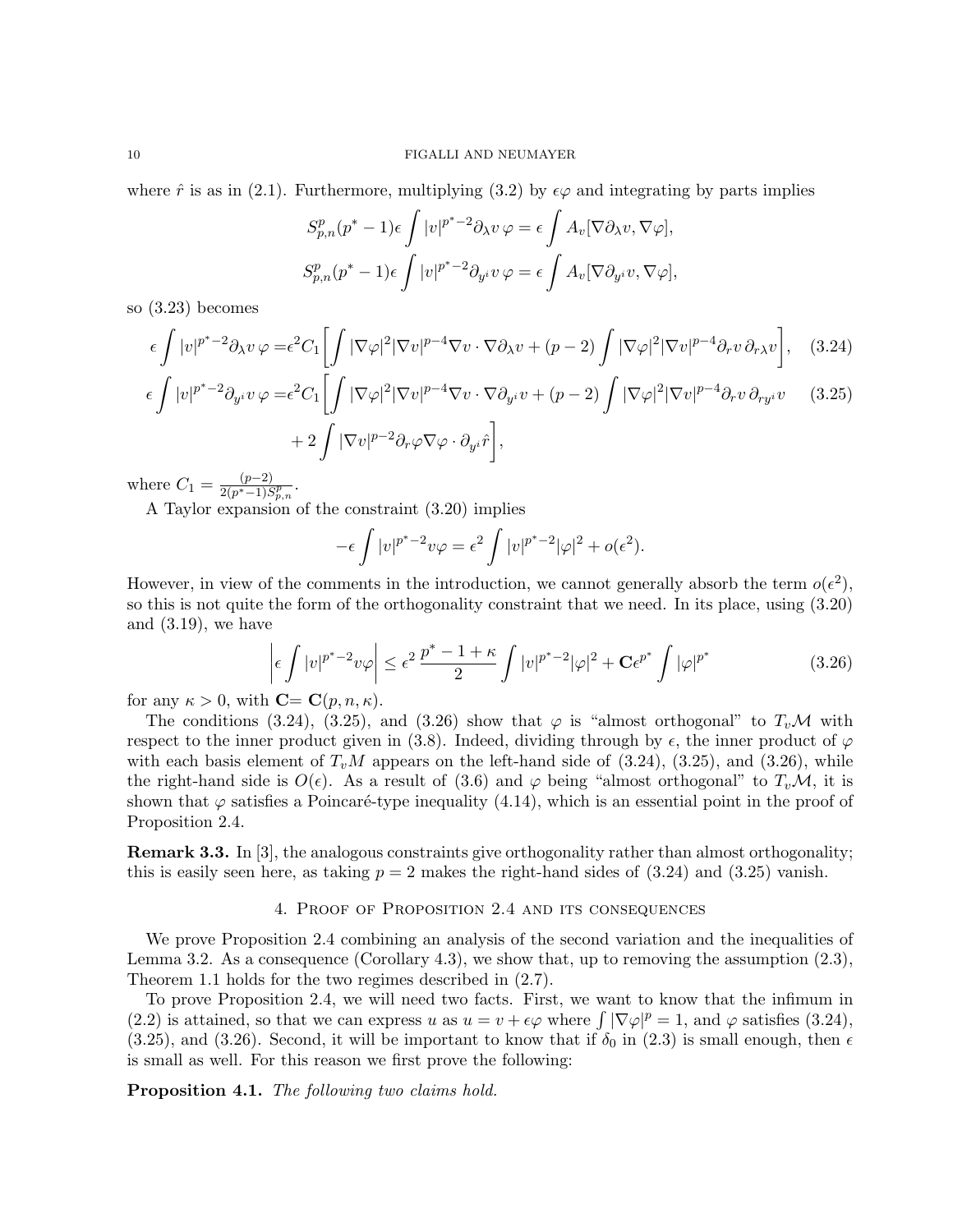where $\hat{r}$ is as in (2.1). Furthermore, multiplying (3.2) by $\epsilon\varphi$ and integrating by parts implies

$$S_{p,n}^p(p^*-1)\epsilon\int |v|^{p^*-2}\partial_\lambda v\,\varphi = \epsilon\int A_v[\nabla\partial_\lambda v,\nabla\varphi],$$

$$S_{p,n}^p(p^*-1)\epsilon\int |v|^{p^*-2}\partial_{y^i} v\,\varphi = \epsilon\int A_v[\nabla\partial_{y^i} v,\nabla\varphi],$$

so (3.23) becomes

$$\epsilon\int |v|^{p^*-2}\partial_\lambda v\,\varphi = \epsilon^2 C_1\left[\int |\nabla\varphi|^2|\nabla v|^{p-4}\nabla v\cdot\nabla\partial_\lambda v + (p-2)\int|\nabla\varphi|^2|\nabla v|^{p-4}\partial_r v\,\partial_{r\lambda}v\right], \quad (3.24)$$

$$\begin{aligned}\epsilon\int |v|^{p^*-2}\partial_{y^i} v\,\varphi = \epsilon^2 C_1\Bigg[&\int |\nabla\varphi|^2|\nabla v|^{p-4}\nabla v\cdot\nabla\partial_{y^i} v + (p-2)\int|\nabla\varphi|^2|\nabla v|^{p-4}\partial_r v\,\partial_{ry^i}v \\ &+ 2\int|\nabla v|^{p-2}\partial_r\varphi\nabla\varphi\cdot\partial_{y^i}\hat{r}\Bigg],\end{aligned} \quad (3.25)$$

where $C_1 = \frac{(p-2)}{2(p^*-1)S_{p,n}^p}$.

A Taylor expansion of the constraint (3.20) implies

$$-\epsilon\int |v|^{p^*-2}v\varphi = \epsilon^2\int |v|^{p^*-2}|\varphi|^2 + o(\epsilon^2).$$

However, in view of the comments in the introduction, we cannot generally absorb the term $o(\epsilon^2)$, so this is not quite the form of the orthogonality constraint that we need. In its place, using (3.20) and (3.19), we have

$$\left|\epsilon\int |v|^{p^*-2}v\varphi\right| \le \epsilon^2\,\frac{p^*-1+\kappa}{2}\int |v|^{p^*-2}|\varphi|^2 + \mathbf{C}\epsilon^{p^*}\int|\varphi|^{p^*} \quad (3.26)$$

for any $\kappa>0$, with $\mathbf{C}= \mathbf{C}(p,n,\kappa)$.

The conditions (3.24), (3.25), and (3.26) show that $\varphi$ is "almost orthogonal" to $T_v\mathcal{M}$ with respect to the inner product given in (3.8). Indeed, dividing through by $\epsilon$, the inner product of $\varphi$ with each basis element of $T_vM$ appears on the left-hand side of (3.24), (3.25), and (3.26), while the right-hand side is $O(\epsilon)$. As a result of (3.6) and $\varphi$ being "almost orthogonal" to $T_v\mathcal{M}$, it is shown that $\varphi$ satisfies a Poincaré-type inequality (4.14), which is an essential point in the proof of Proposition 2.4.

**Remark 3.3.** In [3], the analogous constraints give orthogonality rather than almost orthogonality; this is easily seen here, as taking $p=2$ makes the right-hand sides of (3.24) and (3.25) vanish.

## 4. Proof of Proposition 2.4 and its consequences

We prove Proposition 2.4 combining an analysis of the second variation and the inequalities of Lemma 3.2. As a consequence (Corollary 4.3), we show that, up to removing the assumption (2.3), Theorem 1.1 holds for the two regimes described in (2.7).

To prove Proposition 2.4, we will need two facts. First, we want to know that the infimum in (2.2) is attained, so that we can express $u$ as $u = v+\epsilon\varphi$ where $\int|\nabla\varphi|^p = 1$, and $\varphi$ satisfies (3.24), (3.25), and (3.26). Second, it will be important to know that if $\delta_0$ in (2.3) is small enough, then $\epsilon$ is small as well. For this reason we first prove the following:

**Proposition 4.1.** *The following two claims hold.*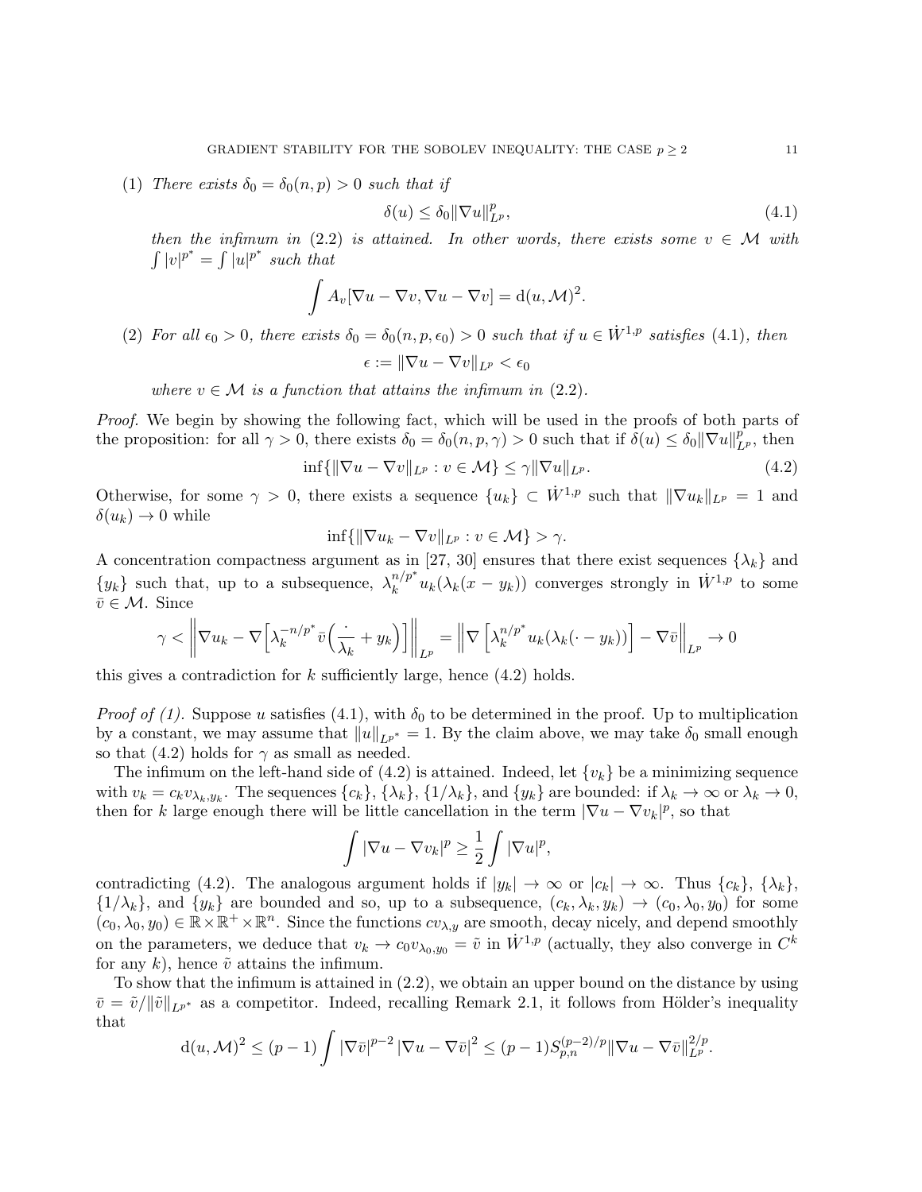(1) *There exists $\delta_0 = \delta_0(n,p) > 0$ such that if*

$$\delta(u) \leq \delta_0 \|\nabla u\|_{L^p}^p, \tag{4.1}$$

*then the infimum in (2.2) is attained. In other words, there exists some $v \in \mathcal{M}$ with $\int |v|^{p^*} = \int |u|^{p^*}$ such that*

$$\int A_v[\nabla u - \nabla v, \nabla u - \nabla v] = \mathrm{d}(u, \mathcal{M})^2.$$

(2) *For all $\epsilon_0 > 0$, there exists $\delta_0 = \delta_0(n,p,\epsilon_0) > 0$ such that if $u \in \dot{W}^{1,p}$ satisfies (4.1), then*

$$\epsilon := \|\nabla u - \nabla v\|_{L^p} < \epsilon_0$$

*where $v \in \mathcal{M}$ is a function that attains the infimum in (2.2).*

*Proof.* We begin by showing the following fact, which will be used in the proofs of both parts of the proposition: for all $\gamma > 0$, there exists $\delta_0 = \delta_0(n,p,\gamma) > 0$ such that if $\delta(u) \leq \delta_0 \|\nabla u\|_{L^p}^p$, then

$$\inf\{\|\nabla u - \nabla v\|_{L^p} : v \in \mathcal{M}\} \leq \gamma \|\nabla u\|_{L^p}. \tag{4.2}$$

Otherwise, for some $\gamma > 0$, there exists a sequence $\{u_k\} \subset \dot{W}^{1,p}$ such that $\|\nabla u_k\|_{L^p} = 1$ and $\delta(u_k) \to 0$ while

$$\inf\{\|\nabla u_k - \nabla v\|_{L^p} : v \in \mathcal{M}\} > \gamma.$$

A concentration compactness argument as in [27, 30] ensures that there exist sequences $\{\lambda_k\}$ and $\{y_k\}$ such that, up to a subsequence, $\lambda_k^{n/p^*} u_k(\lambda_k(x - y_k))$ converges strongly in $\dot{W}^{1,p}$ to some $\bar{v} \in \mathcal{M}$. Since

$$\gamma < \left\| \nabla u_k - \nabla \Big[ \lambda_k^{-n/p^*} \bar{v}\Big( \frac{\cdot}{\lambda_k} + y_k \Big) \Big] \right\|_{L^p} = \left\| \nabla \left[ \lambda_k^{n/p^*} u_k(\lambda_k(\cdot - y_k)) \right] - \nabla \bar{v} \right\|_{L^p} \to 0$$

this gives a contradiction for $k$ sufficiently large, hence (4.2) holds.

*Proof of (1).* Suppose $u$ satisfies (4.1), with $\delta_0$ to be determined in the proof. Up to multiplication by a constant, we may assume that $\|u\|_{L^{p^*}} = 1$. By the claim above, we may take $\delta_0$ small enough so that (4.2) holds for $\gamma$ as small as needed.

The infimum on the left-hand side of (4.2) is attained. Indeed, let $\{v_k\}$ be a minimizing sequence with $v_k = c_k v_{\lambda_k, y_k}$. The sequences $\{c_k\}$, $\{\lambda_k\}$, $\{1/\lambda_k\}$, and $\{y_k\}$ are bounded: if $\lambda_k \to \infty$ or $\lambda_k \to 0$, then for $k$ large enough there will be little cancellation in the term $|\nabla u - \nabla v_k|^p$, so that

$$\int |\nabla u - \nabla v_k|^p \geq \frac{1}{2} \int |\nabla u|^p,$$

contradicting (4.2). The analogous argument holds if $|y_k| \to \infty$ or $|c_k| \to \infty$. Thus $\{c_k\}$, $\{\lambda_k\}$, $\{1/\lambda_k\}$, and $\{y_k\}$ are bounded and so, up to a subsequence, $(c_k, \lambda_k, y_k) \to (c_0, \lambda_0, y_0)$ for some $(c_0, \lambda_0, y_0) \in \mathbb{R} \times \mathbb{R}^+ \times \mathbb{R}^n$. Since the functions $c v_{\lambda,y}$ are smooth, decay nicely, and depend smoothly on the parameters, we deduce that $v_k \to c_0 v_{\lambda_0, y_0} = \tilde{v}$ in $\dot{W}^{1,p}$ (actually, they also converge in $C^k$ for any $k$), hence $\tilde{v}$ attains the infimum.

To show that the infimum is attained in (2.2), we obtain an upper bound on the distance by using $\bar{v} = \tilde{v}/\|\tilde{v}\|_{L^{p^*}}$ as a competitor. Indeed, recalling Remark 2.1, it follows from Hölder's inequality that

$$\mathrm{d}(u, \mathcal{M})^2 \leq (p-1) \int |\nabla \bar{v}|^{p-2} |\nabla u - \nabla \bar{v}|^2 \leq (p-1) S_{p,n}^{(p-2)/p} \|\nabla u - \nabla \bar{v}\|_{L^p}^{2/p}.$$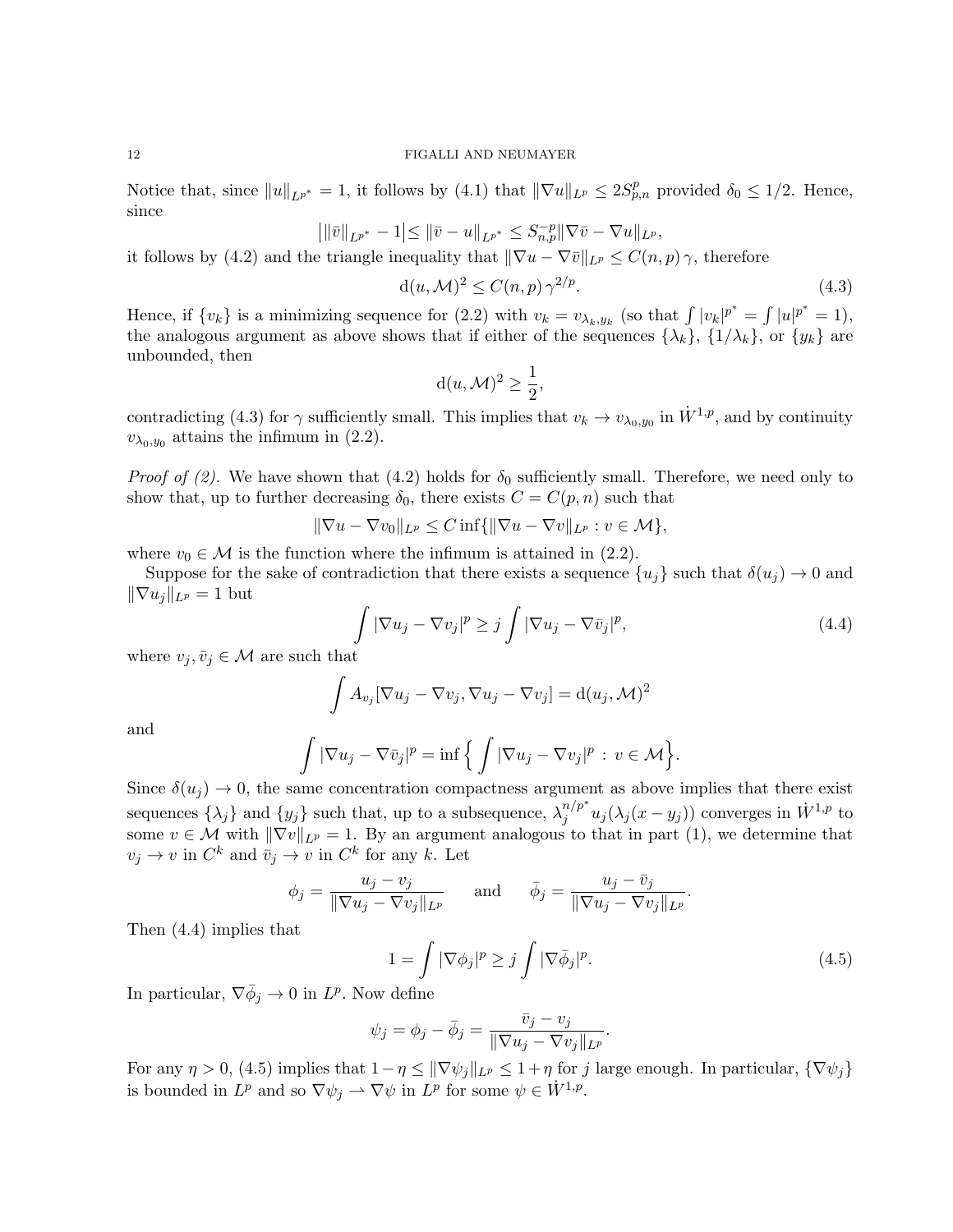Notice that, since $\|u\|_{L^{p^*}} = 1$, it follows by (4.1) that $\|\nabla u\|_{L^p} \le 2S^p_{p,n}$ provided $\delta_0 \le 1/2$. Hence, since

$$\big|\|\bar v\|_{L^{p^*}} - 1\big| \le \|\bar v - u\|_{L^{p^*}} \le S_{n,p}^{-p}\|\nabla \bar v - \nabla u\|_{L^p},$$

it follows by (4.2) and the triangle inequality that $\|\nabla u - \nabla \bar v\|_{L^p} \le C(n,p)\,\gamma$, therefore

$$\mathrm{d}(u,\mathcal{M})^2 \le C(n,p)\,\gamma^{2/p}. \tag{4.3}$$

Hence, if $\{v_k\}$ is a minimizing sequence for (2.2) with $v_k = v_{\lambda_k,y_k}$ (so that $\int |v_k|^{p^*} = \int |u|^{p^*} = 1$), the analogous argument as above shows that if either of the sequences $\{\lambda_k\}$, $\{1/\lambda_k\}$, or $\{y_k\}$ are unbounded, then

$$\mathrm{d}(u,\mathcal{M})^2 \ge \frac{1}{2},$$

contradicting (4.3) for $\gamma$ sufficiently small. This implies that $v_k \to v_{\lambda_0,y_0}$ in $\dot W^{1,p}$, and by continuity $v_{\lambda_0,y_0}$ attains the infimum in (2.2).

*Proof of (2).* We have shown that (4.2) holds for $\delta_0$ sufficiently small. Therefore, we need only to show that, up to further decreasing $\delta_0$, there exists $C = C(p,n)$ such that

$$\|\nabla u - \nabla v_0\|_{L^p} \le C \inf\{\|\nabla u - \nabla v\|_{L^p} : v \in \mathcal{M}\},$$

where $v_0 \in \mathcal{M}$ is the function where the infimum is attained in (2.2).

Suppose for the sake of contradiction that there exists a sequence $\{u_j\}$ such that $\delta(u_j) \to 0$ and $\|\nabla u_j\|_{L^p} = 1$ but

$$\int |\nabla u_j - \nabla v_j|^p \ge j \int |\nabla u_j - \nabla \bar v_j|^p, \tag{4.4}$$

where $v_j, \bar v_j \in \mathcal{M}$ are such that

$$\int A_{v_j}[\nabla u_j - \nabla v_j, \nabla u_j - \nabla v_j] = \mathrm{d}(u_j,\mathcal{M})^2$$

and

$$\int |\nabla u_j - \nabla \bar v_j|^p = \inf\Big\{ \int |\nabla u_j - \nabla v_j|^p \,:\, v \in \mathcal{M}\Big\}.$$

Since $\delta(u_j) \to 0$, the same concentration compactness argument as above implies that there exist sequences $\{\lambda_j\}$ and $\{y_j\}$ such that, up to a subsequence, $\lambda_j^{n/p^*} u_j(\lambda_j(x - y_j))$ converges in $\dot W^{1,p}$ to some $v \in \mathcal{M}$ with $\|\nabla v\|_{L^p} = 1$. By an argument analogous to that in part (1), we determine that $v_j \to v$ in $C^k$ and $\bar v_j \to v$ in $C^k$ for any $k$. Let

$$\phi_j = \frac{u_j - v_j}{\|\nabla u_j - \nabla v_j\|_{L^p}} \qquad \text{and} \qquad \bar\phi_j = \frac{u_j - \bar v_j}{\|\nabla u_j - \nabla v_j\|_{L^p}}.$$

Then (4.4) implies that

$$1 = \int |\nabla \phi_j|^p \ge j \int |\nabla \bar\phi_j|^p. \tag{4.5}$$

In particular, $\nabla \bar\phi_j \to 0$ in $L^p$. Now define

$$\psi_j = \phi_j - \bar\phi_j = \frac{\bar v_j - v_j}{\|\nabla u_j - \nabla v_j\|_{L^p}}.$$

For any $\eta > 0$, (4.5) implies that $1 - \eta \le \|\nabla \psi_j\|_{L^p} \le 1 + \eta$ for $j$ large enough. In particular, $\{\nabla \psi_j\}$ is bounded in $L^p$ and so $\nabla \psi_j \rightharpoonup \nabla \psi$ in $L^p$ for some $\psi \in \dot W^{1,p}$.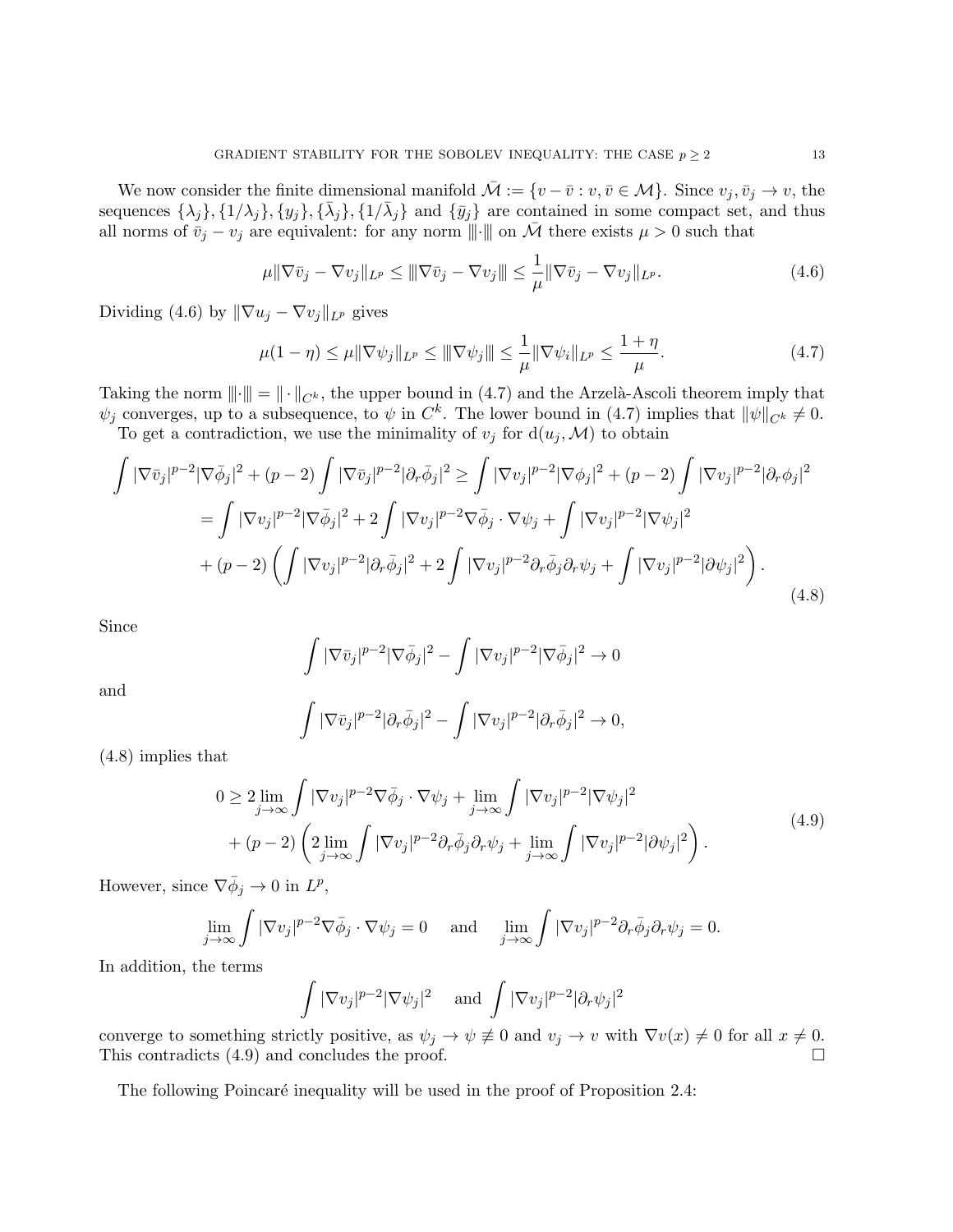We now consider the finite dimensional manifold $\bar{\mathcal{M}} := \{v - \bar{v} : v, \bar{v} \in \mathcal{M}\}$. Since $v_j, \bar{v}_j \to v$, the sequences $\{\lambda_j\}, \{1/\lambda_j\}, \{y_j\}, \{\bar{\lambda}_j\}, \{1/\bar{\lambda}_j\}$ and $\{\bar{y}_j\}$ are contained in some compact set, and thus all norms of $\bar{v}_j - v_j$ are equivalent: for any norm $|||\cdot|||$ on $\bar{\mathcal{M}}$ there exists $\mu > 0$ such that

$$
\mu \|\nabla \bar{v}_j - \nabla v_j\|_{L^p} \leq |||\nabla \bar{v}_j - \nabla v_j||| \leq \frac{1}{\mu} \|\nabla \bar{v}_j - \nabla v_j\|_{L^p}. \tag{4.6}
$$

Dividing (4.6) by $\|\nabla u_j - \nabla v_j\|_{L^p}$ gives

$$
\mu(1-\eta) \leq \mu \|\nabla \psi_j\|_{L^p} \leq |||\nabla \psi_j||| \leq \frac{1}{\mu} \|\nabla \psi_i\|_{L^p} \leq \frac{1+\eta}{\mu}. \tag{4.7}
$$

Taking the norm $|||\cdot||| = \|\cdot\|_{C^k}$, the upper bound in (4.7) and the Arzelà-Ascoli theorem imply that $\psi_j$ converges, up to a subsequence, to $\psi$ in $C^k$. The lower bound in (4.7) implies that $\|\psi\|_{C^k} \neq 0$.

To get a contradiction, we use the minimality of $v_j$ for $\mathrm{d}(u_j, \mathcal{M})$ to obtain

$$
\begin{aligned}
\int |\nabla \bar{v}_j|^{p-2} |\nabla \bar{\phi}_j|^2 + (p-2) \int |\nabla \bar{v}_j|^{p-2} |\partial_r \bar{\phi}_j|^2 &\geq \int |\nabla v_j|^{p-2} |\nabla \phi_j|^2 + (p-2) \int |\nabla v_j|^{p-2} |\partial_r \phi_j|^2 \\
&= \int |\nabla v_j|^{p-2} |\nabla \bar{\phi}_j|^2 + 2 \int |\nabla v_j|^{p-2} \nabla \bar{\phi}_j \cdot \nabla \psi_j + \int |\nabla v_j|^{p-2} |\nabla \psi_j|^2 \\
&\quad + (p-2) \left( \int |\nabla v_j|^{p-2} |\partial_r \bar{\phi}_j|^2 + 2 \int |\nabla v_j|^{p-2} \partial_r \bar{\phi}_j \partial_r \psi_j + \int |\nabla v_j|^{p-2} |\partial \psi_j|^2 \right).
\end{aligned} \tag{4.8}
$$

Since

$$
\int |\nabla \bar{v}_j|^{p-2} |\nabla \bar{\phi}_j|^2 - \int |\nabla v_j|^{p-2} |\nabla \bar{\phi}_j|^2 \to 0
$$

and

$$
\int |\nabla \bar{v}_j|^{p-2} |\partial_r \bar{\phi}_j|^2 - \int |\nabla v_j|^{p-2} |\partial_r \bar{\phi}_j|^2 \to 0,
$$

(4.8) implies that

$$
\begin{aligned}
0 &\geq 2 \lim_{j \to \infty} \int |\nabla v_j|^{p-2} \nabla \bar{\phi}_j \cdot \nabla \psi_j + \lim_{j \to \infty} \int |\nabla v_j|^{p-2} |\nabla \psi_j|^2 \\
&\quad + (p-2) \left( 2 \lim_{j \to \infty} \int |\nabla v_j|^{p-2} \partial_r \bar{\phi}_j \partial_r \psi_j + \lim_{j \to \infty} \int |\nabla v_j|^{p-2} |\partial \psi_j|^2 \right).
\end{aligned} \tag{4.9}
$$

However, since $\nabla \bar{\phi}_j \to 0$ in $L^p$,

$$
\lim_{j \to \infty} \int |\nabla v_j|^{p-2} \nabla \bar{\phi}_j \cdot \nabla \psi_j = 0 \quad \text{and} \quad \lim_{j \to \infty} \int |\nabla v_j|^{p-2} \partial_r \bar{\phi}_j \partial_r \psi_j = 0.
$$

In addition, the terms

$$
\int |\nabla v_j|^{p-2} |\nabla \psi_j|^2 \quad \text{and} \quad \int |\nabla v_j|^{p-2} |\partial_r \psi_j|^2
$$

converge to something strictly positive, as $\psi_j \to \psi \not\equiv 0$ and $v_j \to v$ with $\nabla v(x) \neq 0$ for all $x \neq 0$. This contradicts (4.9) and concludes the proof. □

The following Poincaré inequality will be used in the proof of Proposition 2.4: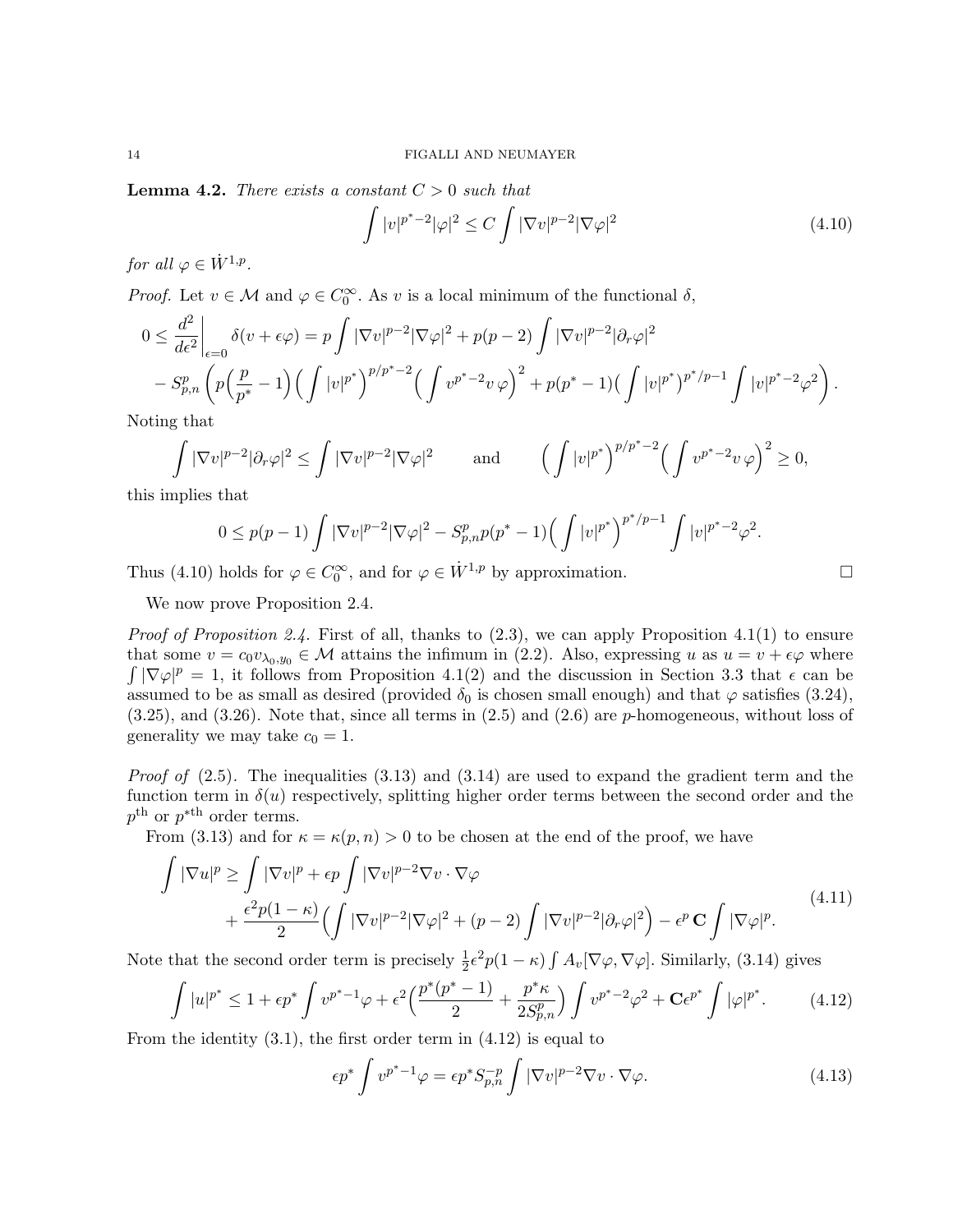**Lemma 4.2.** *There exists a constant $C > 0$ such that*

$$\int |v|^{p^*-2}|\varphi|^2 \leq C \int |\nabla v|^{p-2}|\nabla \varphi|^2 \tag{4.10}$$

*for all $\varphi \in \dot{W}^{1,p}$.*

*Proof.* Let $v \in \mathcal{M}$ and $\varphi \in C_0^\infty$. As $v$ is a local minimum of the functional $\delta$,

$$\begin{aligned}
0 \leq \frac{d^2}{d\epsilon^2}\bigg|_{\epsilon=0} \delta(v+\epsilon\varphi) &= p\int |\nabla v|^{p-2}|\nabla\varphi|^2 + p(p-2)\int |\nabla v|^{p-2}|\partial_r\varphi|^2 \\
&- S_{p,n}^p\left(p\Big(\frac{p}{p^*}-1\Big)\Big(\int |v|^{p^*}\Big)^{p/p^*-2}\Big(\int v^{p^*-2}v\,\varphi\Big)^2 + p(p^*-1)\Big(\int |v|^{p^*}\Big)^{p^*/p-1}\int |v|^{p^*-2}\varphi^2\right).
\end{aligned}$$

Noting that

$$\int |\nabla v|^{p-2}|\partial_r\varphi|^2 \leq \int |\nabla v|^{p-2}|\nabla\varphi|^2 \qquad \text{and} \qquad \Big(\int |v|^{p^*}\Big)^{p/p^*-2}\Big(\int v^{p^*-2}v\,\varphi\Big)^2 \geq 0,$$

this implies that

$$0 \leq p(p-1)\int |\nabla v|^{p-2}|\nabla\varphi|^2 - S_{p,n}^p p(p^*-1)\Big(\int |v|^{p^*}\Big)^{p^*/p-1}\int |v|^{p^*-2}\varphi^2.$$

Thus (4.10) holds for $\varphi \in C_0^\infty$, and for $\varphi \in \dot{W}^{1,p}$ by approximation. $\square$

We now prove Proposition 2.4.

*Proof of Proposition 2.4.* First of all, thanks to (2.3), we can apply Proposition 4.1(1) to ensure that some $v = c_0 v_{\lambda_0,y_0} \in \mathcal{M}$ attains the infimum in (2.2). Also, expressing $u$ as $u = v + \epsilon\varphi$ where $\int |\nabla\varphi|^p = 1$, it follows from Proposition 4.1(2) and the discussion in Section 3.3 that $\epsilon$ can be assumed to be as small as desired (provided $\delta_0$ is chosen small enough) and that $\varphi$ satisfies (3.24), (3.25), and (3.26). Note that, since all terms in (2.5) and (2.6) are $p$-homogeneous, without loss of generality we may take $c_0 = 1$.

*Proof of* (2.5). The inequalities (3.13) and (3.14) are used to expand the gradient term and the function term in $\delta(u)$ respectively, splitting higher order terms between the second order and the $p^{\text{th}}$ or $p^{*\text{th}}$ order terms.

From (3.13) and for $\kappa = \kappa(p,n) > 0$ to be chosen at the end of the proof, we have

$$\begin{aligned}
\int |\nabla u|^p \geq \int |\nabla v|^p &+ \epsilon p\int |\nabla v|^{p-2}\nabla v\cdot\nabla\varphi \\
&+ \frac{\epsilon^2 p(1-\kappa)}{2}\Big(\int |\nabla v|^{p-2}|\nabla\varphi|^2 + (p-2)\int |\nabla v|^{p-2}|\partial_r\varphi|^2\Big) - \epsilon^p\,\mathbf{C}\int |\nabla\varphi|^p.
\end{aligned} \tag{4.11}$$

Note that the second order term is precisely $\frac{1}{2}\epsilon^2 p(1-\kappa)\int A_v[\nabla\varphi,\nabla\varphi]$. Similarly, (3.14) gives

$$\int |u|^{p^*} \leq 1 + \epsilon p^*\int v^{p^*-1}\varphi + \epsilon^2\Big(\frac{p^*(p^*-1)}{2} + \frac{p^*\kappa}{2S_{p,n}^p}\Big)\int v^{p^*-2}\varphi^2 + \mathbf{C}\epsilon^{p^*}\int |\varphi|^{p^*}. \tag{4.12}$$

From the identity (3.1), the first order term in (4.12) is equal to

$$\epsilon p^*\int v^{p^*-1}\varphi = \epsilon p^* S_{p,n}^{-p}\int |\nabla v|^{p-2}\nabla v\cdot\nabla\varphi. \tag{4.13}$$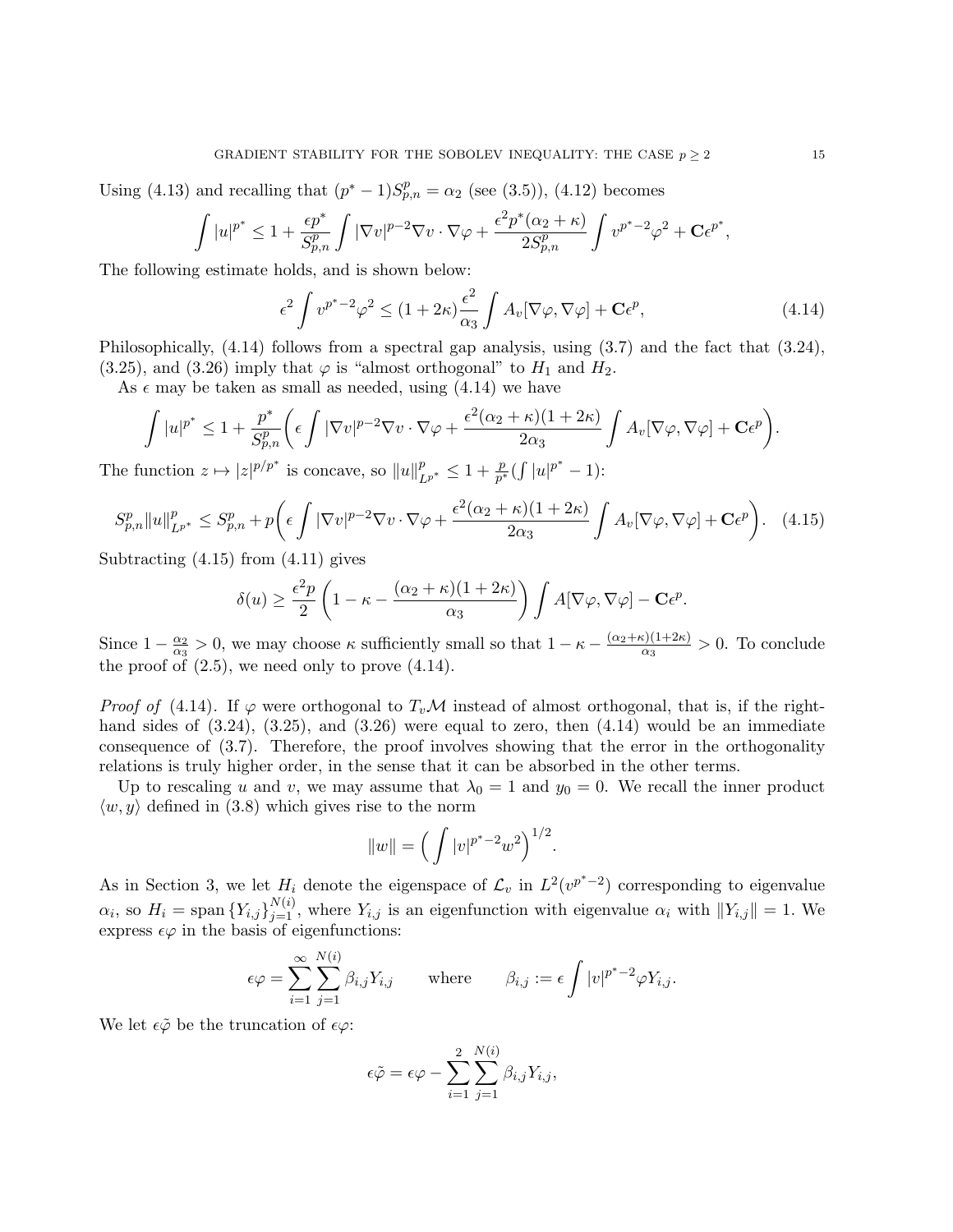Using (4.13) and recalling that $(p^*-1)S_{p,n}^p = \alpha_2$ (see (3.5)), (4.12) becomes

$$\int |u|^{p^*} \le 1 + \frac{\epsilon p^*}{S_{p,n}^p}\int |\nabla v|^{p-2}\nabla v\cdot\nabla\varphi + \frac{\epsilon^2 p^*(\alpha_2+\kappa)}{2S_{p,n}^p}\int v^{p^*-2}\varphi^2 + \mathbf{C}\epsilon^{p^*},$$

The following estimate holds, and is shown below:

$$\epsilon^2\int v^{p^*-2}\varphi^2 \le (1+2\kappa)\frac{\epsilon^2}{\alpha_3}\int A_v[\nabla\varphi,\nabla\varphi] + \mathbf{C}\epsilon^p, \tag{4.14}$$

Philosophically, (4.14) follows from a spectral gap analysis, using (3.7) and the fact that (3.24), (3.25), and (3.26) imply that $\varphi$ is "almost orthogonal" to $H_1$ and $H_2$.

As $\epsilon$ may be taken as small as needed, using (4.14) we have

$$\int |u|^{p^*} \le 1 + \frac{p^*}{S_{p,n}^p}\bigg(\epsilon\int|\nabla v|^{p-2}\nabla v\cdot\nabla\varphi + \frac{\epsilon^2(\alpha_2+\kappa)(1+2\kappa)}{2\alpha_3}\int A_v[\nabla\varphi,\nabla\varphi] + \mathbf{C}\epsilon^p\bigg).$$

The function $z\mapsto |z|^{p/p^*}$ is concave, so $\|u\|_{L^{p^*}}^p \le 1 + \frac{p}{p^*}(\int |u|^{p^*}-1)$:

$$S_{p,n}^p\|u\|_{L^{p^*}}^p \le S_{p,n}^p + p\bigg(\epsilon\int|\nabla v|^{p-2}\nabla v\cdot\nabla\varphi + \frac{\epsilon^2(\alpha_2+\kappa)(1+2\kappa)}{2\alpha_3}\int A_v[\nabla\varphi,\nabla\varphi] + \mathbf{C}\epsilon^p\bigg). \tag{4.15}$$

Subtracting (4.15) from (4.11) gives

$$\delta(u) \ge \frac{\epsilon^2 p}{2}\left(1-\kappa-\frac{(\alpha_2+\kappa)(1+2\kappa)}{\alpha_3}\right)\int A[\nabla\varphi,\nabla\varphi] - \mathbf{C}\epsilon^p.$$

Since $1-\frac{\alpha_2}{\alpha_3}>0$, we may choose $\kappa$ sufficiently small so that $1-\kappa-\frac{(\alpha_2+\kappa)(1+2\kappa)}{\alpha_3}>0$. To conclude the proof of (2.5), we need only to prove (4.14).

*Proof of* (4.14). If $\varphi$ were orthogonal to $T_v\mathcal{M}$ instead of almost orthogonal, that is, if the right-hand sides of (3.24), (3.25), and (3.26) were equal to zero, then (4.14) would be an immediate consequence of (3.7). Therefore, the proof involves showing that the error in the orthogonality relations is truly higher order, in the sense that it can be absorbed in the other terms.

Up to rescaling $u$ and $v$, we may assume that $\lambda_0 = 1$ and $y_0 = 0$. We recall the inner product $\langle w, y\rangle$ defined in (3.8) which gives rise to the norm

$$\|w\| = \Big(\int |v|^{p^*-2}w^2\Big)^{1/2}.$$

As in Section 3, we let $H_i$ denote the eigenspace of $\mathcal{L}_v$ in $L^2(v^{p^*-2})$ corresponding to eigenvalue $\alpha_i$, so $H_i = \operatorname{span}\{Y_{i,j}\}_{j=1}^{N(i)}$, where $Y_{i,j}$ is an eigenfunction with eigenvalue $\alpha_i$ with $\|Y_{i,j}\|=1$. We express $\epsilon\varphi$ in the basis of eigenfunctions:

$$\epsilon\varphi = \sum_{i=1}^{\infty}\sum_{j=1}^{N(i)}\beta_{i,j}Y_{i,j} \qquad \text{where} \qquad \beta_{i,j} := \epsilon\int |v|^{p^*-2}\varphi Y_{i,j}.$$

We let $\epsilon\tilde{\varphi}$ be the truncation of $\epsilon\varphi$:

$$\epsilon\tilde{\varphi} = \epsilon\varphi - \sum_{i=1}^{2}\sum_{j=1}^{N(i)}\beta_{i,j}Y_{i,j},$$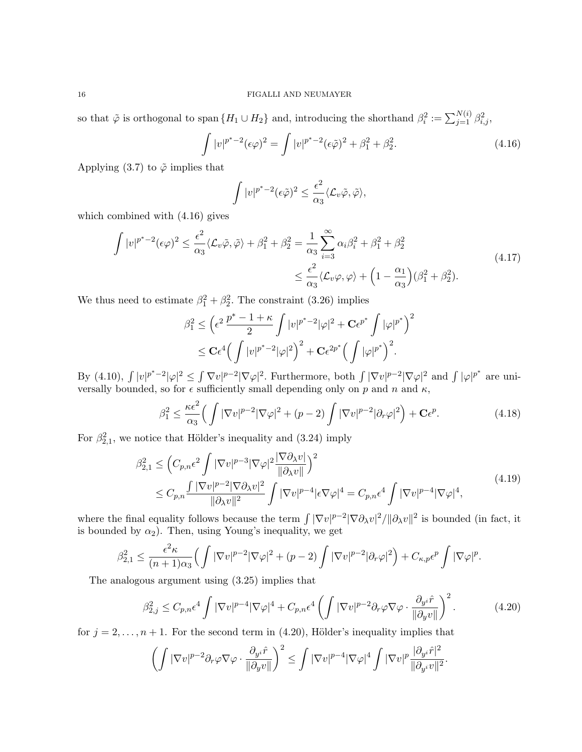so that $\tilde{\varphi}$ is orthogonal to span $\{H_1 \cup H_2\}$ and, introducing the shorthand $\beta_i^2 := \sum_{j=1}^{N(i)} \beta_{i,j}^2$,

$$\int |v|^{p^*-2}(\epsilon\varphi)^2 = \int |v|^{p^*-2}(\epsilon\tilde{\varphi})^2 + \beta_1^2 + \beta_2^2. \tag{4.16}$$

Applying (3.7) to $\tilde{\varphi}$ implies that

$$\int |v|^{p^*-2}(\epsilon\tilde{\varphi})^2 \leq \frac{\epsilon^2}{\alpha_3}\langle \mathcal{L}_v\tilde{\varphi}, \tilde{\varphi}\rangle,$$

which combined with (4.16) gives

$$\begin{aligned}\int |v|^{p^*-2}(\epsilon\varphi)^2 \leq \frac{\epsilon^2}{\alpha_3}\langle \mathcal{L}_v\tilde{\varphi}, \tilde{\varphi}\rangle + \beta_1^2 + \beta_2^2 &= \frac{1}{\alpha_3}\sum_{i=3}^{\infty}\alpha_i\beta_i^2 + \beta_1^2 + \beta_2^2 \\ &\leq \frac{\epsilon^2}{\alpha_3}\langle \mathcal{L}_v\varphi, \varphi\rangle + \Big(1 - \frac{\alpha_1}{\alpha_3}\Big)(\beta_1^2 + \beta_2^2).\end{aligned} \tag{4.17}$$

We thus need to estimate $\beta_1^2 + \beta_2^2$. The constraint (3.26) implies

$$\begin{aligned}\beta_1^2 &\leq \Big(\epsilon^2\,\frac{p^*-1+\kappa}{2}\int |v|^{p^*-2}|\varphi|^2 + \mathbf{C}\epsilon^{p^*}\int |\varphi|^{p^*}\Big)^2 \\ &\leq \mathbf{C}\epsilon^4\Big(\int |v|^{p^*-2}|\varphi|^2\Big)^2 + \mathbf{C}\epsilon^{2p^*}\Big(\int |\varphi|^{p^*}\Big)^2.\end{aligned}$$

By (4.10), $\int |v|^{p^*-2}|\varphi|^2 \leq \int \nabla v|^{p-2}|\nabla\varphi|^2$. Furthermore, both $\int |\nabla v|^{p-2}|\nabla\varphi|^2$ and $\int |\varphi|^{p^*}$ are universally bounded, so for $\epsilon$ sufficiently small depending only on $p$ and $n$ and $\kappa$,

$$\beta_1^2 \leq \frac{\kappa\epsilon^2}{\alpha_3}\Big(\int |\nabla v|^{p-2}|\nabla\varphi|^2 + (p-2)\int |\nabla v|^{p-2}|\partial_r\varphi|^2\Big) + \mathbf{C}\epsilon^p. \tag{4.18}$$

For $\beta_{2,1}^2$, we notice that Hölder's inequality and (3.24) imply

$$\begin{aligned}\beta_{2,1}^2 &\leq \Big(C_{p,n}\epsilon^2\int |\nabla v|^{p-3}|\nabla\varphi|^2\frac{|\nabla\partial_\lambda v|}{\|\partial_\lambda v\|}\Big)^2 \\ &\leq C_{p,n}\frac{\int |\nabla v|^{p-2}|\nabla\partial_\lambda v|^2}{\|\partial_\lambda v\|^2}\int |\nabla v|^{p-4}|\epsilon\nabla\varphi|^4 = C_{p,n}\epsilon^4\int |\nabla v|^{p-4}|\nabla\varphi|^4,\end{aligned} \tag{4.19}$$

where the final equality follows because the term $\int |\nabla v|^{p-2}|\nabla\partial_\lambda v|^2/\|\partial_\lambda v\|^2$ is bounded (in fact, it is bounded by $\alpha_2$). Then, using Young's inequality, we get

$$\beta_{2,1}^2 \leq \frac{\epsilon^2\kappa}{(n+1)\alpha_3}\Big(\int |\nabla v|^{p-2}|\nabla\varphi|^2 + (p-2)\int |\nabla v|^{p-2}|\partial_r\varphi|^2\Big) + C_{\kappa,p}\epsilon^p\int |\nabla\varphi|^p.$$

The analogous argument using (3.25) implies that

$$\beta_{2,j}^2 \leq C_{p,n}\epsilon^4\int |\nabla v|^{p-4}|\nabla\varphi|^4 + C_{p,n}\epsilon^4\left(\int |\nabla v|^{p-2}\partial_r\varphi\nabla\varphi\cdot\frac{\partial_{y^i}\hat{r}}{\|\partial_y v\|}\right)^2. \tag{4.20}$$

for $j = 2, \ldots, n+1$. For the second term in (4.20), Hölder's inequality implies that

$$\left(\int |\nabla v|^{p-2}\partial_r\varphi\nabla\varphi\cdot\frac{\partial_{y^i}\hat{r}}{\|\partial_y v\|}\right)^2 \leq \int |\nabla v|^{p-4}|\nabla\varphi|^4\int |\nabla v|^p\frac{|\partial_{y^i}\hat{r}|^2}{\|\partial_{y^i} v\|^2}.$$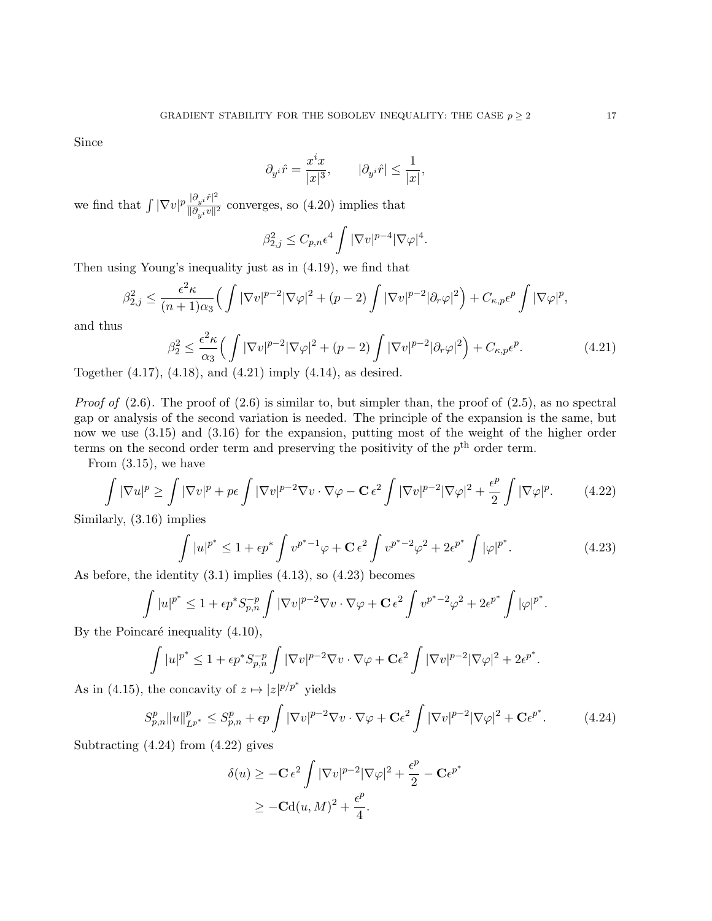Since

$$\partial_{y^i} \hat{r} = \frac{x^i x}{|x|^3}, \qquad |\partial_{y^i} \hat{r}| \leq \frac{1}{|x|},$$

we find that $\int |\nabla v|^p \frac{|\partial_{y^i} \hat{r}|^2}{\|\partial_{y^i} v\|^2}$ converges, so (4.20) implies that

$$\beta_{2,j}^2 \leq C_{p,n} \epsilon^4 \int |\nabla v|^{p-4} |\nabla \varphi|^4.$$

Then using Young's inequality just as in (4.19), we find that

$$\beta_{2,j}^2 \leq \frac{\epsilon^2 \kappa}{(n+1)\alpha_3} \Big( \int |\nabla v|^{p-2} |\nabla \varphi|^2 + (p-2) \int |\nabla v|^{p-2} |\partial_r \varphi|^2 \Big) + C_{\kappa,p} \epsilon^p \int |\nabla \varphi|^p,$$

and thus

$$\beta_2^2 \leq \frac{\epsilon^2 \kappa}{\alpha_3} \Big( \int |\nabla v|^{p-2} |\nabla \varphi|^2 + (p-2) \int |\nabla v|^{p-2} |\partial_r \varphi|^2 \Big) + C_{\kappa,p} \epsilon^p. \tag{4.21}$$

Together (4.17), (4.18), and (4.21) imply (4.14), as desired.

*Proof of* (2.6). The proof of (2.6) is similar to, but simpler than, the proof of (2.5), as no spectral gap or analysis of the second variation is needed. The principle of the expansion is the same, but now we use (3.15) and (3.16) for the expansion, putting most of the weight of the higher order terms on the second order term and preserving the positivity of the $p^{\text{th}}$ order term.

From (3.15), we have

$$\int |\nabla u|^p \geq \int |\nabla v|^p + p\epsilon \int |\nabla v|^{p-2} \nabla v \cdot \nabla \varphi - \mathbf{C}\, \epsilon^2 \int |\nabla v|^{p-2} |\nabla \varphi|^2 + \frac{\epsilon^p}{2} \int |\nabla \varphi|^p. \tag{4.22}$$

Similarly, (3.16) implies

$$\int |u|^{p^*} \leq 1 + \epsilon p^* \int v^{p^*-1} \varphi + \mathbf{C}\, \epsilon^2 \int v^{p^*-2} \varphi^2 + 2\epsilon^{p^*} \int |\varphi|^{p^*}. \tag{4.23}$$

As before, the identity (3.1) implies (4.13), so (4.23) becomes

$$\int |u|^{p^*} \leq 1 + \epsilon p^* S_{p,n}^{-p} \int |\nabla v|^{p-2} \nabla v \cdot \nabla \varphi + \mathbf{C}\, \epsilon^2 \int v^{p^*-2} \varphi^2 + 2\epsilon^{p^*} \int |\varphi|^{p^*}.$$

By the Poincaré inequality (4.10),

$$\int |u|^{p^*} \leq 1 + \epsilon p^* S_{p,n}^{-p} \int |\nabla v|^{p-2} \nabla v \cdot \nabla \varphi + \mathbf{C} \epsilon^2 \int |\nabla v|^{p-2} |\nabla \varphi|^2 + 2\epsilon^{p^*}.$$

As in (4.15), the concavity of $z \mapsto |z|^{p/p^*}$ yields

$$S_{p,n}^p \|u\|_{L^{p^*}}^p \leq S_{p,n}^p + \epsilon p \int |\nabla v|^{p-2} \nabla v \cdot \nabla \varphi + \mathbf{C} \epsilon^2 \int |\nabla v|^{p-2} |\nabla \varphi|^2 + \mathbf{C} \epsilon^{p^*}. \tag{4.24}$$

Subtracting (4.24) from (4.22) gives

$$\begin{aligned}
\delta(u) &\geq -\mathbf{C}\, \epsilon^2 \int |\nabla v|^{p-2} |\nabla \varphi|^2 + \frac{\epsilon^p}{2} - \mathbf{C} \epsilon^{p^*} \\
&\geq -\mathbf{C} \mathrm{d}(u, M)^2 + \frac{\epsilon^p}{4}.
\end{aligned}$$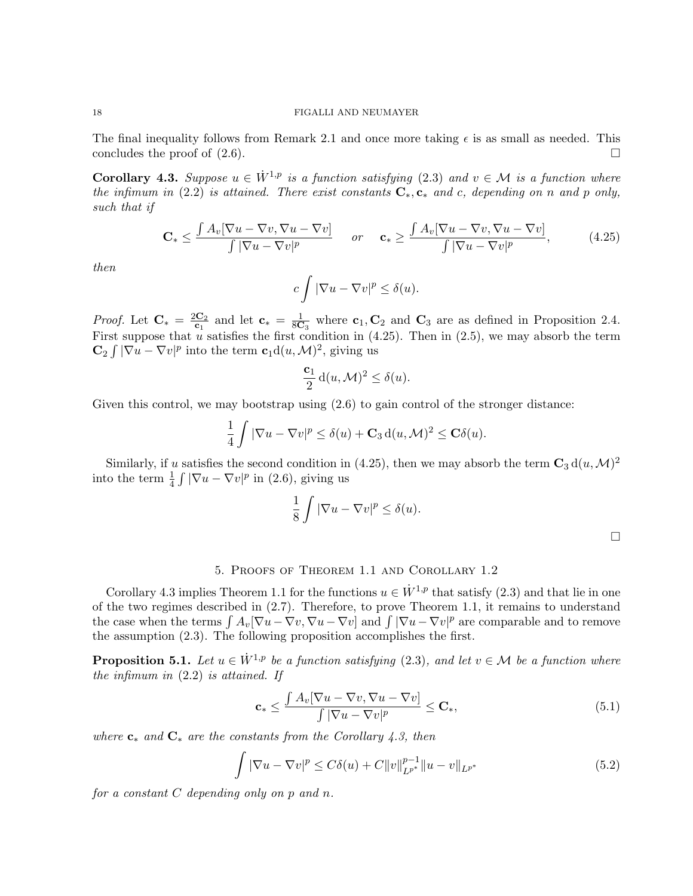The final inequality follows from Remark 2.1 and once more taking $\epsilon$ is as small as needed. This concludes the proof of (2.6). $\square$

**Corollary 4.3.** *Suppose $u \in \dot{W}^{1,p}$ is a function satisfying (2.3) and $v \in \mathcal{M}$ is a function where the infimum in (2.2) is attained. There exist constants $\mathbf{C}_*, \mathbf{c}_*$ and $c$, depending on $n$ and $p$ only, such that if*

$$\mathbf{C}_* \leq \frac{\int A_v[\nabla u - \nabla v, \nabla u - \nabla v]}{\int |\nabla u - \nabla v|^p} \quad \text{or} \quad \mathbf{c}_* \geq \frac{\int A_v[\nabla u - \nabla v, \nabla u - \nabla v]}{\int |\nabla u - \nabla v|^p}, \tag{4.25}$$

*then*

$$c \int |\nabla u - \nabla v|^p \leq \delta(u).$$

*Proof.* Let $\mathbf{C}_* = \frac{2\mathbf{C}_2}{\mathbf{c}_1}$ and let $\mathbf{c}_* = \frac{1}{8\mathbf{C}_3}$ where $\mathbf{c}_1, \mathbf{C}_2$ and $\mathbf{C}_3$ are as defined in Proposition 2.4. First suppose that $u$ satisfies the first condition in (4.25). Then in (2.5), we may absorb the term $\mathbf{C}_2 \int |\nabla u - \nabla v|^p$ into the term $\mathbf{c}_1 \mathrm{d}(u, \mathcal{M})^2$, giving us

$$\frac{\mathbf{c}_1}{2} \mathrm{d}(u, \mathcal{M})^2 \leq \delta(u).$$

Given this control, we may bootstrap using (2.6) to gain control of the stronger distance:

$$\frac{1}{4} \int |\nabla u - \nabla v|^p \leq \delta(u) + \mathbf{C}_3 \mathrm{d}(u, \mathcal{M})^2 \leq \mathbf{C}\delta(u).$$

Similarly, if $u$ satisfies the second condition in (4.25), then we may absorb the term $\mathbf{C}_3 \mathrm{d}(u, \mathcal{M})^2$ into the term $\frac{1}{4} \int |\nabla u - \nabla v|^p$ in (2.6), giving us

$$\frac{1}{8} \int |\nabla u - \nabla v|^p \leq \delta(u).$$

$\square$

## 5. Proofs of Theorem 1.1 and Corollary 1.2

Corollary 4.3 implies Theorem 1.1 for the functions $u \in \dot{W}^{1,p}$ that satisfy (2.3) and that lie in one of the two regimes described in (2.7). Therefore, to prove Theorem 1.1, it remains to understand the case when the terms $\int A_v[\nabla u - \nabla v, \nabla u - \nabla v]$ and $\int |\nabla u - \nabla v|^p$ are comparable and to remove the assumption (2.3). The following proposition accomplishes the first.

**Proposition 5.1.** *Let $u \in \dot{W}^{1,p}$ be a function satisfying (2.3), and let $v \in \mathcal{M}$ be a function where the infimum in (2.2) is attained. If*

$$\mathbf{c}_* \leq \frac{\int A_v[\nabla u - \nabla v, \nabla u - \nabla v]}{\int |\nabla u - \nabla v|^p} \leq \mathbf{C}_*, \tag{5.1}$$

*where $\mathbf{c}_*$ and $\mathbf{C}_*$ are the constants from the Corollary 4.3, then*

$$\int |\nabla u - \nabla v|^p \leq C\delta(u) + C\|v\|_{L^{p^*}}^{p-1} \|u - v\|_{L^{p^*}} \tag{5.2}$$

*for a constant $C$ depending only on $p$ and $n$.*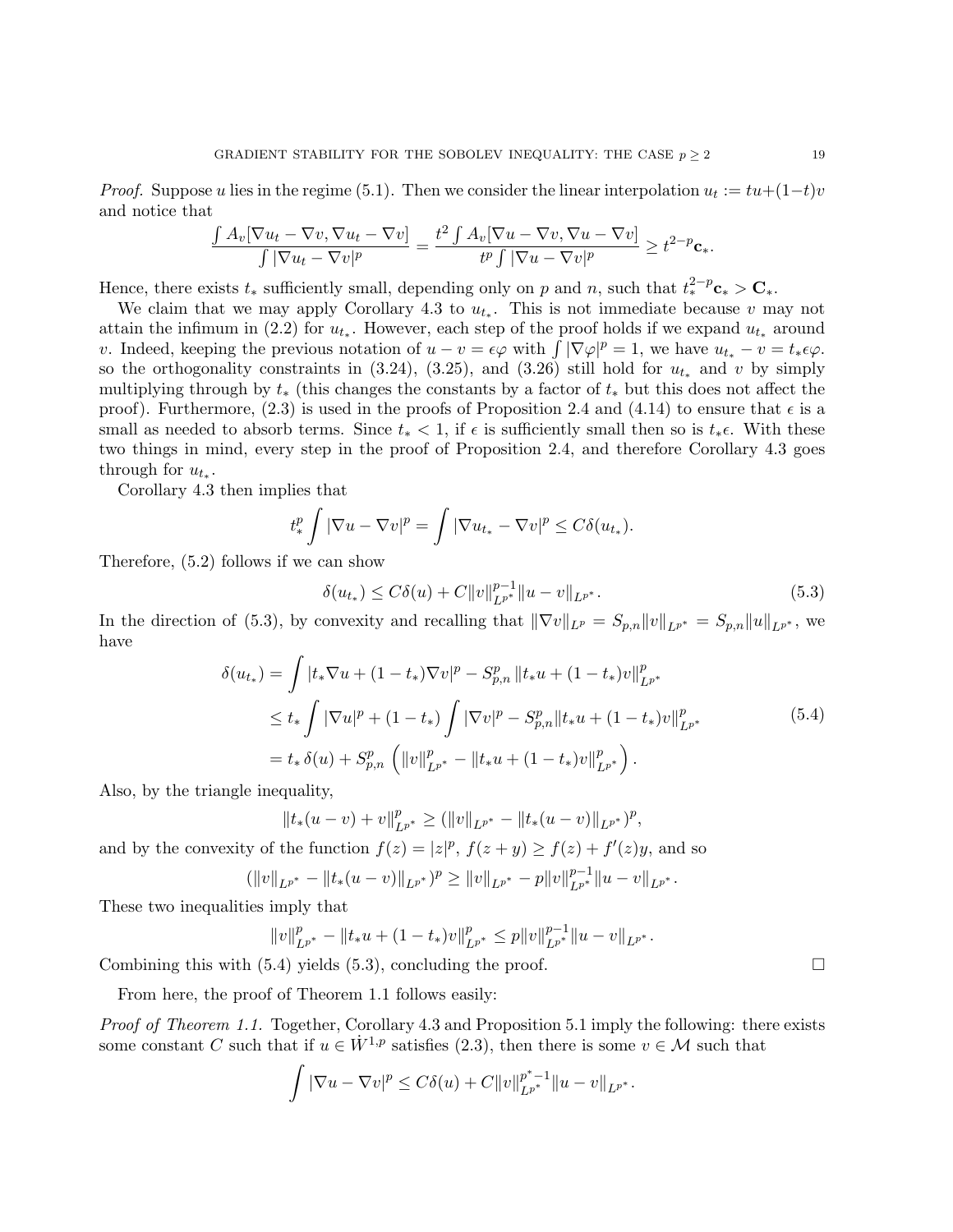*Proof.* Suppose $u$ lies in the regime (5.1). Then we consider the linear interpolation $u_t := tu+(1-t)v$ and notice that

$$\frac{\int A_v[\nabla u_t - \nabla v, \nabla u_t - \nabla v]}{\int |\nabla u_t - \nabla v|^p} = \frac{t^2 \int A_v[\nabla u - \nabla v, \nabla u - \nabla v]}{t^p \int |\nabla u - \nabla v|^p} \geq t^{2-p}\mathbf{c}_*.$$

Hence, there exists $t_*$ sufficiently small, depending only on $p$ and $n$, such that $t_*^{2-p}\mathbf{c}_* > \mathbf{C}_*$.

We claim that we may apply Corollary 4.3 to $u_{t_*}$. This is not immediate because $v$ may not attain the infimum in (2.2) for $u_{t_*}$. However, each step of the proof holds if we expand $u_{t_*}$ around $v$. Indeed, keeping the previous notation of $u - v = \epsilon\varphi$ with $\int |\nabla \varphi|^p = 1$, we have $u_{t_*} - v = t_*\epsilon\varphi$. so the orthogonality constraints in (3.24), (3.25), and (3.26) still hold for $u_{t_*}$ and $v$ by simply multiplying through by $t_*$ (this changes the constants by a factor of $t_*$ but this does not affect the proof). Furthermore, (2.3) is used in the proofs of Proposition 2.4 and (4.14) to ensure that $\epsilon$ is a small as needed to absorb terms. Since $t_* < 1$, if $\epsilon$ is sufficiently small then so is $t_*\epsilon$. With these two things in mind, every step in the proof of Proposition 2.4, and therefore Corollary 4.3 goes through for $u_{t_*}$.

Corollary 4.3 then implies that

$$t_*^p \int |\nabla u - \nabla v|^p = \int |\nabla u_{t_*} - \nabla v|^p \leq C\delta(u_{t_*}).$$

Therefore, (5.2) follows if we can show

$$\delta(u_{t_*}) \leq C\delta(u) + C\|v\|_{L^{p^*}}^{p-1}\|u - v\|_{L^{p^*}}. \tag{5.3}$$

In the direction of (5.3), by convexity and recalling that $\|\nabla v\|_{L^p} = S_{p,n}\|v\|_{L^{p^*}} = S_{p,n}\|u\|_{L^{p^*}}$, we have

$$\begin{aligned}
\delta(u_{t_*}) &= \int |t_*\nabla u + (1-t_*)\nabla v|^p - S_{p,n}^p \left\|t_* u + (1-t_*)v\right\|_{L^{p^*}}^p \\
&\leq t_* \int |\nabla u|^p + (1-t_*) \int |\nabla v|^p - S_{p,n}^p \|t_* u + (1-t_*)v\|_{L^{p^*}}^p \\
&= t_*\,\delta(u) + S_{p,n}^p \left( \|v\|_{L^{p^*}}^p - \|t_* u + (1-t_*)v\|_{L^{p^*}}^p \right).
\end{aligned} \tag{5.4}$$

Also, by the triangle inequality,

$$\|t_*(u-v) + v\|_{L^{p^*}}^p \geq (\|v\|_{L^{p^*}} - \|t_*(u-v)\|_{L^{p^*}})^p,$$

and by the convexity of the function $f(z) = |z|^p$, $f(z+y) \geq f(z) + f'(z)y$, and so

$$(\|v\|_{L^{p^*}} - \|t_*(u-v)\|_{L^{p^*}})^p \geq \|v\|_{L^{p^*}} - p\|v\|_{L^{p^*}}^{p-1}\|u - v\|_{L^{p^*}}.$$

These two inequalities imply that

$$\|v\|_{L^{p^*}}^p - \|t_* u + (1-t_*)v\|_{L^{p^*}}^p \leq p\|v\|_{L^{p^*}}^{p-1}\|u - v\|_{L^{p^*}}.$$

Combining this with (5.4) yields (5.3), concluding the proof. $\square$

From here, the proof of Theorem 1.1 follows easily:

*Proof of Theorem 1.1.* Together, Corollary 4.3 and Proposition 5.1 imply the following: there exists some constant $C$ such that if $u \in \dot{W}^{1,p}$ satisfies (2.3), then there is some $v \in \mathcal{M}$ such that

$$\int |\nabla u - \nabla v|^p \leq C\delta(u) + C\|v\|_{L^{p^*}}^{p^*-1}\|u - v\|_{L^{p^*}}.$$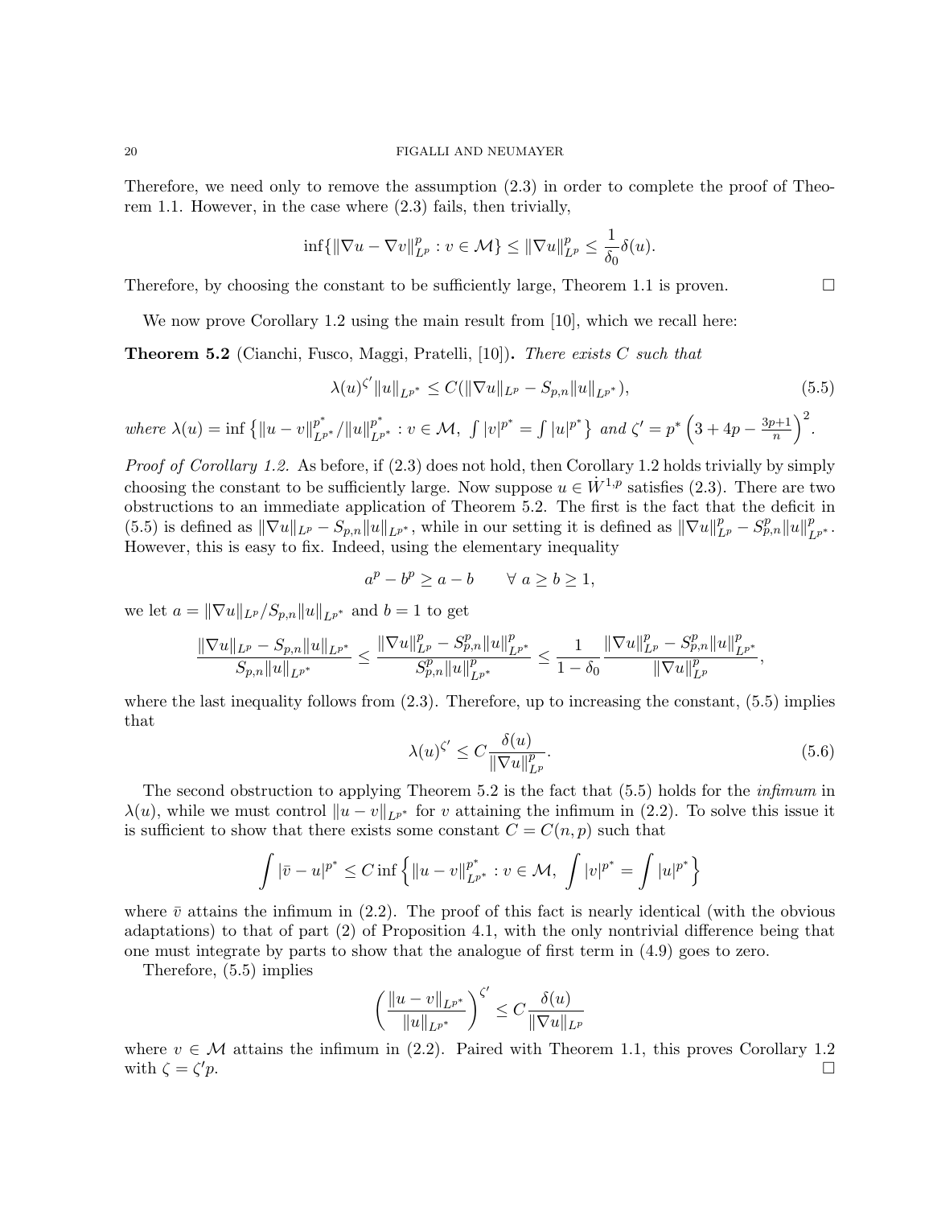Therefore, we need only to remove the assumption (2.3) in order to complete the proof of Theorem 1.1. However, in the case where (2.3) fails, then trivially,

$$\inf\{\|\nabla u - \nabla v\|_{L^p}^p : v \in \mathcal{M}\} \leq \|\nabla u\|_{L^p}^p \leq \frac{1}{\delta_0}\delta(u).$$

Therefore, by choosing the constant to be sufficiently large, Theorem 1.1 is proven. □

We now prove Corollary 1.2 using the main result from [10], which we recall here:

**Theorem 5.2** (Cianchi, Fusco, Maggi, Pratelli, [10])**.** *There exists $C$ such that*

$$\lambda(u)^{\zeta'}\|u\|_{L^{p^*}} \leq C(\|\nabla u\|_{L^p} - S_{p,n}\|u\|_{L^{p^*}}), \tag{5.5}$$

*where* $\lambda(u) = \inf\left\{\|u-v\|_{L^{p^*}}^{p^*}/\|u\|_{L^{p^*}}^{p^*} : v \in \mathcal{M},\ \int |v|^{p^*} = \int |u|^{p^*}\right\}$ *and* $\zeta' = p^*\left(3 + 4p - \frac{3p+1}{n}\right)^2$.

*Proof of Corollary 1.2.* As before, if (2.3) does not hold, then Corollary 1.2 holds trivially by simply choosing the constant to be sufficiently large. Now suppose $u \in \dot{W}^{1,p}$ satisfies (2.3). There are two obstructions to an immediate application of Theorem 5.2. The first is the fact that the deficit in (5.5) is defined as $\|\nabla u\|_{L^p} - S_{p,n}\|u\|_{L^{p^*}}$, while in our setting it is defined as $\|\nabla u\|_{L^p}^p - S_{p,n}^p\|u\|_{L^{p^*}}^p$. However, this is easy to fix. Indeed, using the elementary inequality

$$a^p - b^p \geq a - b \qquad \forall\ a \geq b \geq 1,$$

we let $a = \|\nabla u\|_{L^p}/S_{p,n}\|u\|_{L^{p^*}}$ and $b = 1$ to get

$$\frac{\|\nabla u\|_{L^p} - S_{p,n}\|u\|_{L^{p^*}}}{S_{p,n}\|u\|_{L^{p^*}}} \leq \frac{\|\nabla u\|_{L^p}^p - S_{p,n}^p\|u\|_{L^{p^*}}^p}{S_{p,n}^p\|u\|_{L^{p^*}}^p} \leq \frac{1}{1-\delta_0}\frac{\|\nabla u\|_{L^p}^p - S_{p,n}^p\|u\|_{L^{p^*}}^p}{\|\nabla u\|_{L^p}^p},$$

where the last inequality follows from (2.3). Therefore, up to increasing the constant, (5.5) implies that

$$\lambda(u)^{\zeta'} \leq C\frac{\delta(u)}{\|\nabla u\|_{L^p}^p}. \tag{5.6}$$

The second obstruction to applying Theorem 5.2 is the fact that (5.5) holds for the *infimum* in $\lambda(u)$, while we must control $\|u - v\|_{L^{p^*}}$ for $v$ attaining the infimum in (2.2). To solve this issue it is sufficient to show that there exists some constant $C = C(n, p)$ such that

$$\int |\bar{v} - u|^{p^*} \leq C\inf\left\{\|u - v\|_{L^{p^*}}^{p^*} : v \in \mathcal{M},\ \int |v|^{p^*} = \int |u|^{p^*}\right\}$$

where $\bar{v}$ attains the infimum in (2.2). The proof of this fact is nearly identical (with the obvious adaptations) to that of part (2) of Proposition 4.1, with the only nontrivial difference being that one must integrate by parts to show that the analogue of first term in (4.9) goes to zero.

Therefore, (5.5) implies

$$\left(\frac{\|u-v\|_{L^{p^*}}}{\|u\|_{L^{p^*}}}\right)^{\zeta'} \leq C\frac{\delta(u)}{\|\nabla u\|_{L^p}}$$

where $v \in \mathcal{M}$ attains the infimum in (2.2). Paired with Theorem 1.1, this proves Corollary 1.2 with $\zeta = \zeta' p$. □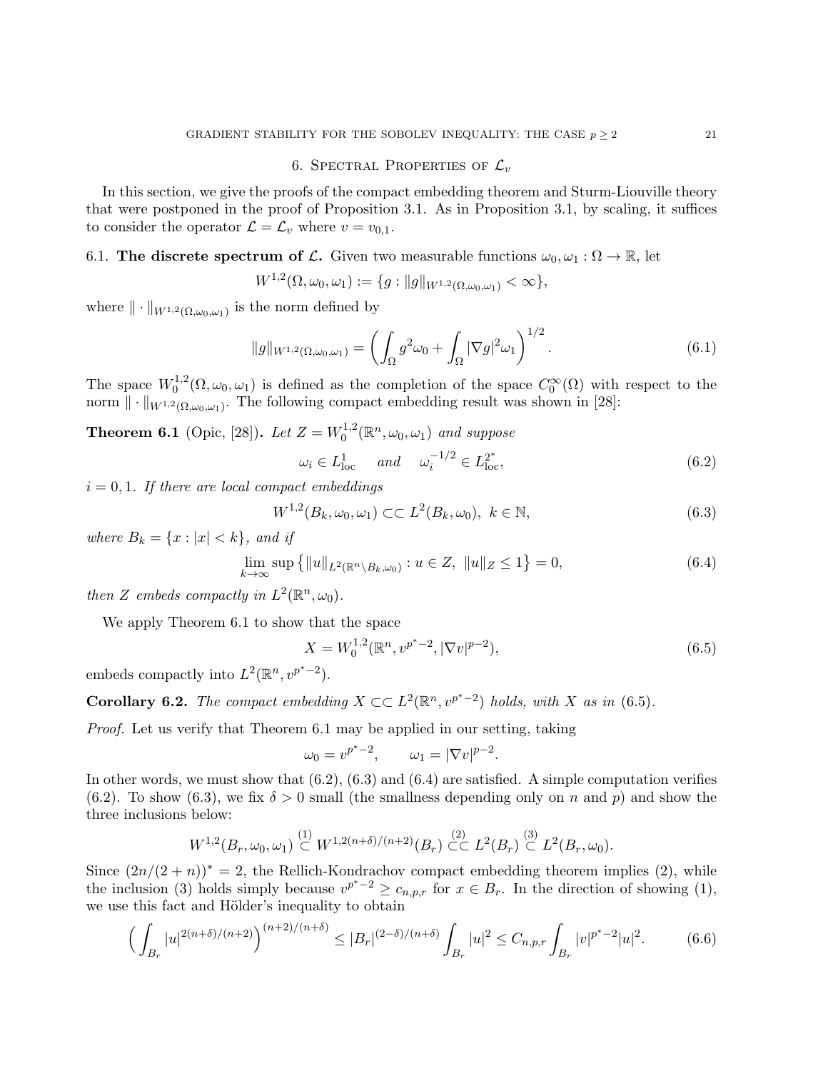## 6. Spectral Properties of $\mathcal{L}_v$

In this section, we give the proofs of the compact embedding theorem and Sturm-Liouville theory that were postponed in the proof of Proposition 3.1. As in Proposition 3.1, by scaling, it suffices to consider the operator $\mathcal{L} = \mathcal{L}_v$ where $v = v_{0,1}$.

### 6.1. The discrete spectrum of $\mathcal{L}$.

Given two measurable functions $\omega_0, \omega_1 : \Omega \to \mathbb{R}$, let

$$W^{1,2}(\Omega, \omega_0, \omega_1) := \{g : \|g\|_{W^{1,2}(\Omega,\omega_0,\omega_1)} < \infty\},$$

where $\|\cdot\|_{W^{1,2}(\Omega,\omega_0,\omega_1)}$ is the norm defined by

$$\|g\|_{W^{1,2}(\Omega,\omega_0,\omega_1)} = \left( \int_\Omega g^2 \omega_0 + \int_\Omega |\nabla g|^2 \omega_1 \right)^{1/2}. \tag{6.1}$$

The space $W_0^{1,2}(\Omega, \omega_0, \omega_1)$ is defined as the completion of the space $C_0^\infty(\Omega)$ with respect to the norm $\|\cdot\|_{W^{1,2}(\Omega,\omega_0,\omega_1)}$. The following compact embedding result was shown in [28]:

**Theorem 6.1** (Opic, [28])**.** *Let $Z = W_0^{1,2}(\mathbb{R}^n, \omega_0, \omega_1)$ and suppose*

$$\omega_i \in L^1_{\mathrm{loc}} \quad \text{ and } \quad \omega_i^{-1/2} \in L^{2^*}_{\mathrm{loc}}, \tag{6.2}$$

*$i = 0, 1$. If there are local compact embeddings*

$$W^{1,2}(B_k, \omega_0, \omega_1) \subset\subset L^2(B_k, \omega_0), \ k \in \mathbb{N}, \tag{6.3}$$

*where $B_k = \{x : |x| < k\}$, and if*

$$\lim_{k\to\infty} \sup \left\{ \|u\|_{L^2(\mathbb{R}^n \setminus B_k, \omega_0)} : u \in Z, \ \|u\|_Z \leq 1 \right\} = 0, \tag{6.4}$$

*then $Z$ embeds compactly in $L^2(\mathbb{R}^n, \omega_0)$.*

We apply Theorem 6.1 to show that the space

$$X = W_0^{1,2}(\mathbb{R}^n, v^{p^*-2}, |\nabla v|^{p-2}), \tag{6.5}$$

embeds compactly into $L^2(\mathbb{R}^n, v^{p^*-2})$.

**Corollary 6.2.** *The compact embedding $X \subset\subset L^2(\mathbb{R}^n, v^{p^*-2})$ holds, with $X$ as in (6.5).*

*Proof.* Let us verify that Theorem 6.1 may be applied in our setting, taking

$$\omega_0 = v^{p^*-2}, \qquad \omega_1 = |\nabla v|^{p-2}.$$

In other words, we must show that (6.2), (6.3) and (6.4) are satisfied. A simple computation verifies (6.2). To show (6.3), we fix $\delta > 0$ small (the smallness depending only on $n$ and $p$) and show the three inclusions below:

$$W^{1,2}(B_r, \omega_0, \omega_1) \overset{(1)}{\subset} W^{1,2(n+\delta)/(n+2)}(B_r) \overset{(2)}{\subset\subset} L^2(B_r) \overset{(3)}{\subset} L^2(B_r, \omega_0).$$

Since $(2n/(2+n))^* = 2$, the Rellich-Kondrachov compact embedding theorem implies (2), while the inclusion (3) holds simply because $v^{p^*-2} \geq c_{n,p,r}$ for $x \in B_r$. In the direction of showing (1), we use this fact and Hölder's inequality to obtain

$$\Big( \int_{B_r} |u|^{2(n+\delta)/(n+2)} \Big)^{(n+2)/(n+\delta)} \leq |B_r|^{(2-\delta)/(n+\delta)} \int_{B_r} |u|^2 \leq C_{n,p,r} \int_{B_r} |v|^{p^*-2} |u|^2. \tag{6.6}$$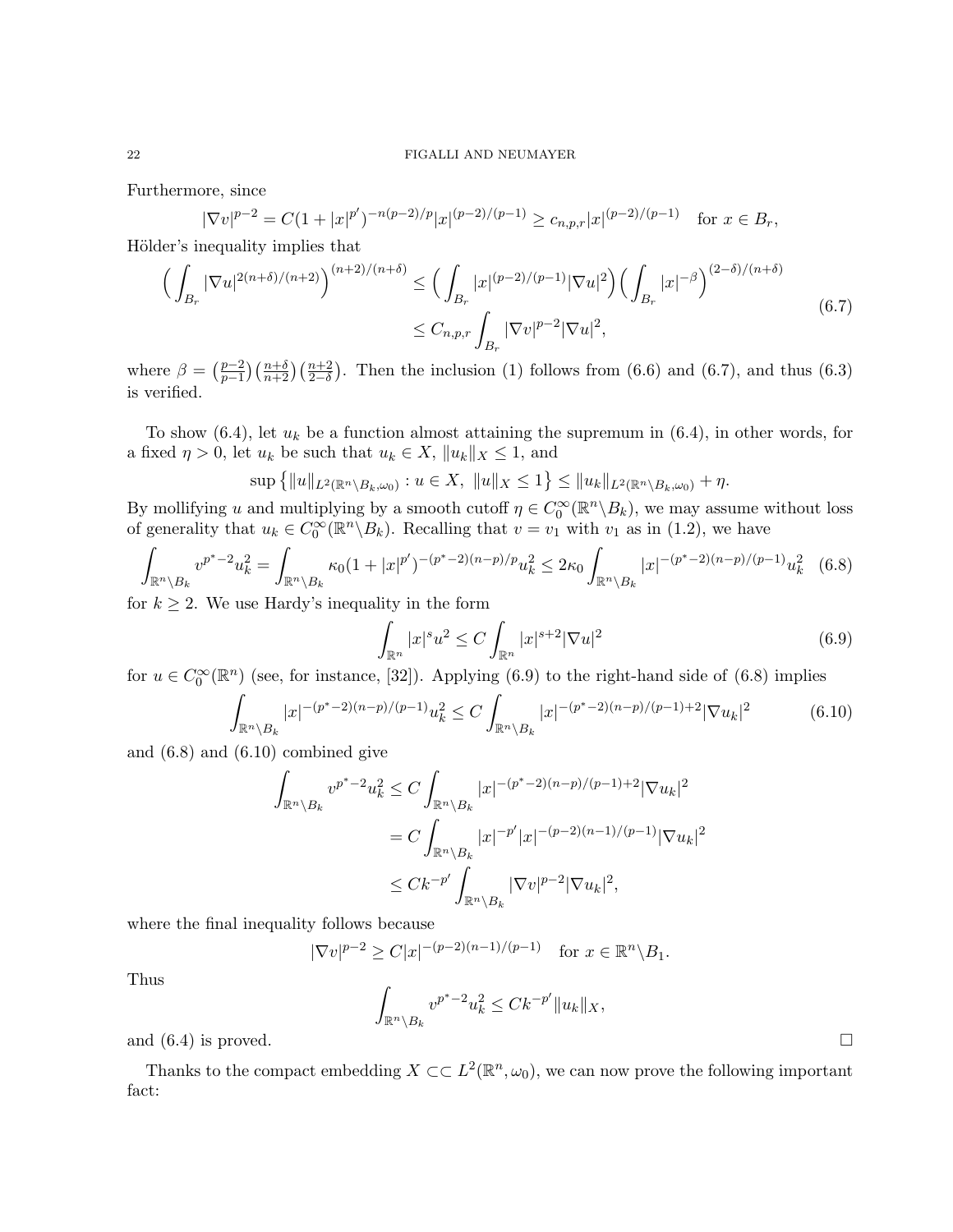Furthermore, since

$$|\nabla v|^{p-2} = C(1+|x|^{p'})^{-n(p-2)/p}|x|^{(p-2)/(p-1)} \geq c_{n,p,r}|x|^{(p-2)/(p-1)} \quad \text{for } x \in B_r,$$

Hölder's inequality implies that

$$\begin{aligned}
\Big(\int_{B_r} |\nabla u|^{2(n+\delta)/(n+2)}\Big)^{(n+2)/(n+\delta)} &\leq \Big(\int_{B_r} |x|^{(p-2)/(p-1)}|\nabla u|^2\Big)\Big(\int_{B_r}|x|^{-\beta}\Big)^{(2-\delta)/(n+\delta)} \\
&\leq C_{n,p,r}\int_{B_r}|\nabla v|^{p-2}|\nabla u|^2,
\end{aligned} \tag{6.7}$$

where $\beta = \big(\frac{p-2}{p-1}\big)\big(\frac{n+\delta}{n+2}\big)\big(\frac{n+2}{2-\delta}\big)$. Then the inclusion (1) follows from (6.6) and (6.7), and thus (6.3) is verified.

To show (6.4), let $u_k$ be a function almost attaining the supremum in (6.4), in other words, for a fixed $\eta > 0$, let $u_k$ be such that $u_k \in X$, $\|u_k\|_X \leq 1$, and

$$\sup\big\{\|u\|_{L^2(\mathbb{R}^n\setminus B_k,\omega_0)} : u \in X,\ \|u\|_X \leq 1\big\} \leq \|u_k\|_{L^2(\mathbb{R}^n\setminus B_k,\omega_0)} + \eta.$$

By mollifying $u$ and multiplying by a smooth cutoff $\eta \in C_0^\infty(\mathbb{R}^n\setminus B_k)$, we may assume without loss of generality that $u_k \in C_0^\infty(\mathbb{R}^n\setminus B_k)$. Recalling that $v = v_1$ with $v_1$ as in (1.2), we have

$$\int_{\mathbb{R}^n\setminus B_k} v^{p^*-2}u_k^2 = \int_{\mathbb{R}^n\setminus B_k}\kappa_0(1+|x|^{p'})^{-(p^*-2)(n-p)/p}u_k^2 \leq 2\kappa_0\int_{\mathbb{R}^n\setminus B_k}|x|^{-(p^*-2)(n-p)/(p-1)}u_k^2 \tag{6.8}$$

for $k \geq 2$. We use Hardy's inequality in the form

$$\int_{\mathbb{R}^n}|x|^s u^2 \leq C\int_{\mathbb{R}^n}|x|^{s+2}|\nabla u|^2 \tag{6.9}$$

for $u \in C_0^\infty(\mathbb{R}^n)$ (see, for instance, [32]). Applying (6.9) to the right-hand side of (6.8) implies

$$\int_{\mathbb{R}^n\setminus B_k}|x|^{-(p^*-2)(n-p)/(p-1)}u_k^2 \leq C\int_{\mathbb{R}^n\setminus B_k}|x|^{-(p^*-2)(n-p)/(p-1)+2}|\nabla u_k|^2 \tag{6.10}$$

and (6.8) and (6.10) combined give

$$\begin{aligned}
\int_{\mathbb{R}^n\setminus B_k} v^{p^*-2}u_k^2 &\leq C\int_{\mathbb{R}^n\setminus B_k}|x|^{-(p^*-2)(n-p)/(p-1)+2}|\nabla u_k|^2 \\
&= C\int_{\mathbb{R}^n\setminus B_k}|x|^{-p'}|x|^{-(p-2)(n-1)/(p-1)}|\nabla u_k|^2 \\
&\leq Ck^{-p'}\int_{\mathbb{R}^n\setminus B_k}|\nabla v|^{p-2}|\nabla u_k|^2,
\end{aligned}$$

where the final inequality follows because

$$|\nabla v|^{p-2} \geq C|x|^{-(p-2)(n-1)/(p-1)} \quad \text{for } x \in \mathbb{R}^n\setminus B_1.$$

Thus

$$\int_{\mathbb{R}^n\setminus B_k} v^{p^*-2}u_k^2 \leq Ck^{-p'}\|u_k\|_X,$$

and (6.4) is proved. $\square$

Thanks to the compact embedding $X \subset\subset L^2(\mathbb{R}^n,\omega_0)$, we can now prove the following important fact: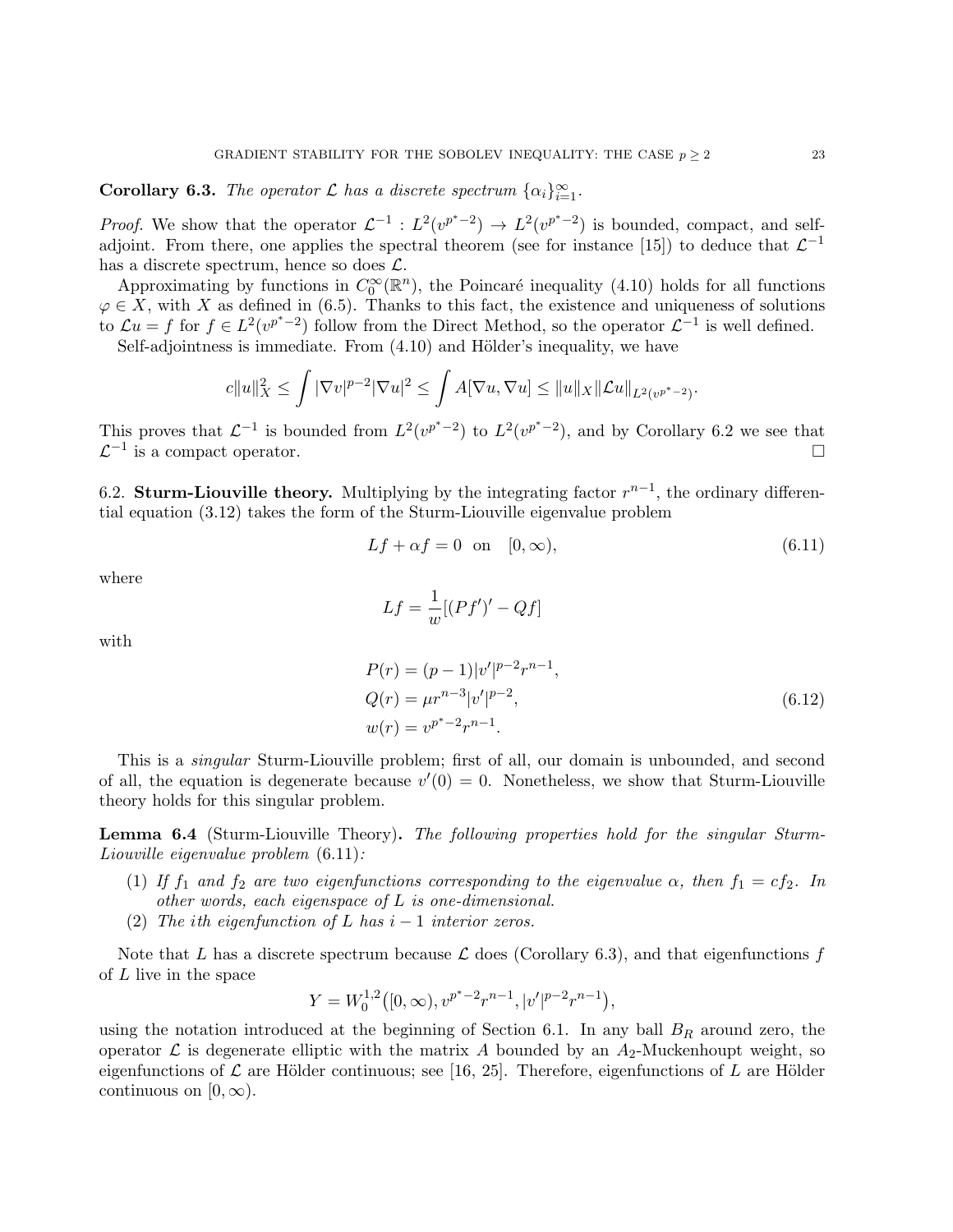**Corollary 6.3.** *The operator $\mathcal{L}$ has a discrete spectrum $\{\alpha_i\}_{i=1}^\infty$.*

*Proof.* We show that the operator $\mathcal{L}^{-1} : L^2(v^{p^*-2}) \to L^2(v^{p^*-2})$ is bounded, compact, and self-adjoint. From there, one applies the spectral theorem (see for instance [15]) to deduce that $\mathcal{L}^{-1}$ has a discrete spectrum, hence so does $\mathcal{L}$.

Approximating by functions in $C_0^\infty(\mathbb{R}^n)$, the Poincaré inequality (4.10) holds for all functions $\varphi \in X$, with $X$ as defined in (6.5). Thanks to this fact, the existence and uniqueness of solutions to $\mathcal{L}u = f$ for $f \in L^2(v^{p^*-2})$ follow from the Direct Method, so the operator $\mathcal{L}^{-1}$ is well defined.

Self-adjointness is immediate. From (4.10) and Hölder's inequality, we have

$$c\|u\|_X^2 \le \int |\nabla v|^{p-2}|\nabla u|^2 \le \int A[\nabla u, \nabla u] \le \|u\|_X \|\mathcal{L}u\|_{L^2(v^{p^*-2})}.$$

This proves that $\mathcal{L}^{-1}$ is bounded from $L^2(v^{p^*-2})$ to $L^2(v^{p^*-2})$, and by Corollary 6.2 we see that $\mathcal{L}^{-1}$ is a compact operator. $\square$

6.2. **Sturm-Liouville theory.** Multiplying by the integrating factor $r^{n-1}$, the ordinary differential equation (3.12) takes the form of the Sturm-Liouville eigenvalue problem

$$Lf + \alpha f = 0 \quad \text{on} \quad [0, \infty), \tag{6.11}$$

where

$$Lf = \frac{1}{w}[(Pf')' - Qf]$$

with

$$\begin{aligned} P(r) &= (p-1)|v'|^{p-2}r^{n-1}, \\ Q(r) &= \mu r^{n-3}|v'|^{p-2}, \\ w(r) &= v^{p^*-2}r^{n-1}. \end{aligned} \tag{6.12}$$

This is a *singular* Sturm-Liouville problem; first of all, our domain is unbounded, and second of all, the equation is degenerate because $v'(0) = 0$. Nonetheless, we show that Sturm-Liouville theory holds for this singular problem.

**Lemma 6.4** (Sturm-Liouville Theory)**.** *The following properties hold for the singular Sturm-Liouville eigenvalue problem* (6.11)*:*

1. *If $f_1$ and $f_2$ are two eigenfunctions corresponding to the eigenvalue $\alpha$, then $f_1 = cf_2$. In other words, each eigenspace of $L$ is one-dimensional.*
2. *The $i$th eigenfunction of $L$ has $i-1$ interior zeros.*

Note that $L$ has a discrete spectrum because $\mathcal{L}$ does (Corollary 6.3), and that eigenfunctions $f$ of $L$ live in the space

$$Y = W_0^{1,2}\big([0,\infty), v^{p^*-2}r^{n-1}, |v'|^{p-2}r^{n-1}\big),$$

using the notation introduced at the beginning of Section 6.1. In any ball $B_R$ around zero, the operator $\mathcal{L}$ is degenerate elliptic with the matrix $A$ bounded by an $A_2$-Muckenhoupt weight, so eigenfunctions of $\mathcal{L}$ are Hölder continuous; see [16, 25]. Therefore, eigenfunctions of $L$ are Hölder continuous on $[0, \infty)$.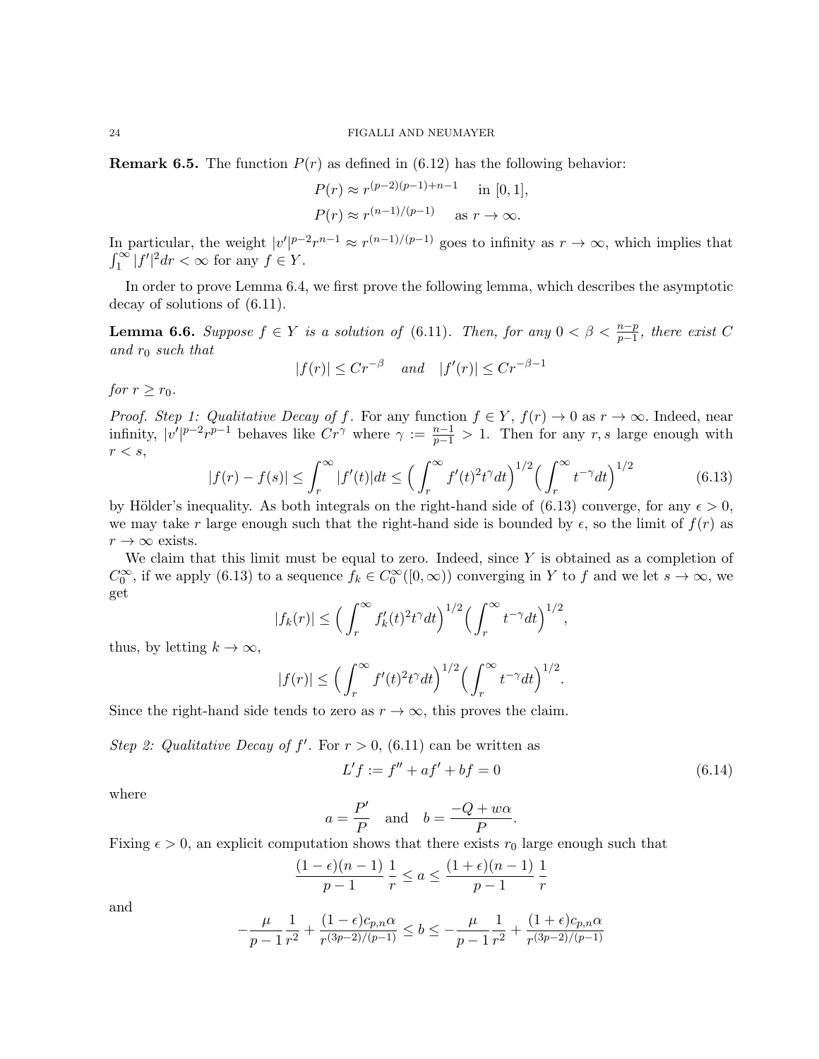**Remark 6.5.** The function $P(r)$ as defined in (6.12) has the following behavior:

$$P(r) \approx r^{(p-2)(p-1)+n-1} \quad \text{in } [0,1],$$
$$P(r) \approx r^{(n-1)/(p-1)} \quad \text{as } r \to \infty.$$

In particular, the weight $|v'|^{p-2}r^{n-1} \approx r^{(n-1)/(p-1)}$ goes to infinity as $r \to \infty$, which implies that $\int_1^\infty |f'|^2 dr < \infty$ for any $f \in Y$.

In order to prove Lemma 6.4, we first prove the following lemma, which describes the asymptotic decay of solutions of (6.11).

**Lemma 6.6.** *Suppose $f \in Y$ is a solution of (6.11). Then, for any $0 < \beta < \frac{n-p}{p-1}$, there exist $C$ and $r_0$ such that*

$$|f(r)| \leq Cr^{-\beta} \quad \text{and} \quad |f'(r)| \leq Cr^{-\beta-1}$$

*for $r \geq r_0$.*

*Proof. Step 1: Qualitative Decay of $f$.* For any function $f \in Y$, $f(r) \to 0$ as $r \to \infty$. Indeed, near infinity, $|v'|^{p-2}r^{p-1}$ behaves like $Cr^\gamma$ where $\gamma := \frac{n-1}{p-1} > 1$. Then for any $r, s$ large enough with $r < s$,

$$|f(r) - f(s)| \leq \int_r^\infty |f'(t)|dt \leq \Big(\int_r^\infty f'(t)^2 t^\gamma dt\Big)^{1/2}\Big(\int_r^\infty t^{-\gamma}dt\Big)^{1/2} \tag{6.13}$$

by Hölder's inequality. As both integrals on the right-hand side of (6.13) converge, for any $\epsilon > 0$, we may take $r$ large enough such that the right-hand side is bounded by $\epsilon$, so the limit of $f(r)$ as $r \to \infty$ exists.

We claim that this limit must be equal to zero. Indeed, since $Y$ is obtained as a completion of $C_0^\infty$, if we apply (6.13) to a sequence $f_k \in C_0^\infty([0,\infty))$ converging in $Y$ to $f$ and we let $s \to \infty$, we get

$$|f_k(r)| \leq \Big(\int_r^\infty f_k'(t)^2 t^\gamma dt\Big)^{1/2}\Big(\int_r^\infty t^{-\gamma}dt\Big)^{1/2},$$

thus, by letting $k \to \infty$,

$$|f(r)| \leq \Big(\int_r^\infty f'(t)^2 t^\gamma dt\Big)^{1/2}\Big(\int_r^\infty t^{-\gamma}dt\Big)^{1/2}.$$

Since the right-hand side tends to zero as $r \to \infty$, this proves the claim.

*Step 2: Qualitative Decay of $f'$.* For $r > 0$, (6.11) can be written as

$$L'f := f'' + af' + bf = 0 \tag{6.14}$$

where

$$a = \frac{P'}{P} \quad \text{and} \quad b = \frac{-Q + w\alpha}{P}.$$

Fixing $\epsilon > 0$, an explicit computation shows that there exists $r_0$ large enough such that

$$\frac{(1-\epsilon)(n-1)}{p-1}\frac{1}{r} \leq a \leq \frac{(1+\epsilon)(n-1)}{p-1}\frac{1}{r}$$

and

$$-\frac{\mu}{p-1}\frac{1}{r^2} + \frac{(1-\epsilon)c_{p,n}\alpha}{r^{(3p-2)/(p-1)}} \leq b \leq -\frac{\mu}{p-1}\frac{1}{r^2} + \frac{(1+\epsilon)c_{p,n}\alpha}{r^{(3p-2)/(p-1)}}$$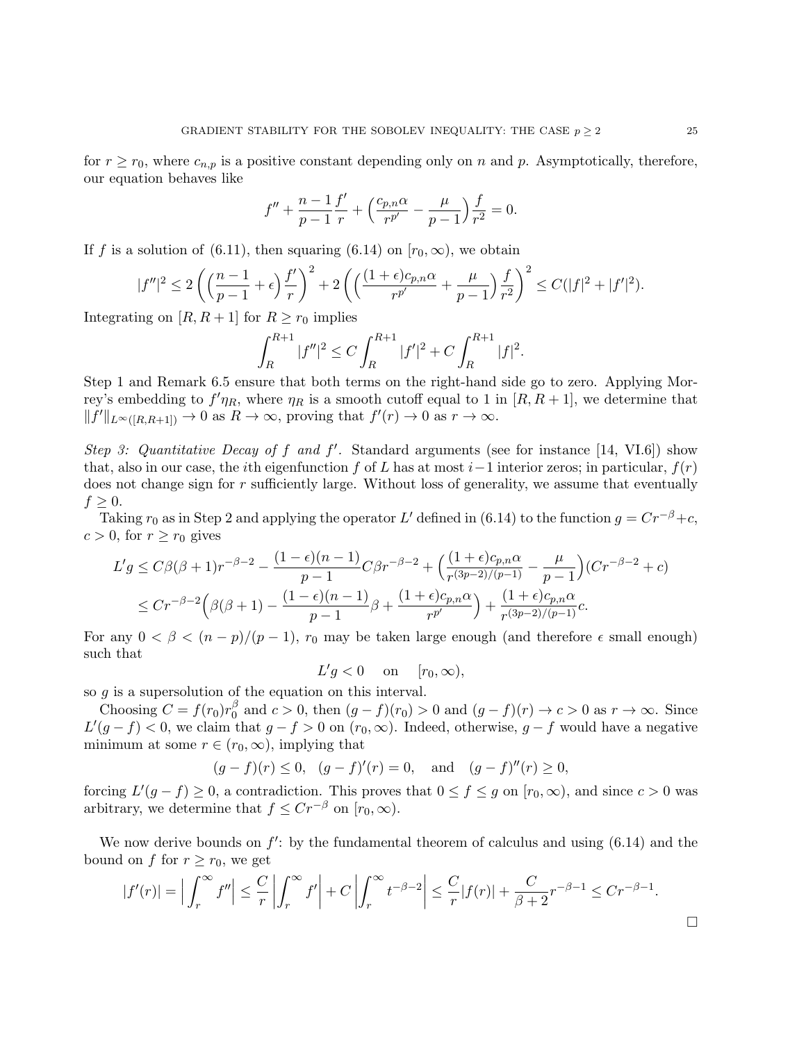for $r \geq r_0$, where $c_{n,p}$ is a positive constant depending only on $n$ and $p$. Asymptotically, therefore, our equation behaves like

$$f'' + \frac{n-1}{p-1}\frac{f'}{r} + \Big(\frac{c_{p,n}\alpha}{r^{p'}} - \frac{\mu}{p-1}\Big)\frac{f}{r^2} = 0.$$

If $f$ is a solution of (6.11), then squaring (6.14) on $[r_0, \infty)$, we obtain

$$|f''|^2 \leq 2\left(\Big(\frac{n-1}{p-1} + \epsilon\Big)\frac{f'}{r}\right)^2 + 2\left(\Big(\frac{(1+\epsilon)c_{p,n}\alpha}{r^{p'}} + \frac{\mu}{p-1}\Big)\frac{f}{r^2}\right)^2 \leq C(|f|^2 + |f'|^2).$$

Integrating on $[R, R+1]$ for $R \geq r_0$ implies

$$\int_R^{R+1} |f''|^2 \leq C\int_R^{R+1} |f'|^2 + C\int_R^{R+1} |f|^2.$$

Step 1 and Remark 6.5 ensure that both terms on the right-hand side go to zero. Applying Morrey's embedding to $f'\eta_R$, where $\eta_R$ is a smooth cutoff equal to 1 in $[R, R+1]$, we determine that $\|f'\|_{L^\infty([R,R+1])} \to 0$ as $R \to \infty$, proving that $f'(r) \to 0$ as $r \to \infty$.

*Step 3: Quantitative Decay of $f$ and $f'$.* Standard arguments (see for instance [14, VI.6]) show that, also in our case, the $i$th eigenfunction $f$ of $L$ has at most $i-1$ interior zeros; in particular, $f(r)$ does not change sign for $r$ sufficiently large. Without loss of generality, we assume that eventually $f \geq 0$.

Taking $r_0$ as in Step 2 and applying the operator $L'$ defined in (6.14) to the function $g = Cr^{-\beta} + c$, $c > 0$, for $r \geq r_0$ gives

$$\begin{aligned} L'g &\leq C\beta(\beta+1)r^{-\beta-2} - \frac{(1-\epsilon)(n-1)}{p-1}C\beta r^{-\beta-2} + \Big(\frac{(1+\epsilon)c_{p,n}\alpha}{r^{(3p-2)/(p-1)}} - \frac{\mu}{p-1}\Big)(Cr^{-\beta-2} + c) \\ &\leq Cr^{-\beta-2}\Big(\beta(\beta+1) - \frac{(1-\epsilon)(n-1)}{p-1}\beta + \frac{(1+\epsilon)c_{p,n}\alpha}{r^{p'}}\Big) + \frac{(1+\epsilon)c_{p,n}\alpha}{r^{(3p-2)/(p-1)}}c. \end{aligned}$$

For any $0 < \beta < (n-p)/(p-1)$, $r_0$ may be taken large enough (and therefore $\epsilon$ small enough) such that

$$L'g < 0 \quad \text{ on } \quad [r_0, \infty),$$

so $g$ is a supersolution of the equation on this interval.

Choosing $C = f(r_0)r_0^\beta$ and $c > 0$, then $(g-f)(r_0) > 0$ and $(g-f)(r) \to c > 0$ as $r \to \infty$. Since $L'(g-f) < 0$, we claim that $g - f > 0$ on $(r_0, \infty)$. Indeed, otherwise, $g - f$ would have a negative minimum at some $r \in (r_0, \infty)$, implying that

$$(g-f)(r) \leq 0, \quad (g-f)'(r) = 0, \quad \text{and} \quad (g-f)''(r) \geq 0,$$

forcing $L'(g-f) \geq 0$, a contradiction. This proves that $0 \leq f \leq g$ on $[r_0, \infty)$, and since $c > 0$ was arbitrary, we determine that $f \leq Cr^{-\beta}$ on $[r_0, \infty)$.

We now derive bounds on $f'$: by the fundamental theorem of calculus and using (6.14) and the bound on $f$ for $r \geq r_0$, we get

$$|f'(r)| = \Big|\int_r^\infty f''\Big| \leq \frac{C}{r}\left|\int_r^\infty f'\right| + C\left|\int_r^\infty t^{-\beta-2}\right| \leq \frac{C}{r}|f(r)| + \frac{C}{\beta+2}r^{-\beta-1} \leq Cr^{-\beta-1}.$$

$\square$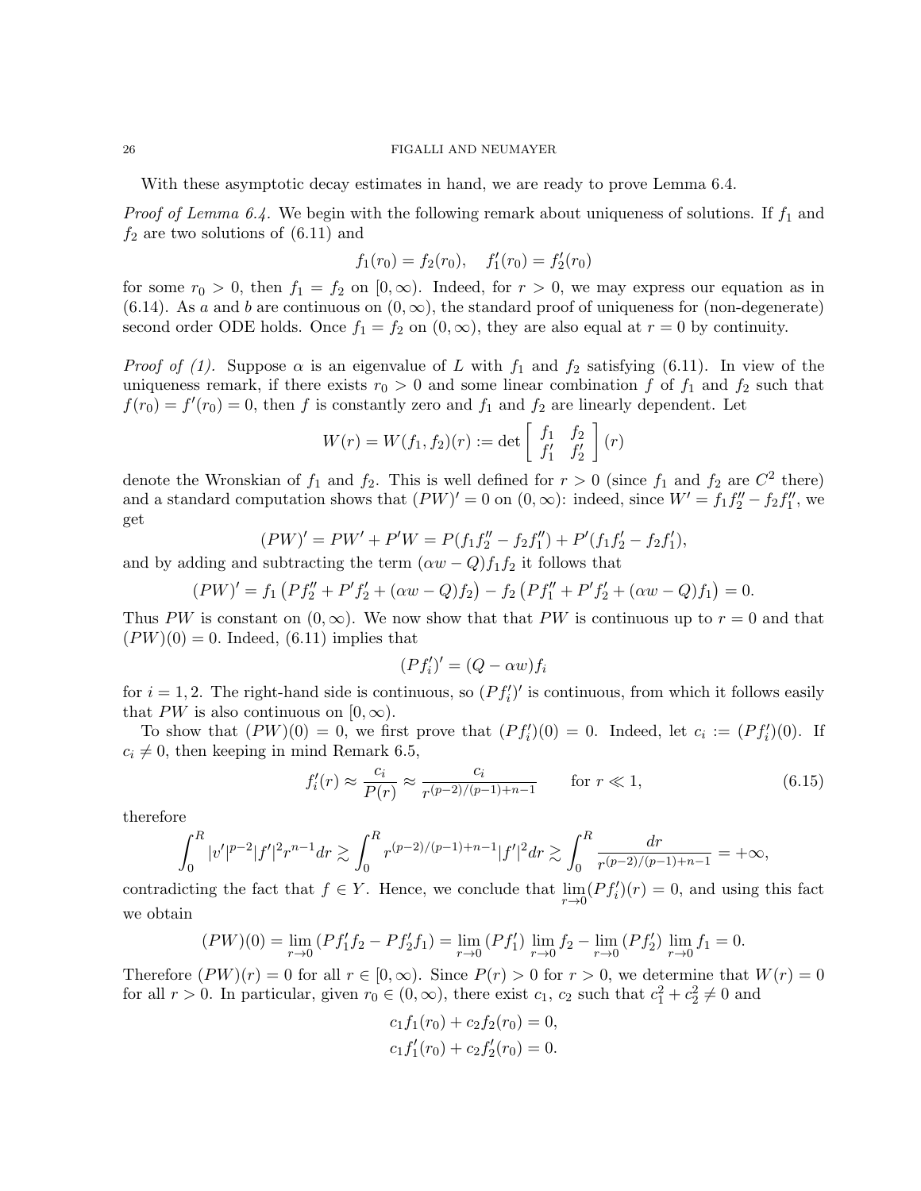With these asymptotic decay estimates in hand, we are ready to prove Lemma 6.4.

*Proof of Lemma 6.4.* We begin with the following remark about uniqueness of solutions. If $f_1$ and $f_2$ are two solutions of (6.11) and

$$f_1(r_0) = f_2(r_0), \quad f_1'(r_0) = f_2'(r_0)$$

for some $r_0 > 0$, then $f_1 = f_2$ on $[0, \infty)$. Indeed, for $r > 0$, we may express our equation as in (6.14). As $a$ and $b$ are continuous on $(0, \infty)$, the standard proof of uniqueness for (non-degenerate) second order ODE holds. Once $f_1 = f_2$ on $(0, \infty)$, they are also equal at $r = 0$ by continuity.

*Proof of (1).* Suppose $\alpha$ is an eigenvalue of $L$ with $f_1$ and $f_2$ satisfying (6.11). In view of the uniqueness remark, if there exists $r_0 > 0$ and some linear combination $f$ of $f_1$ and $f_2$ such that $f(r_0) = f'(r_0) = 0$, then $f$ is constantly zero and $f_1$ and $f_2$ are linearly dependent. Let

$$W(r) = W(f_1, f_2)(r) := \det \begin{bmatrix} f_1 & f_2 \\ f_1' & f_2' \end{bmatrix} (r)$$

denote the Wronskian of $f_1$ and $f_2$. This is well defined for $r > 0$ (since $f_1$ and $f_2$ are $C^2$ there) and a standard computation shows that $(PW)' = 0$ on $(0, \infty)$: indeed, since $W' = f_1 f_2'' - f_2 f_1''$, we get

$$(PW)' = PW' + P'W = P(f_1 f_2'' - f_2 f_1'') + P'(f_1 f_2' - f_2 f_1'),$$

and by adding and subtracting the term $(\alpha w - Q) f_1 f_2$ it follows that

$$(PW)' = f_1 \left( P f_2'' + P' f_2' + (\alpha w - Q) f_2 \right) - f_2 \left( P f_1'' + P' f_2' + (\alpha w - Q) f_1 \right) = 0.$$

Thus $PW$ is constant on $(0, \infty)$. We now show that that $PW$ is continuous up to $r = 0$ and that $(PW)(0) = 0$. Indeed, (6.11) implies that

$$(P f_i')' = (Q - \alpha w) f_i$$

for $i = 1, 2$. The right-hand side is continuous, so $(P f_i')'$ is continuous, from which it follows easily that $PW$ is also continuous on $[0, \infty)$.

To show that $(PW)(0) = 0$, we first prove that $(P f_i')(0) = 0$. Indeed, let $c_i := (P f_i')(0)$. If $c_i \neq 0$, then keeping in mind Remark 6.5,

$$f_i'(r) \approx \frac{c_i}{P(r)} \approx \frac{c_i}{r^{(p-2)/(p-1)+n-1}} \qquad \text{for } r \ll 1, \tag{6.15}$$

therefore

$$\int_0^R |v'|^{p-2} |f'|^2 r^{n-1} dr \gtrsim \int_0^R r^{(p-2)/(p-1)+n-1} |f'|^2 dr \gtrsim \int_0^R \frac{dr}{r^{(p-2)/(p-1)+n-1}} = +\infty,$$

contradicting the fact that $f \in Y$. Hence, we conclude that $\lim_{r \to 0} (P f_i')(r) = 0$, and using this fact we obtain

$$(PW)(0) = \lim_{r \to 0} (P f_1' f_2 - P f_2' f_1) = \lim_{r \to 0} (P f_1') \lim_{r \to 0} f_2 - \lim_{r \to 0} (P f_2') \lim_{r \to 0} f_1 = 0.$$

Therefore $(PW)(r) = 0$ for all $r \in [0, \infty)$. Since $P(r) > 0$ for $r > 0$, we determine that $W(r) = 0$ for all $r > 0$. In particular, given $r_0 \in (0, \infty)$, there exist $c_1$, $c_2$ such that $c_1^2 + c_2^2 \neq 0$ and

$$c_1 f_1(r_0) + c_2 f_2(r_0) = 0,$$
$$c_1 f_1'(r_0) + c_2 f_2'(r_0) = 0.$$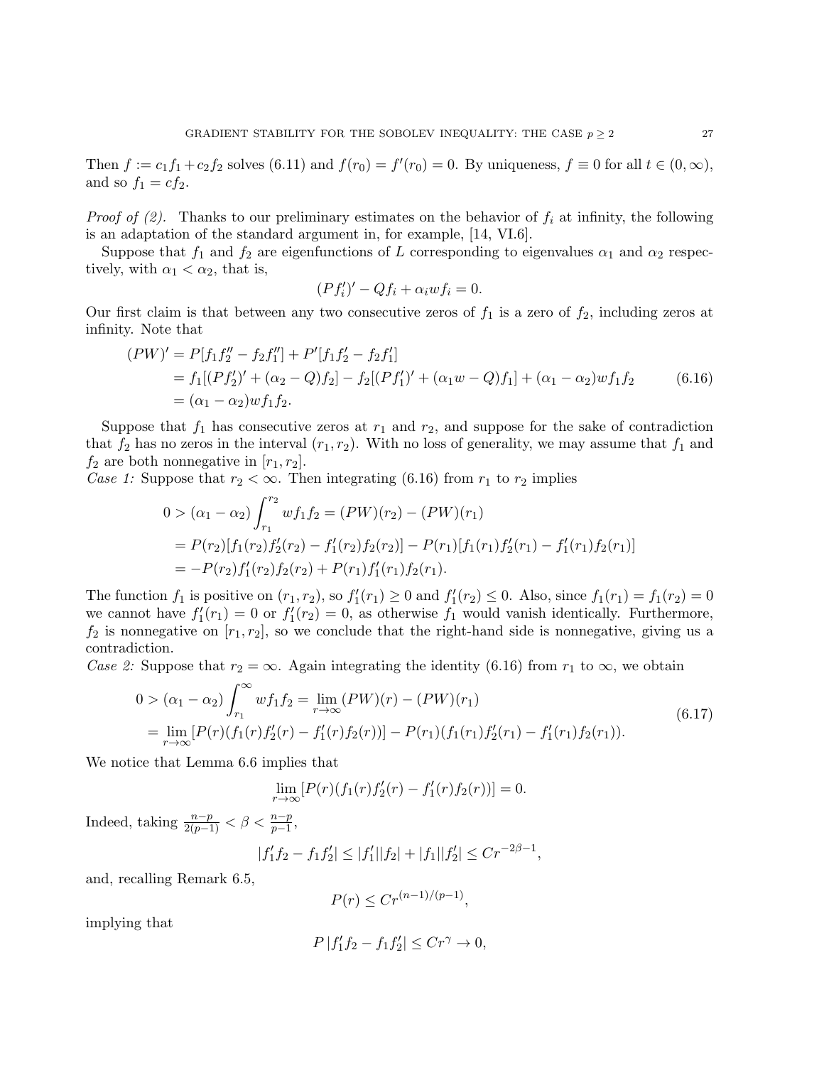Then $f := c_1 f_1 + c_2 f_2$ solves (6.11) and $f(r_0) = f'(r_0) = 0$. By uniqueness, $f \equiv 0$ for all $t \in (0, \infty)$, and so $f_1 = cf_2$.

*Proof of (2).* Thanks to our preliminary estimates on the behavior of $f_i$ at infinity, the following is an adaptation of the standard argument in, for example, [14, VI.6].

Suppose that $f_1$ and $f_2$ are eigenfunctions of $L$ corresponding to eigenvalues $\alpha_1$ and $\alpha_2$ respectively, with $\alpha_1 < \alpha_2$, that is,

$$(P f_i')' - Q f_i + \alpha_i w f_i = 0.$$

Our first claim is that between any two consecutive zeros of $f_1$ is a zero of $f_2$, including zeros at infinity. Note that

$$\begin{aligned}
(PW)' &= P[f_1 f_2'' - f_2 f_1''] + P'[f_1 f_2' - f_2 f_1'] \\
&= f_1[(P f_2')' + (\alpha_2 - Q) f_2] - f_2[(P f_1')' + (\alpha_1 w - Q) f_1] + (\alpha_1 - \alpha_2) w f_1 f_2 \\
&= (\alpha_1 - \alpha_2) w f_1 f_2.
\end{aligned} \tag{6.16}$$

Suppose that $f_1$ has consecutive zeros at $r_1$ and $r_2$, and suppose for the sake of contradiction that $f_2$ has no zeros in the interval $(r_1, r_2)$. With no loss of generality, we may assume that $f_1$ and $f_2$ are both nonnegative in $[r_1, r_2]$.

*Case 1:* Suppose that $r_2 < \infty$. Then integrating (6.16) from $r_1$ to $r_2$ implies

$$\begin{aligned}
0 > (\alpha_1 - \alpha_2) \int_{r_1}^{r_2} w f_1 f_2 &= (PW)(r_2) - (PW)(r_1) \\
&= P(r_2)[f_1(r_2) f_2'(r_2) - f_1'(r_2) f_2(r_2)] - P(r_1)[f_1(r_1) f_2'(r_1) - f_1'(r_1) f_2(r_1)] \\
&= -P(r_2) f_1'(r_2) f_2(r_2) + P(r_1) f_1'(r_1) f_2(r_1).
\end{aligned}$$

The function $f_1$ is positive on $(r_1, r_2)$, so $f_1'(r_1) \geq 0$ and $f_1'(r_2) \leq 0$. Also, since $f_1(r_1) = f_1(r_2) = 0$ we cannot have $f_1'(r_1) = 0$ or $f_1'(r_2) = 0$, as otherwise $f_1$ would vanish identically. Furthermore, $f_2$ is nonnegative on $[r_1, r_2]$, so we conclude that the right-hand side is nonnegative, giving us a contradiction.

*Case 2:* Suppose that $r_2 = \infty$. Again integrating the identity (6.16) from $r_1$ to $\infty$, we obtain

$$\begin{aligned}
0 > (\alpha_1 - \alpha_2) \int_{r_1}^{\infty} w f_1 f_2 &= \lim_{r \to \infty} (PW)(r) - (PW)(r_1) \\
&= \lim_{r \to \infty} [P(r)(f_1(r) f_2'(r) - f_1'(r) f_2(r))] - P(r_1)(f_1(r_1) f_2'(r_1) - f_1'(r_1) f_2(r_1)).
\end{aligned} \tag{6.17}$$

We notice that Lemma 6.6 implies that

$$\lim_{r \to \infty} [P(r)(f_1(r) f_2'(r) - f_1'(r) f_2(r))] = 0.$$

Indeed, taking $\frac{n-p}{2(p-1)} < \beta < \frac{n-p}{p-1}$,

$$|f_1' f_2 - f_1 f_2'| \leq |f_1'||f_2| + |f_1||f_2'| \leq C r^{-2\beta - 1},$$

and, recalling Remark 6.5,

$$P(r) \leq C r^{(n-1)/(p-1)},$$

implying that

$$P\, |f_1' f_2 - f_1 f_2'| \leq C r^{\gamma} \to 0,$$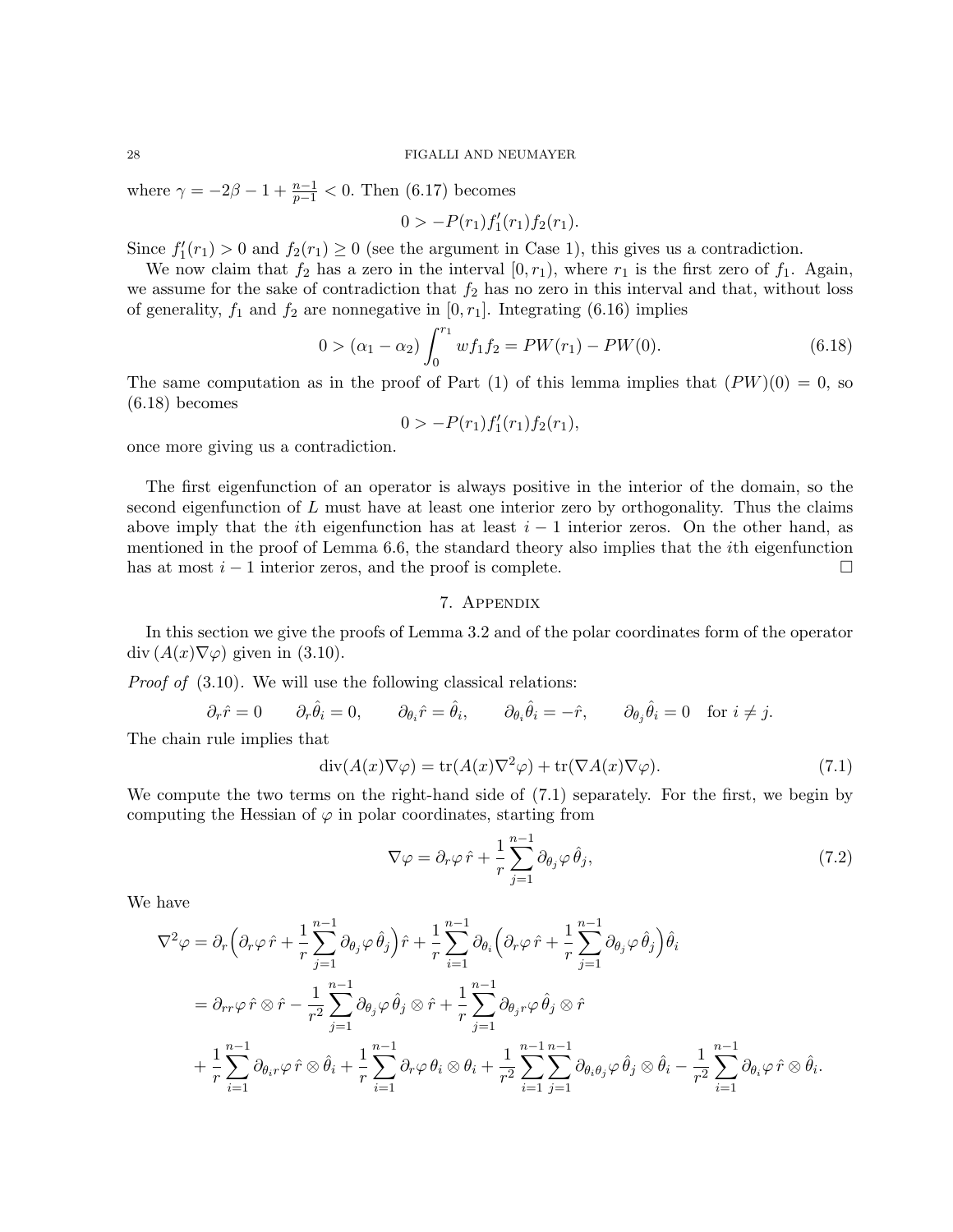where $\gamma = -2\beta - 1 + \frac{n-1}{p-1} < 0$. Then (6.17) becomes

$$0 > -P(r_1)f_1'(r_1)f_2(r_1).$$

Since $f_1'(r_1) > 0$ and $f_2(r_1) \geq 0$ (see the argument in Case 1), this gives us a contradiction.

We now claim that $f_2$ has a zero in the interval $[0, r_1)$, where $r_1$ is the first zero of $f_1$. Again, we assume for the sake of contradiction that $f_2$ has no zero in this interval and that, without loss of generality, $f_1$ and $f_2$ are nonnegative in $[0, r_1]$. Integrating (6.16) implies

$$0 > (\alpha_1 - \alpha_2)\int_0^{r_1} w f_1 f_2 = PW(r_1) - PW(0). \tag{6.18}$$

The same computation as in the proof of Part (1) of this lemma implies that $(PW)(0) = 0$, so (6.18) becomes

$$0 > -P(r_1)f_1'(r_1)f_2(r_1),$$

once more giving us a contradiction.

The first eigenfunction of an operator is always positive in the interior of the domain, so the second eigenfunction of $L$ must have at least one interior zero by orthogonality. Thus the claims above imply that the $i$th eigenfunction has at least $i-1$ interior zeros. On the other hand, as mentioned in the proof of Lemma 6.6, the standard theory also implies that the $i$th eigenfunction has at most $i-1$ interior zeros, and the proof is complete. □

## 7. Appendix

In this section we give the proofs of Lemma 3.2 and of the polar coordinates form of the operator $\mathrm{div}\,(A(x)\nabla\varphi)$ given in (3.10).

*Proof of* (3.10). We will use the following classical relations:

$$\partial_r \hat{r} = 0 \qquad \partial_r \hat{\theta}_i = 0, \qquad \partial_{\theta_i}\hat{r} = \hat{\theta}_i, \qquad \partial_{\theta_i}\hat{\theta}_i = -\hat{r}, \qquad \partial_{\theta_j}\hat{\theta}_i = 0 \quad \text{for } i \neq j.$$

The chain rule implies that

$$\mathrm{div}(A(x)\nabla\varphi) = \mathrm{tr}(A(x)\nabla^2\varphi) + \mathrm{tr}(\nabla A(x)\nabla\varphi). \tag{7.1}$$

We compute the two terms on the right-hand side of (7.1) separately. For the first, we begin by computing the Hessian of $\varphi$ in polar coordinates, starting from

$$\nabla\varphi = \partial_r\varphi\,\hat{r} + \frac{1}{r}\sum_{j=1}^{n-1}\partial_{\theta_j}\varphi\,\hat{\theta}_j, \tag{7.2}$$

We have

$$\begin{aligned}
\nabla^2\varphi &= \partial_r\Big(\partial_r\varphi\,\hat{r} + \frac{1}{r}\sum_{j=1}^{n-1}\partial_{\theta_j}\varphi\,\hat{\theta}_j\Big)\hat{r} + \frac{1}{r}\sum_{i=1}^{n-1}\partial_{\theta_i}\Big(\partial_r\varphi\,\hat{r} + \frac{1}{r}\sum_{j=1}^{n-1}\partial_{\theta_j}\varphi\,\hat{\theta}_j\Big)\hat{\theta}_i \\
&= \partial_{rr}\varphi\,\hat{r}\otimes\hat{r} - \frac{1}{r^2}\sum_{j=1}^{n-1}\partial_{\theta_j}\varphi\,\hat{\theta}_j\otimes\hat{r} + \frac{1}{r}\sum_{j=1}^{n-1}\partial_{\theta_j r}\varphi\,\hat{\theta}_j\otimes\hat{r} \\
&\quad + \frac{1}{r}\sum_{i=1}^{n-1}\partial_{\theta_i r}\varphi\,\hat{r}\otimes\hat{\theta}_i + \frac{1}{r}\sum_{i=1}^{n-1}\partial_r\varphi\,\theta_i\otimes\theta_i + \frac{1}{r^2}\sum_{i=1}^{n-1}\sum_{j=1}^{n-1}\partial_{\theta_i\theta_j}\varphi\,\hat{\theta}_j\otimes\hat{\theta}_i - \frac{1}{r^2}\sum_{i=1}^{n-1}\partial_{\theta_i}\varphi\,\hat{r}\otimes\hat{\theta}_i.
\end{aligned}$$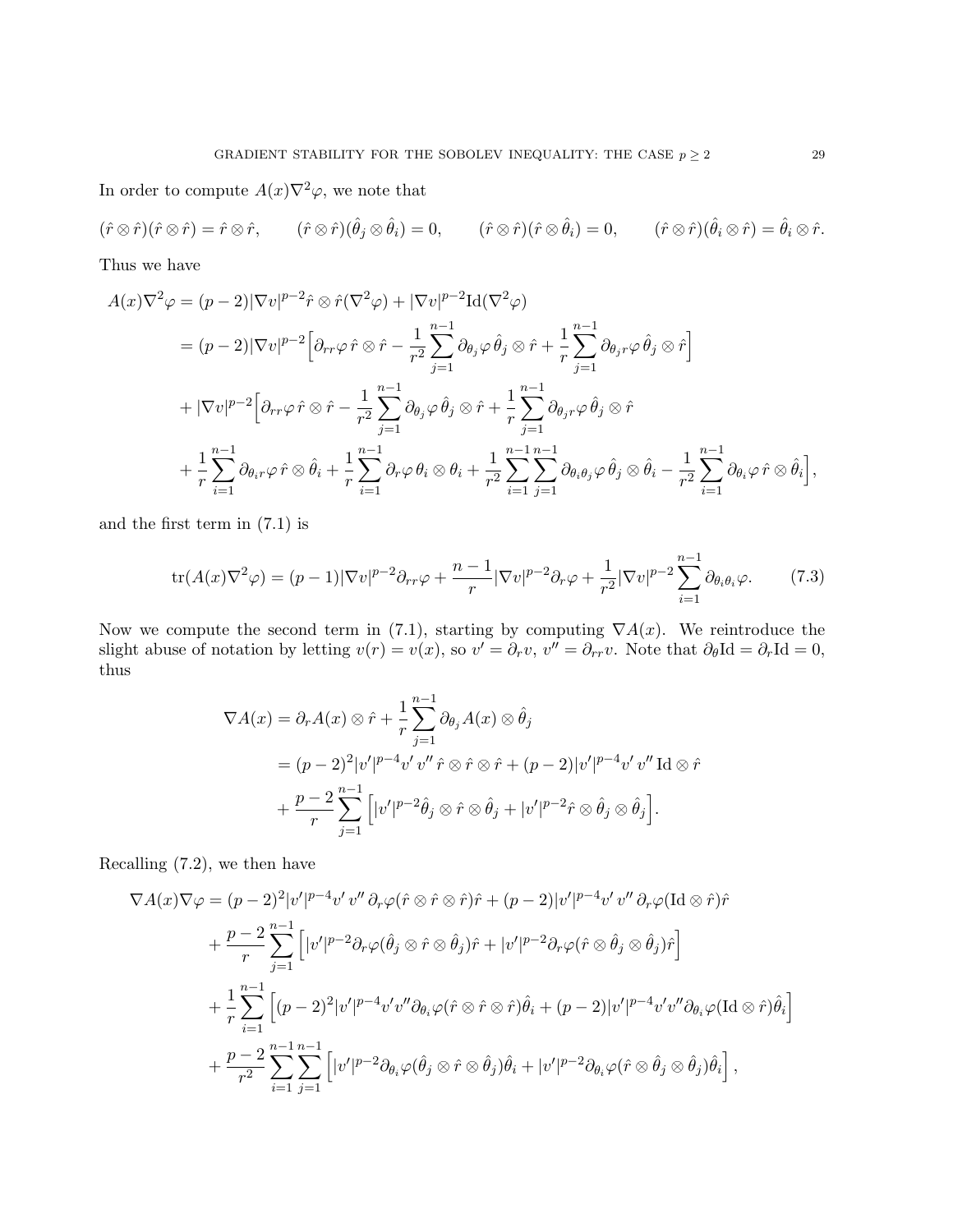In order to compute $A(x)\nabla^2\varphi$, we note that

$$(\hat{r}\otimes\hat{r})(\hat{r}\otimes\hat{r}) = \hat{r}\otimes\hat{r}, \qquad (\hat{r}\otimes\hat{r})(\hat{\theta}_j\otimes\hat{\theta}_i) = 0, \qquad (\hat{r}\otimes\hat{r})(\hat{r}\otimes\hat{\theta}_i) = 0, \qquad (\hat{r}\otimes\hat{r})(\hat{\theta}_i\otimes\hat{r}) = \hat{\theta}_i\otimes\hat{r}.$$

Thus we have

$$\begin{aligned}
A(x)\nabla^2\varphi &= (p-2)|\nabla v|^{p-2}\hat{r}\otimes\hat{r}(\nabla^2\varphi) + |\nabla v|^{p-2}\mathrm{Id}(\nabla^2\varphi)\\
&= (p-2)|\nabla v|^{p-2}\Big[\partial_{rr}\varphi\,\hat{r}\otimes\hat{r} - \frac{1}{r^2}\sum_{j=1}^{n-1}\partial_{\theta_j}\varphi\,\hat{\theta}_j\otimes\hat{r} + \frac{1}{r}\sum_{j=1}^{n-1}\partial_{\theta_j r}\varphi\,\hat{\theta}_j\otimes\hat{r}\Big]\\
&+ |\nabla v|^{p-2}\Big[\partial_{rr}\varphi\,\hat{r}\otimes\hat{r} - \frac{1}{r^2}\sum_{j=1}^{n-1}\partial_{\theta_j}\varphi\,\hat{\theta}_j\otimes\hat{r} + \frac{1}{r}\sum_{j=1}^{n-1}\partial_{\theta_j r}\varphi\,\hat{\theta}_j\otimes\hat{r}\\
&+ \frac{1}{r}\sum_{i=1}^{n-1}\partial_{\theta_i r}\varphi\,\hat{r}\otimes\hat{\theta}_i + \frac{1}{r}\sum_{i=1}^{n-1}\partial_r\varphi\,\theta_i\otimes\theta_i + \frac{1}{r^2}\sum_{i=1}^{n-1}\sum_{j=1}^{n-1}\partial_{\theta_i\theta_j}\varphi\,\hat{\theta}_j\otimes\hat{\theta}_i - \frac{1}{r^2}\sum_{i=1}^{n-1}\partial_{\theta_i}\varphi\,\hat{r}\otimes\hat{\theta}_i\Big],
\end{aligned}$$

and the first term in (7.1) is

$$\mathrm{tr}(A(x)\nabla^2\varphi) = (p-1)|\nabla v|^{p-2}\partial_{rr}\varphi + \frac{n-1}{r}|\nabla v|^{p-2}\partial_r\varphi + \frac{1}{r^2}|\nabla v|^{p-2}\sum_{i=1}^{n-1}\partial_{\theta_i\theta_i}\varphi. \tag{7.3}$$

Now we compute the second term in (7.1), starting by computing $\nabla A(x)$. We reintroduce the slight abuse of notation by letting $v(r) = v(x)$, so $v' = \partial_r v$, $v'' = \partial_{rr}v$. Note that $\partial_\theta \mathrm{Id} = \partial_r\mathrm{Id} = 0$, thus

$$\begin{aligned}
\nabla A(x) &= \partial_r A(x)\otimes\hat{r} + \frac{1}{r}\sum_{j=1}^{n-1}\partial_{\theta_j}A(x)\otimes\hat{\theta}_j\\
&= (p-2)^2|v'|^{p-4}v'\,v''\,\hat{r}\otimes\hat{r}\otimes\hat{r} + (p-2)|v'|^{p-4}v'\,v''\,\mathrm{Id}\otimes\hat{r}\\
&+ \frac{p-2}{r}\sum_{j=1}^{n-1}\Big[|v'|^{p-2}\hat{\theta}_j\otimes\hat{r}\otimes\hat{\theta}_j + |v'|^{p-2}\hat{r}\otimes\hat{\theta}_j\otimes\hat{\theta}_j\Big].
\end{aligned}$$

Recalling (7.2), we then have

$$\begin{aligned}
\nabla A(x)\nabla\varphi &= (p-2)^2|v'|^{p-4}v'\,v''\,\partial_r\varphi(\hat{r}\otimes\hat{r}\otimes\hat{r})\hat{r} + (p-2)|v'|^{p-4}v'\,v''\,\partial_r\varphi(\mathrm{Id}\otimes\hat{r})\hat{r}\\
&+ \frac{p-2}{r}\sum_{j=1}^{n-1}\Big[|v'|^{p-2}\partial_r\varphi(\hat{\theta}_j\otimes\hat{r}\otimes\hat{\theta}_j)\hat{r} + |v'|^{p-2}\partial_r\varphi(\hat{r}\otimes\hat{\theta}_j\otimes\hat{\theta}_j)\hat{r}\Big]\\
&+ \frac{1}{r}\sum_{i=1}^{n-1}\Big[(p-2)^2|v'|^{p-4}v'v''\partial_{\theta_i}\varphi(\hat{r}\otimes\hat{r}\otimes\hat{r})\hat{\theta}_i + (p-2)|v'|^{p-4}v'v''\partial_{\theta_i}\varphi(\mathrm{Id}\otimes\hat{r})\hat{\theta}_i\Big]\\
&+ \frac{p-2}{r^2}\sum_{i=1}^{n-1}\sum_{j=1}^{n-1}\Big[|v'|^{p-2}\partial_{\theta_i}\varphi(\hat{\theta}_j\otimes\hat{r}\otimes\hat{\theta}_j)\hat{\theta}_i + |v'|^{p-2}\partial_{\theta_i}\varphi(\hat{r}\otimes\hat{\theta}_j\otimes\hat{\theta}_j)\hat{\theta}_i\Big],
\end{aligned}$$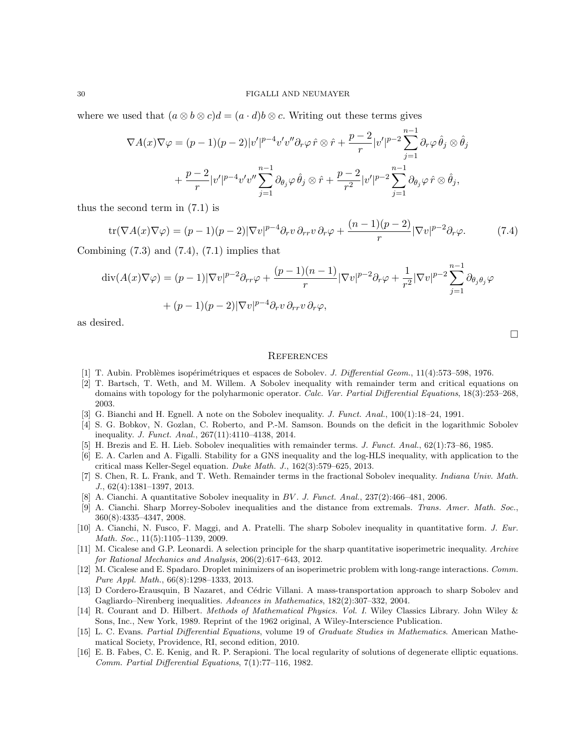where we used that $(a \otimes b \otimes c)d = (a \cdot d) b \otimes c$. Writing out these terms gives

$$
\begin{aligned}
\nabla A(x) \nabla \varphi = (p-1)(p-2)|v'|^{p-4} v' v'' \partial_r \varphi \, \hat{r} \otimes \hat{r} + \frac{p-2}{r} |v'|^{p-2} \sum_{j=1}^{n-1} \partial_r \varphi \, \hat{\theta}_j \otimes \hat{\theta}_j \\
+ \frac{p-2}{r} |v'|^{p-4} v' v'' \sum_{j=1}^{n-1} \partial_{\theta_j} \varphi \, \hat{\theta}_j \otimes \hat{r} + \frac{p-2}{r^2} |v'|^{p-2} \sum_{j=1}^{n-1} \partial_{\theta_j} \varphi \, \hat{r} \otimes \hat{\theta}_j,
\end{aligned}
$$

thus the second term in (7.1) is

$$
\operatorname{tr}(\nabla A(x) \nabla \varphi) = (p-1)(p-2)|\nabla v|^{p-4} \partial_r v \, \partial_{rr} v \, \partial_r \varphi + \frac{(n-1)(p-2)}{r} |\nabla v|^{p-2} \partial_r \varphi. \tag{7.4}
$$

Combining (7.3) and (7.4), (7.1) implies that

$$
\begin{aligned}
\operatorname{div}(A(x) \nabla \varphi) = (p-1)|\nabla v|^{p-2} \partial_{rr} \varphi + \frac{(p-1)(n-1)}{r} |\nabla v|^{p-2} \partial_r \varphi + \frac{1}{r^2} |\nabla v|^{p-2} \sum_{j=1}^{n-1} \partial_{\theta_j \theta_j} \varphi \\
+ (p-1)(p-2)|\nabla v|^{p-4} \partial_r v \, \partial_{rr} v \, \partial_r \varphi,
\end{aligned}
$$

as desired.

□

## References

[1] T. Aubin. Problèmes isopérimétriques et espaces de Sobolev. *J. Differential Geom.*, 11(4):573–598, 1976.

[2] T. Bartsch, T. Weth, and M. Willem. A Sobolev inequality with remainder term and critical equations on domains with topology for the polyharmonic operator. *Calc. Var. Partial Differential Equations*, 18(3):253–268, 2003.

[3] G. Bianchi and H. Egnell. A note on the Sobolev inequality. *J. Funct. Anal.*, 100(1):18–24, 1991.

[4] S. G. Bobkov, N. Gozlan, C. Roberto, and P.-M. Samson. Bounds on the deficit in the logarithmic Sobolev inequality. *J. Funct. Anal.*, 267(11):4110–4138, 2014.

[5] H. Brezis and E. H. Lieb. Sobolev inequalities with remainder terms. *J. Funct. Anal.*, 62(1):73–86, 1985.

[6] E. A. Carlen and A. Figalli. Stability for a GNS inequality and the log-HLS inequality, with application to the critical mass Keller-Segel equation. *Duke Math. J.*, 162(3):579–625, 2013.

[7] S. Chen, R. L. Frank, and T. Weth. Remainder terms in the fractional Sobolev inequality. *Indiana Univ. Math. J.*, 62(4):1381–1397, 2013.

[8] A. Cianchi. A quantitative Sobolev inequality in *BV*. *J. Funct. Anal.*, 237(2):466–481, 2006.

[9] A. Cianchi. Sharp Morrey-Sobolev inequalities and the distance from extremals. *Trans. Amer. Math. Soc.*, 360(8):4335–4347, 2008.

[10] A. Cianchi, N. Fusco, F. Maggi, and A. Pratelli. The sharp Sobolev inequality in quantitative form. *J. Eur. Math. Soc.*, 11(5):1105–1139, 2009.

[11] M. Cicalese and G.P. Leonardi. A selection principle for the sharp quantitative isoperimetric inequality. *Archive for Rational Mechanics and Analysis*, 206(2):617–643, 2012.

[12] M. Cicalese and E. Spadaro. Droplet minimizers of an isoperimetric problem with long-range interactions. *Comm. Pure Appl. Math.*, 66(8):1298–1333, 2013.

[13] D Cordero-Erausquin, B Nazaret, and Cédric Villani. A mass-transportation approach to sharp Sobolev and Gagliardo–Nirenberg inequalities. *Advances in Mathematics*, 182(2):307–332, 2004.

[14] R. Courant and D. Hilbert. *Methods of Mathematical Physics. Vol. I.* Wiley Classics Library. John Wiley & Sons, Inc., New York, 1989. Reprint of the 1962 original, A Wiley-Interscience Publication.

[15] L. C. Evans. *Partial Differential Equations*, volume 19 of *Graduate Studies in Mathematics*. American Mathematical Society, Providence, RI, second edition, 2010.

[16] E. B. Fabes, C. E. Kenig, and R. P. Serapioni. The local regularity of solutions of degenerate elliptic equations. *Comm. Partial Differential Equations*, 7(1):77–116, 1982.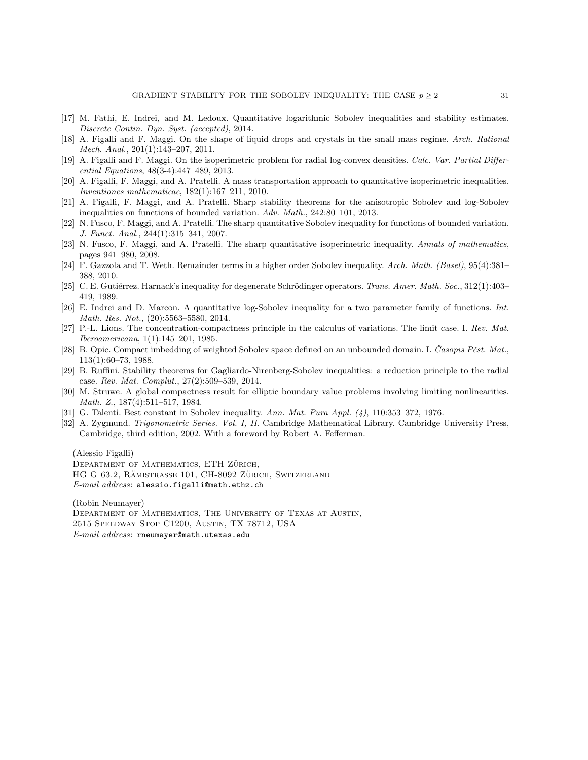[17] M. Fathi, E. Indrei, and M. Ledoux. Quantitative logarithmic Sobolev inequalities and stability estimates. *Discrete Contin. Dyn. Syst. (accepted)*, 2014.

[18] A. Figalli and F. Maggi. On the shape of liquid drops and crystals in the small mass regime. *Arch. Rational Mech. Anal.*, 201(1):143–207, 2011.

[19] A. Figalli and F. Maggi. On the isoperimetric problem for radial log-convex densities. *Calc. Var. Partial Differential Equations*, 48(3-4):447–489, 2013.

[20] A. Figalli, F. Maggi, and A. Pratelli. A mass transportation approach to quantitative isoperimetric inequalities. *Inventiones mathematicae*, 182(1):167–211, 2010.

[21] A. Figalli, F. Maggi, and A. Pratelli. Sharp stability theorems for the anisotropic Sobolev and log-Sobolev inequalities on functions of bounded variation. *Adv. Math.*, 242:80–101, 2013.

[22] N. Fusco, F. Maggi, and A. Pratelli. The sharp quantitative Sobolev inequality for functions of bounded variation. *J. Funct. Anal.*, 244(1):315–341, 2007.

[23] N. Fusco, F. Maggi, and A. Pratelli. The sharp quantitative isoperimetric inequality. *Annals of mathematics*, pages 941–980, 2008.

[24] F. Gazzola and T. Weth. Remainder terms in a higher order Sobolev inequality. *Arch. Math. (Basel)*, 95(4):381–388, 2010.

[25] C. E. Gutiérrez. Harnack's inequality for degenerate Schrödinger operators. *Trans. Amer. Math. Soc.*, 312(1):403–419, 1989.

[26] E. Indrei and D. Marcon. A quantitative log-Sobolev inequality for a two parameter family of functions. *Int. Math. Res. Not.*, (20):5563–5580, 2014.

[27] P.-L. Lions. The concentration-compactness principle in the calculus of variations. The limit case. I. *Rev. Mat. Iberoamericana*, 1(1):145–201, 1985.

[28] B. Opic. Compact imbedding of weighted Sobolev space defined on an unbounded domain. I. *Časopis Pěst. Mat.*, 113(1):60–73, 1988.

[29] B. Ruffini. Stability theorems for Gagliardo-Nirenberg-Sobolev inequalities: a reduction principle to the radial case. *Rev. Mat. Complut.*, 27(2):509–539, 2014.

[30] M. Struwe. A global compactness result for elliptic boundary value problems involving limiting nonlinearities. *Math. Z.*, 187(4):511–517, 1984.

[31] G. Talenti. Best constant in Sobolev inequality. *Ann. Mat. Pura Appl. (4)*, 110:353–372, 1976.

[32] A. Zygmund. *Trigonometric Series. Vol. I, II.* Cambridge Mathematical Library. Cambridge University Press, Cambridge, third edition, 2002. With a foreword by Robert A. Fefferman.

(Alessio Figalli)
Department of Mathematics, ETH Zürich,
HG G 63.2, Rämistrasse 101, CH-8092 Zürich, Switzerland
*E-mail address*: alessio.figalli@math.ethz.ch

(Robin Neumayer)
Department of Mathematics, The University of Texas at Austin,
2515 Speedway Stop C1200, Austin, TX 78712, USA
*E-mail address*: rneumayer@math.utexas.edu